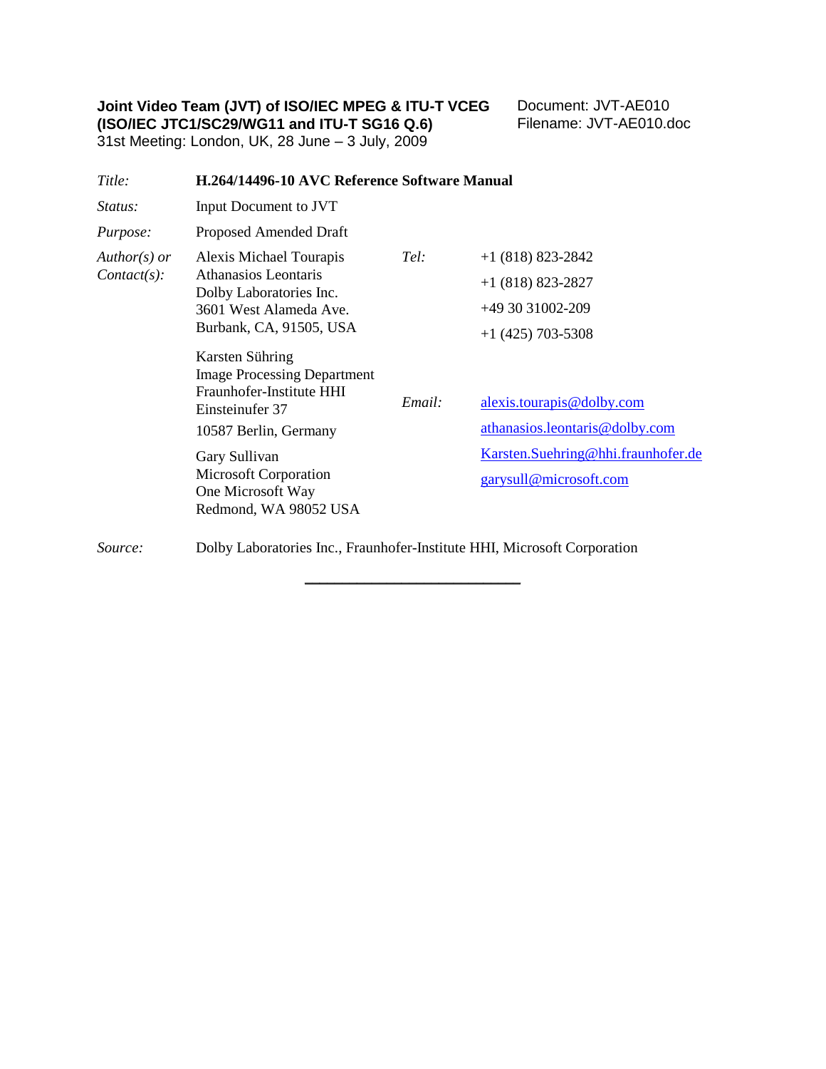**Joint Video Team (JVT) of ISO/IEC MPEG & ITU-T VCEG**
**(ISO/IEC JTC1/SC29/WG11 and ITU-T SG16 Q.6)**
31st Meeting: London, UK, 28 June – 3 July, 2009

Document: JVT-AE010
Filename: JVT-AE010.doc

| | | | |
|---|---|---|---|
| *Title:* | **H.264/14496-10 AVC Reference Software Manual** | | |
| *Status:* | Input Document to JVT | | |
| *Purpose:* | Proposed Amended Draft | | |
| *Author(s) or Contact(s):* | Alexis Michael Tourapis<br>Athanasios Leontaris<br>Dolby Laboratories Inc.<br>3601 West Alameda Ave.<br>Burbank, CA, 91505, USA<br><br>Karsten Sühring<br>Image Processing Department<br>Fraunhofer-Institute HHI<br>Einsteinufer 37<br>10587 Berlin, Germany<br><br>Gary Sullivan<br>Microsoft Corporation<br>One Microsoft Way<br>Redmond, WA 98052 USA | *Tel:*<br><br><br><br><br><br><br><br><br><br>*Email:* | +1 (818) 823-2842<br>+1 (818) 823-2827<br>+49 30 31002-209<br>+1 (425) 703-5308<br><br><br><br><br><br><br>alexis.tourapis@dolby.com<br>athanasios.leontaris@dolby.com<br>Karsten.Suehring@hhi.fraunhofer.de<br>garysull@microsoft.com |
| *Source:* | Dolby Laboratories Inc., Fraunhofer-Institute HHI, Microsoft Corporation | | |

---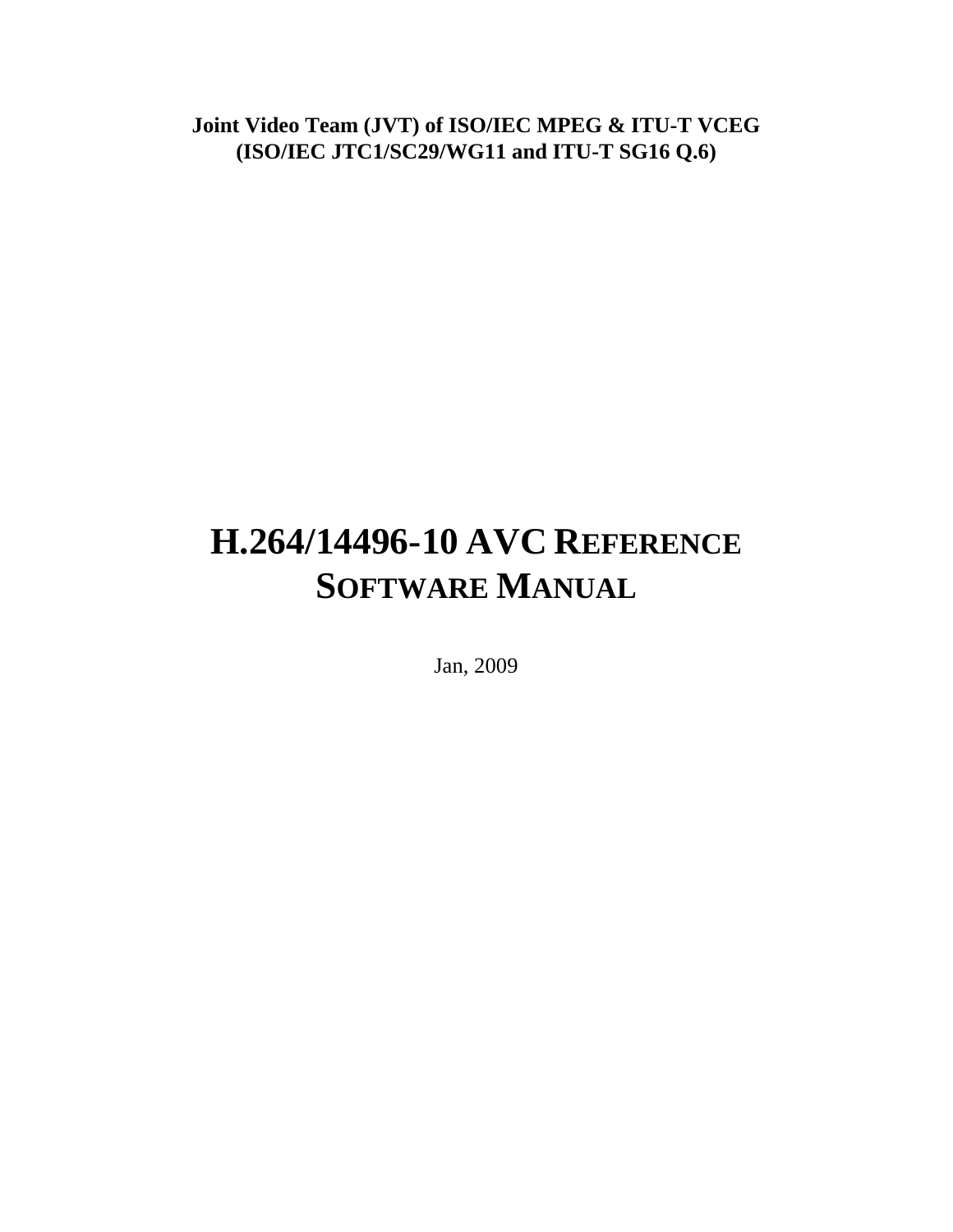**Joint Video Team (JVT) of ISO/IEC MPEG & ITU-T VCEG**
**(ISO/IEC JTC1/SC29/WG11 and ITU-T SG16 Q.6)**

# H.264/14496-10 AVC REFERENCE SOFTWARE MANUAL

Jan, 2009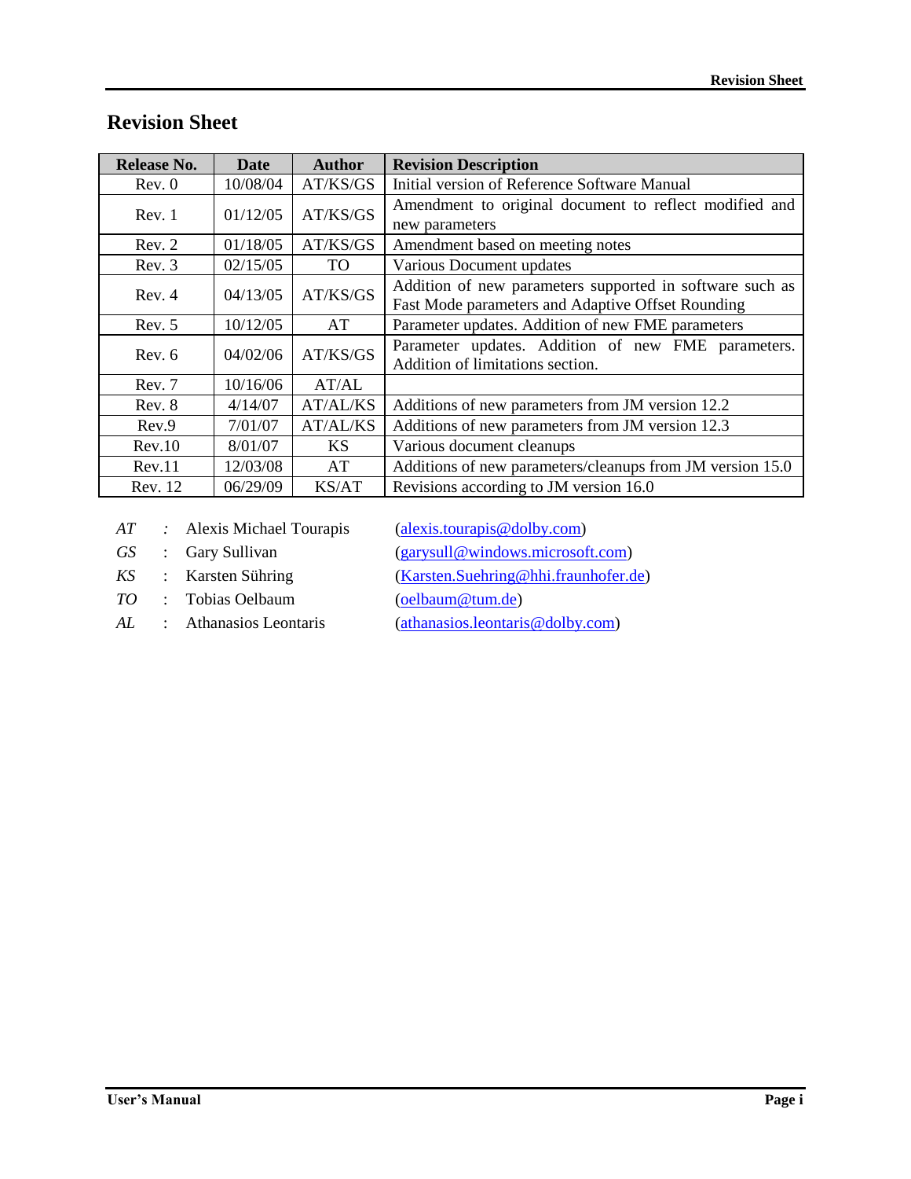## Revision Sheet

| Release No. | Date | Author | Revision Description |
|---|---|---|---|
| Rev. 0 | 10/08/04 | AT/KS/GS | Initial version of Reference Software Manual |
| Rev. 1 | 01/12/05 | AT/KS/GS | Amendment to original document to reflect modified and new parameters |
| Rev. 2 | 01/18/05 | AT/KS/GS | Amendment based on meeting notes |
| Rev. 3 | 02/15/05 | TO | Various Document updates |
| Rev. 4 | 04/13/05 | AT/KS/GS | Addition of new parameters supported in software such as Fast Mode parameters and Adaptive Offset Rounding |
| Rev. 5 | 10/12/05 | AT | Parameter updates. Addition of new FME parameters |
| Rev. 6 | 04/02/06 | AT/KS/GS | Parameter updates. Addition of new FME parameters. Addition of limitations section. |
| Rev. 7 | 10/16/06 | AT/AL | |
| Rev. 8 | 4/14/07 | AT/AL/KS | Additions of new parameters from JM version 12.2 |
| Rev.9 | 7/01/07 | AT/AL/KS | Additions of new parameters from JM version 12.3 |
| Rev.10 | 8/01/07 | KS | Various document cleanups |
| Rev.11 | 12/03/08 | AT | Additions of new parameters/cleanups from JM version 15.0 |
| Rev. 12 | 06/29/09 | KS/AT | Revisions according to JM version 16.0 |

*AT* : Alexis Michael Tourapis (alexis.tourapis@dolby.com)
*GS* : Gary Sullivan (garysull@windows.microsoft.com)
*KS* : Karsten Sühring (Karsten.Suehring@hhi.fraunhofer.de)
*TO* : Tobias Oelbaum (oelbaum@tum.de)
*AL* : Athanasios Leontaris (athanasios.leontaris@dolby.com)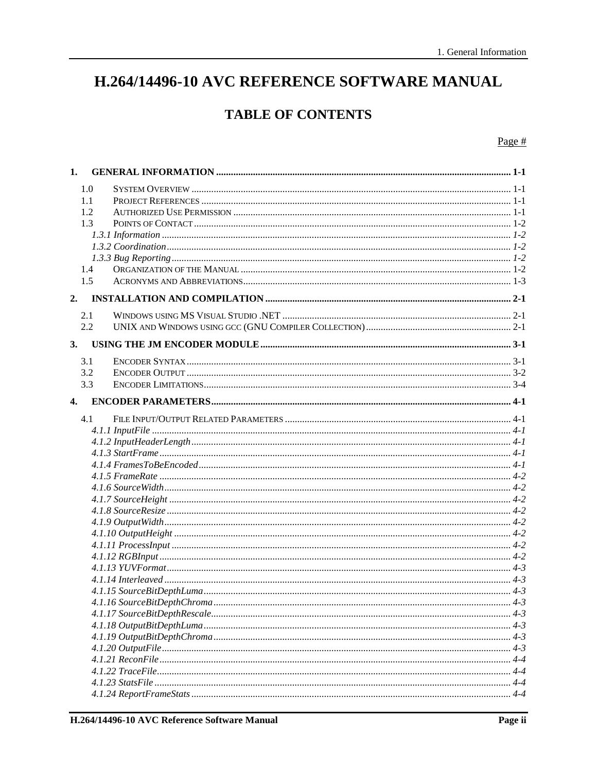# H.264/14496-10 AVC REFERENCE SOFTWARE MANUAL

## TABLE OF CONTENTS

Page #

**1. GENERAL INFORMATION ... 1-1**

- 1.0 SYSTEM OVERVIEW ... 1-1
- 1.1 PROJECT REFERENCES ... 1-1
- 1.2 AUTHORIZED USE PERMISSION ... 1-1
- 1.3 POINTS OF CONTACT ... 1-2
  - *1.3.1 Information ... 1-2*
  - *1.3.2 Coordination ... 1-2*
  - *1.3.3 Bug Reporting ... 1-2*
- 1.4 ORGANIZATION OF THE MANUAL ... 1-2
- 1.5 ACRONYMS AND ABBREVIATIONS ... 1-3

**2. INSTALLATION AND COMPILATION ... 2-1**

- 2.1 WINDOWS USING MS VISUAL STUDIO .NET ... 2-1
- 2.2 UNIX AND WINDOWS USING GCC (GNU COMPILER COLLECTION) ... 2-1

**3. USING THE JM ENCODER MODULE ... 3-1**

- 3.1 ENCODER SYNTAX ... 3-1
- 3.2 ENCODER OUTPUT ... 3-2
- 3.3 ENCODER LIMITATIONS ... 3-4

**4. ENCODER PARAMETERS ... 4-1**

- 4.1 FILE INPUT/OUTPUT RELATED PARAMETERS ... 4-1
  - *4.1.1 InputFile ... 4-1*
  - *4.1.2 InputHeaderLength ... 4-1*
  - *4.1.3 StartFrame ... 4-1*
  - *4.1.4 FramesToBeEncoded ... 4-1*
  - *4.1.5 FrameRate ... 4-2*
  - *4.1.6 SourceWidth ... 4-2*
  - *4.1.7 SourceHeight ... 4-2*
  - *4.1.8 SourceResize ... 4-2*
  - *4.1.9 OutputWidth ... 4-2*
  - *4.1.10 OutputHeight ... 4-2*
  - *4.1.11 ProcessInput ... 4-2*
  - *4.1.12 RGBInput ... 4-2*
  - *4.1.13 YUVFormat ... 4-3*
  - *4.1.14 Interleaved ... 4-3*
  - *4.1.15 SourceBitDepthLuma ... 4-3*
  - *4.1.16 SourceBitDepthChroma ... 4-3*
  - *4.1.17 SourceBitDepthRescale ... 4-3*
  - *4.1.18 OutputBitDepthLuma ... 4-3*
  - *4.1.19 OutputBitDepthChroma ... 4-3*
  - *4.1.20 OutputFile ... 4-3*
  - *4.1.21 ReconFile ... 4-4*
  - *4.1.22 TraceFile ... 4-4*
  - *4.1.23 StatsFile ... 4-4*
  - *4.1.24 ReportFrameStats ... 4-4*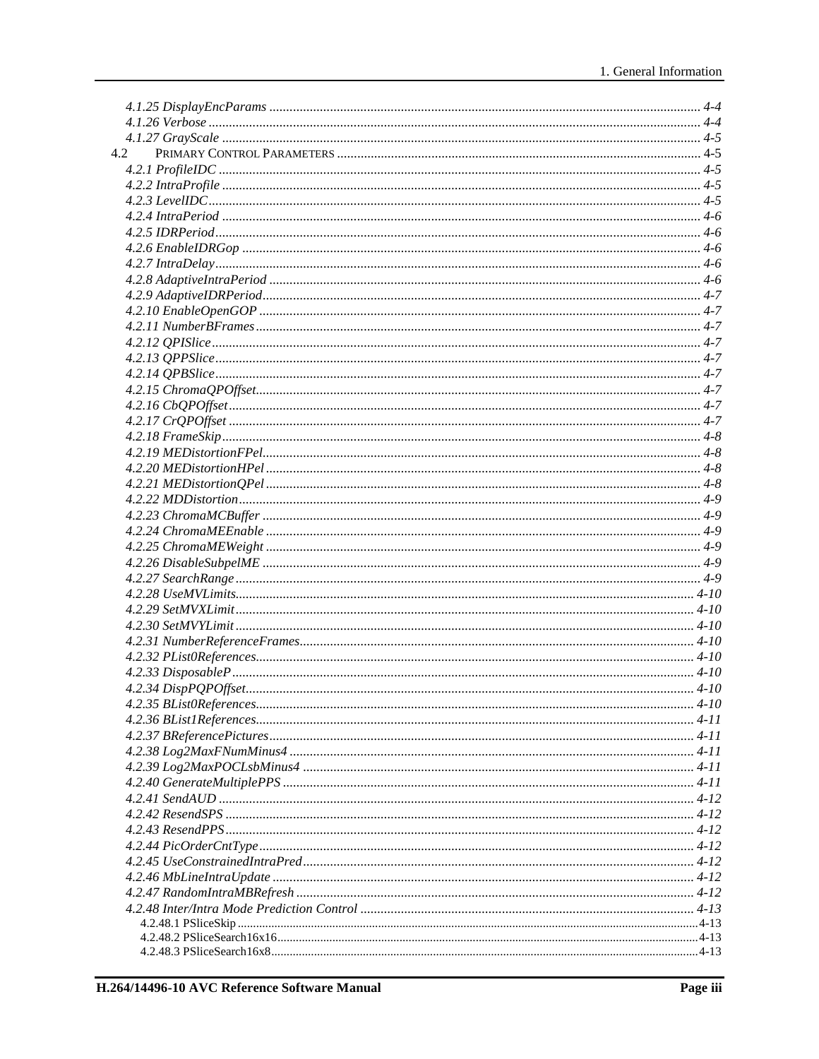4.1.25 DisplayEncParams ............................................................................................................................ 4-4
4.1.26 Verbose ............................................................................................................................................ 4-4
4.1.27 GrayScale ........................................................................................................................................ 4-5
4.2 PRIMARY CONTROL PARAMETERS ........................................................................................................ 4-5
4.2.1 ProfileIDC .......................................................................................................................................... 4-5
4.2.2 IntraProfile ......................................................................................................................................... 4-5
4.2.3 LevelIDC ............................................................................................................................................ 4-5
4.2.4 IntraPeriod ......................................................................................................................................... 4-6
4.2.5 IDRPeriod ........................................................................................................................................... 4-6
4.2.6 EnableIDRGop .................................................................................................................................. 4-6
4.2.7 IntraDelay ........................................................................................................................................... 4-6
4.2.8 AdaptiveIntraPeriod .......................................................................................................................... 4-6
4.2.9 AdaptiveIDRPeriod ............................................................................................................................ 4-7
4.2.10 EnableOpenGOP ............................................................................................................................. 4-7
4.2.11 NumberBFrames .............................................................................................................................. 4-7
4.2.12 QPISlice ............................................................................................................................................ 4-7
4.2.13 QPPSlice ........................................................................................................................................... 4-7
4.2.14 QPBSlice ........................................................................................................................................... 4-7
4.2.15 ChromaQPOffset .............................................................................................................................. 4-7
4.2.16 CbQPOffset ....................................................................................................................................... 4-7
4.2.17 CrQPOffset ....................................................................................................................................... 4-7
4.2.18 FrameSkip ......................................................................................................................................... 4-8
4.2.19 MEDistortionFPel ............................................................................................................................. 4-8
4.2.20 MEDistortionHPel ............................................................................................................................ 4-8
4.2.21 MEDistortionQPel ............................................................................................................................ 4-8
4.2.22 MDDistortion .................................................................................................................................... 4-9
4.2.23 ChromaMCBuffer ............................................................................................................................. 4-9
4.2.24 ChromaMEEnable ............................................................................................................................ 4-9
4.2.25 ChromaMEWeight ............................................................................................................................ 4-9
4.2.26 DisableSubpelME ............................................................................................................................. 4-9
4.2.27 SearchRange ..................................................................................................................................... 4-9
4.2.28 UseMVLimits .................................................................................................................................... 4-10
4.2.29 SetMVXLimit ................................................................................................................................... 4-10
4.2.30 SetMVYLimit ................................................................................................................................... 4-10
4.2.31 NumberReferenceFrames ................................................................................................................ 4-10
4.2.32 PList0References ............................................................................................................................. 4-10
4.2.33 DisposableP ..................................................................................................................................... 4-10
4.2.34 DispPQPOffset ................................................................................................................................. 4-10
4.2.35 BList0References ............................................................................................................................. 4-10
4.2.36 BList1References ............................................................................................................................. 4-11
4.2.37 BReferencePictures .......................................................................................................................... 4-11
4.2.38 Log2MaxFNumMinus4 .................................................................................................................... 4-11
4.2.39 Log2MaxPOCLsbMinus4 ................................................................................................................ 4-11
4.2.40 GenerateMultiplePPS ...................................................................................................................... 4-11
4.2.41 SendAUD ......................................................................................................................................... 4-12
4.2.42 ResendSPS ....................................................................................................................................... 4-12
4.2.43 ResendPPS ....................................................................................................................................... 4-12
4.2.44 PicOrderCntType ............................................................................................................................. 4-12
4.2.45 UseConstrainedIntraPred ................................................................................................................ 4-12
4.2.46 MbLineIntraUpdate ......................................................................................................................... 4-12
4.2.47 RandomIntraMBRefresh .................................................................................................................. 4-12
4.2.48 Inter/Intra Mode Prediction Control ............................................................................................... 4-13
4.2.48.1 PSliceSkip ..................................................................................................................................... 4-13
4.2.48.2 PSliceSearch16x16 ....................................................................................................................... 4-13
4.2.48.3 PSliceSearch16x8 ......................................................................................................................... 4-13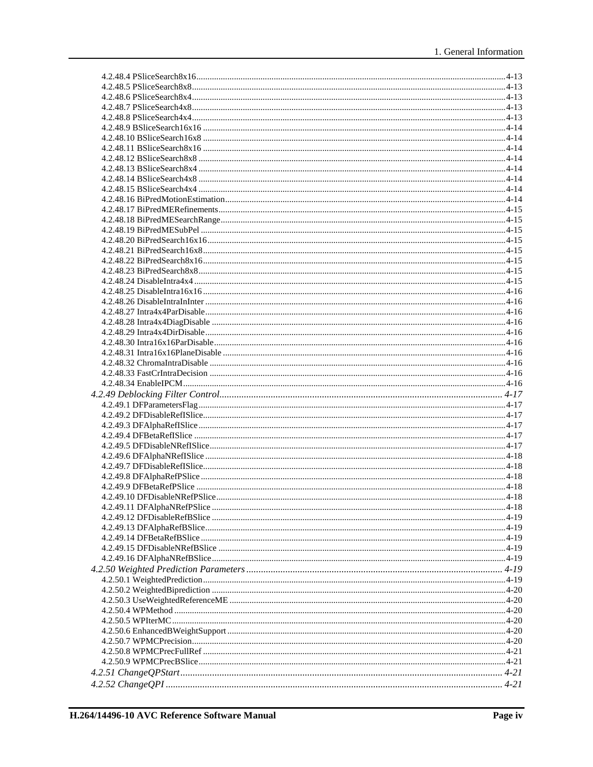4.2.48.4 PSliceSearch8x16 .......... 4-13
4.2.48.5 PSliceSearch8x8 .......... 4-13
4.2.48.6 PSliceSearch8x4 .......... 4-13
4.2.48.7 PSliceSearch4x8 .......... 4-13
4.2.48.8 PSliceSearch4x4 .......... 4-13
4.2.48.9 BSliceSearch16x16 .......... 4-14
4.2.48.10 BSliceSearch16x8 .......... 4-14
4.2.48.11 BSliceSearch8x16 .......... 4-14
4.2.48.12 BSliceSearch8x8 .......... 4-14
4.2.48.13 BSliceSearch8x4 .......... 4-14
4.2.48.14 BSliceSearch4x8 .......... 4-14
4.2.48.15 BSliceSearch4x4 .......... 4-14
4.2.48.16 BiPredMotionEstimation .......... 4-14
4.2.48.17 BiPredMERefinements .......... 4-15
4.2.48.18 BiPredMESearchRange .......... 4-15
4.2.48.19 BiPredMESubPel .......... 4-15
4.2.48.20 BiPredSearch16x16 .......... 4-15
4.2.48.21 BiPredSearch16x8 .......... 4-15
4.2.48.22 BiPredSearch8x16 .......... 4-15
4.2.48.23 BiPredSearch8x8 .......... 4-15
4.2.48.24 DisableIntra4x4 .......... 4-15
4.2.48.25 DisableIntra16x16 .......... 4-16
4.2.48.26 DisableIntraInInter .......... 4-16
4.2.48.27 Intra4x4ParDisable .......... 4-16
4.2.48.28 Intra4x4DiagDisable .......... 4-16
4.2.48.29 Intra4x4DirDisable .......... 4-16
4.2.48.30 Intra16x16ParDisable .......... 4-16
4.2.48.31 Intra16x16PlaneDisable .......... 4-16
4.2.48.32 ChromaIntraDisable .......... 4-16
4.2.48.33 FastCrIntraDecision .......... 4-16
4.2.48.34 EnableIPCM .......... 4-16

*4.2.49 Deblocking Filter Control .......... 4-17*

4.2.49.1 DFParametersFlag .......... 4-17
4.2.49.2 DFDisableRefISlice .......... 4-17
4.2.49.3 DFAlphaRefISlice .......... 4-17
4.2.49.4 DFBetaRefISlice .......... 4-17
4.2.49.5 DFDisableNRefISlice .......... 4-17
4.2.49.6 DFAlphaNRefISlice .......... 4-18
4.2.49.7 DFDisableRefISlice .......... 4-18
4.2.49.8 DFAlphaRefPSlice .......... 4-18
4.2.49.9 DFBetaRefPSlice .......... 4-18
4.2.49.10 DFDisableNRefPSlice .......... 4-18
4.2.49.11 DFAlphaNRefPSlice .......... 4-18
4.2.49.12 DFDisableRefBSlice .......... 4-19
4.2.49.13 DFAlphaRefBSlice .......... 4-19
4.2.49.14 DFBetaRefBSlice .......... 4-19
4.2.49.15 DFDisableNRefBSlice .......... 4-19
4.2.49.16 DFAlphaNRefBSlice .......... 4-19

*4.2.50 Weighted Prediction Parameters .......... 4-19*

4.2.50.1 WeightedPrediction .......... 4-19
4.2.50.2 WeightedBiprediction .......... 4-20
4.2.50.3 UseWeightedReferenceME .......... 4-20
4.2.50.4 WPMethod .......... 4-20
4.2.50.5 WPIterMC .......... 4-20
4.2.50.6 EnhancedBWeightSupport .......... 4-20
4.2.50.7 WPMCPrecision .......... 4-20
4.2.50.8 WPMCPrecFullRef .......... 4-21
4.2.50.9 WPMCPrecBSlice .......... 4-21

*4.2.51 ChangeQPStart .......... 4-21*

*4.2.52 ChangeQPI .......... 4-21*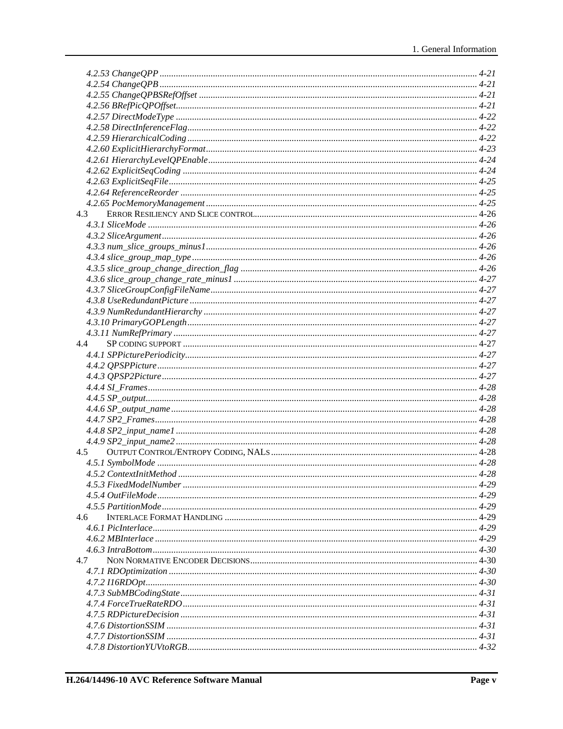*4.2.53 ChangeQPP* ........ 4-21
*4.2.54 ChangeQPB* ........ 4-21
*4.2.55 ChangeQPBSRefOffset* ........ 4-21
*4.2.56 BRefPicQPOffset* ........ 4-21
*4.2.57 DirectModeType* ........ 4-22
*4.2.58 DirectInferenceFlag* ........ 4-22
*4.2.59 HierarchicalCoding* ........ 4-22
*4.2.60 ExplicitHierarchyFormat* ........ 4-23
*4.2.61 HierarchyLevelQPEnable* ........ 4-24
*4.2.62 ExplicitSeqCoding* ........ 4-24
*4.2.63 ExplicitSeqFile* ........ 4-25
*4.2.64 ReferenceReorder* ........ 4-25
*4.2.65 PocMemoryManagement* ........ 4-25

4.3 ERROR RESILIENCY AND SLICE CONTROL ........ 4-26

*4.3.1 SliceMode* ........ 4-26
*4.3.2 SliceArgument* ........ 4-26
*4.3.3 num_slice_groups_minus1* ........ 4-26
*4.3.4 slice_group_map_type* ........ 4-26
*4.3.5 slice_group_change_direction_flag* ........ 4-26
*4.3.6 slice_group_change_rate_minus1* ........ 4-27
*4.3.7 SliceGroupConfigFileName* ........ 4-27
*4.3.8 UseRedundantPicture* ........ 4-27
*4.3.9 NumRedundantHierarchy* ........ 4-27
*4.3.10 PrimaryGOPLength* ........ 4-27
*4.3.11 NumRefPrimary* ........ 4-27

4.4 SP CODING SUPPORT ........ 4-27

*4.4.1 SPPicturePeriodicity* ........ 4-27
*4.4.2 QPSPPicture* ........ 4-27
*4.4.3 QPSP2Picture* ........ 4-27
*4.4.4 SI_Frames* ........ 4-28
*4.4.5 SP_output* ........ 4-28
*4.4.6 SP_output_name* ........ 4-28
*4.4.7 SP2_Frames* ........ 4-28
*4.4.8 SP2_input_name1* ........ 4-28
*4.4.9 SP2_input_name2* ........ 4-28

4.5 OUTPUT CONTROL/ENTROPY CODING, NALS ........ 4-28

*4.5.1 SymbolMode* ........ 4-28
*4.5.2 ContextInitMethod* ........ 4-28
*4.5.3 FixedModelNumber* ........ 4-29
*4.5.4 OutFileMode* ........ 4-29
*4.5.5 PartitionMode* ........ 4-29

4.6 INTERLACE FORMAT HANDLING ........ 4-29

*4.6.1 PicInterlace* ........ 4-29
*4.6.2 MBInterlace* ........ 4-29
*4.6.3 IntraBottom* ........ 4-30

4.7 NON NORMATIVE ENCODER DECISIONS ........ 4-30

*4.7.1 RDOptimization* ........ 4-30
*4.7.2 I16RDOpt* ........ 4-30
*4.7.3 SubMBCodingState* ........ 4-31
*4.7.4 ForceTrueRateRDO* ........ 4-31
*4.7.5 RDPictureDecision* ........ 4-31
*4.7.6 DistortionSSIM* ........ 4-31
*4.7.7 DistortionSSIM* ........ 4-31
*4.7.8 DistortionYUVtoRGB* ........ 4-32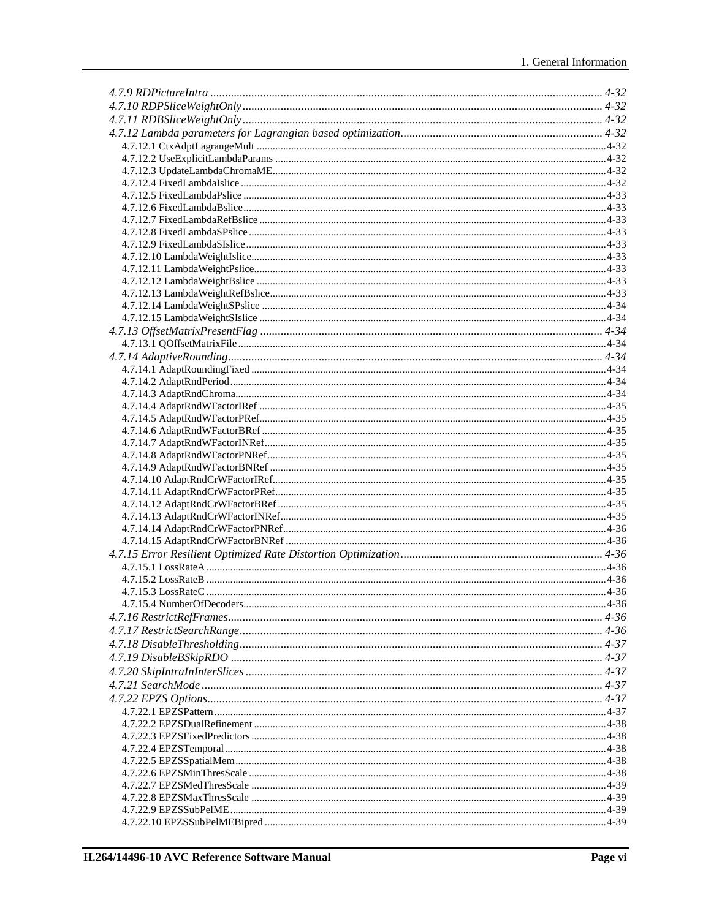*4.7.9 RDPictureIntra* .......... *4-32*
*4.7.10 RDPSliceWeightOnly* .......... *4-32*
*4.7.11 RDBSliceWeightOnly* .......... *4-32*
*4.7.12 Lambda parameters for Lagrangian based optimization* .......... *4-32*
4.7.12.1 CtxAdptLagrangeMult .......... 4-32
4.7.12.2 UseExplicitLambdaParams .......... 4-32
4.7.12.3 UpdateLambdaChromaME .......... 4-32
4.7.12.4 FixedLambdaIslice .......... 4-32
4.7.12.5 FixedLambdaPslice .......... 4-33
4.7.12.6 FixedLambdaBslice .......... 4-33
4.7.12.7 FixedLambdaRefBslice .......... 4-33
4.7.12.8 FixedLambdaSPslice .......... 4-33
4.7.12.9 FixedLambdaSIslice .......... 4-33
4.7.12.10 LambdaWeightIslice .......... 4-33
4.7.12.11 LambdaWeightPslice .......... 4-33
4.7.12.12 LambdaWeightBslice .......... 4-33
4.7.12.13 LambdaWeightRefBslice .......... 4-33
4.7.12.14 LambdaWeightSPslice .......... 4-34
4.7.12.15 LambdaWeightSIslice .......... 4-34
*4.7.13 OffsetMatrixPresentFlag* .......... *4-34*
4.7.13.1 QOffsetMatrixFile .......... 4-34
*4.7.14 AdaptiveRounding* .......... *4-34*
4.7.14.1 AdaptRoundingFixed .......... 4-34
4.7.14.2 AdaptRndPeriod .......... 4-34
4.7.14.3 AdaptRndChroma .......... 4-34
4.7.14.4 AdaptRndWFactorIRef .......... 4-35
4.7.14.5 AdaptRndWFactorPRef .......... 4-35
4.7.14.6 AdaptRndWFactorBRef .......... 4-35
4.7.14.7 AdaptRndWFactorINRef .......... 4-35
4.7.14.8 AdaptRndWFactorPNRef .......... 4-35
4.7.14.9 AdaptRndWFactorBNRef .......... 4-35
4.7.14.10 AdaptRndCrWFactorIRef .......... 4-35
4.7.14.11 AdaptRndCrWFactorPRef .......... 4-35
4.7.14.12 AdaptRndCrWFactorBRef .......... 4-35
4.7.14.13 AdaptRndCrWFactorINRef .......... 4-35
4.7.14.14 AdaptRndCrWFactorPNRef .......... 4-36
4.7.14.15 AdaptRndCrWFactorBNRef .......... 4-36
*4.7.15 Error Resilient Optimized Rate Distortion Optimization* .......... *4-36*
4.7.15.1 LossRateA .......... 4-36
4.7.15.2 LossRateB .......... 4-36
4.7.15.3 LossRateC .......... 4-36
4.7.15.4 NumberOfDecoders .......... 4-36
*4.7.16 RestrictRefFrames* .......... *4-36*
*4.7.17 RestrictSearchRange* .......... *4-36*
*4.7.18 DisableThresholding* .......... *4-37*
*4.7.19 DisableBSkipRDO* .......... *4-37*
*4.7.20 SkipIntraInInterSlices* .......... *4-37*
*4.7.21 SearchMode* .......... *4-37*
*4.7.22 EPZS Options* .......... *4-37*
4.7.22.1 EPZSPattern .......... 4-37
4.7.22.2 EPZSDualRefinement .......... 4-38
4.7.22.3 EPZSFixedPredictors .......... 4-38
4.7.22.4 EPZSTemporal .......... 4-38
4.7.22.5 EPZSSpatialMem .......... 4-38
4.7.22.6 EPZSMinThresScale .......... 4-38
4.7.22.7 EPZSMedThresScale .......... 4-39
4.7.22.8 EPZSMaxThresScale .......... 4-39
4.7.22.9 EPZSSubPelME .......... 4-39
4.7.22.10 EPZSSubPelMEBipred .......... 4-39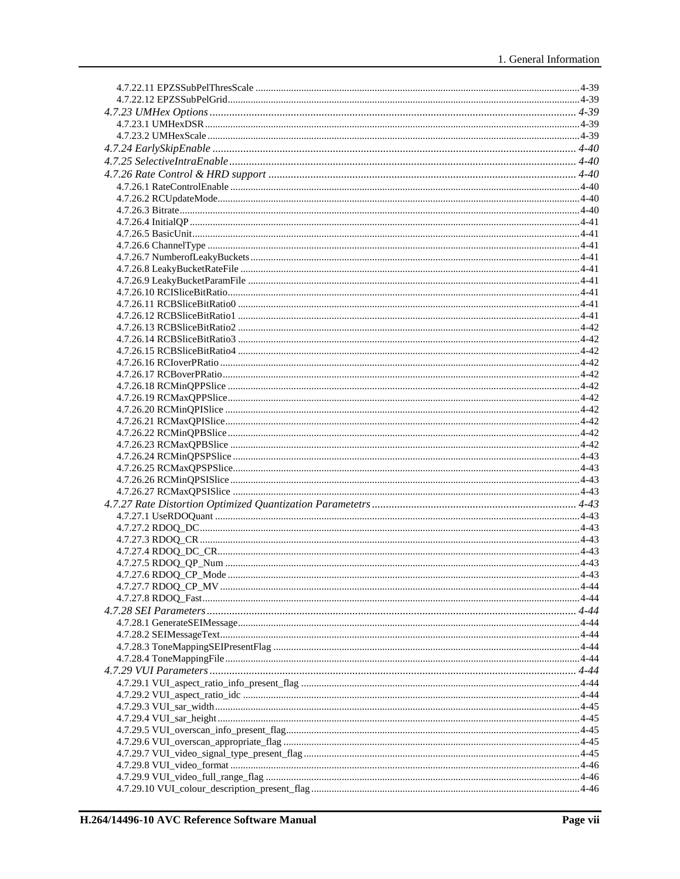4.7.22.11 EPZSSubPelThresScale ........ 4-39
4.7.22.12 EPZSSubPelGrid ........ 4-39
*4.7.23 UMHex Options ........ 4-39*
4.7.23.1 UMHexDSR ........ 4-39
4.7.23.2 UMHexScale ........ 4-39
*4.7.24 EarlySkipEnable ........ 4-40*
*4.7.25 SelectiveIntraEnable ........ 4-40*
*4.7.26 Rate Control & HRD support ........ 4-40*
4.7.26.1 RateControlEnable ........ 4-40
4.7.26.2 RCUpdateMode ........ 4-40
4.7.26.3 Bitrate ........ 4-40
4.7.26.4 InitialQP ........ 4-41
4.7.26.5 BasicUnit ........ 4-41
4.7.26.6 ChannelType ........ 4-41
4.7.26.7 NumberofLeakyBuckets ........ 4-41
4.7.26.8 LeakyBucketRateFile ........ 4-41
4.7.26.9 LeakyBucketParamFile ........ 4-41
4.7.26.10 RCISliceBitRatio ........ 4-41
4.7.26.11 RCBSliceBitRatio0 ........ 4-41
4.7.26.12 RCBSliceBitRatio1 ........ 4-41
4.7.26.13 RCBSliceBitRatio2 ........ 4-42
4.7.26.14 RCBSliceBitRatio3 ........ 4-42
4.7.26.15 RCBSliceBitRatio4 ........ 4-42
4.7.26.16 RCIoverPRatio ........ 4-42
4.7.26.17 RCBoverPRatio ........ 4-42
4.7.26.18 RCMinQPPSlice ........ 4-42
4.7.26.19 RCMaxQPPSlice ........ 4-42
4.7.26.20 RCMinQPISlice ........ 4-42
4.7.26.21 RCMaxQPISlice ........ 4-42
4.7.26.22 RCMinQPBSlice ........ 4-42
4.7.26.23 RCMaxQPBSlice ........ 4-42
4.7.26.24 RCMinQPSPSlice ........ 4-43
4.7.26.25 RCMaxQPSPSlice ........ 4-43
4.7.26.26 RCMinQPSISlice ........ 4-43
4.7.26.27 RCMaxQPSISlice ........ 4-43
*4.7.27 Rate Distortion Optimized Quantization Parametetrs ........ 4-43*
4.7.27.1 UseRDOQuant ........ 4-43
4.7.27.2 RDOQ_DC ........ 4-43
4.7.27.3 RDOQ_CR ........ 4-43
4.7.27.4 RDOQ_DC_CR ........ 4-43
4.7.27.5 RDOQ_QP_Num ........ 4-43
4.7.27.6 RDOQ_CP_Mode ........ 4-43
4.7.27.7 RDOQ_CP_MV ........ 4-44
4.7.27.8 RDOQ_Fast ........ 4-44
*4.7.28 SEI Parameters ........ 4-44*
4.7.28.1 GenerateSEIMessage ........ 4-44
4.7.28.2 SEIMessageText ........ 4-44
4.7.28.3 ToneMappingSEIPresentFlag ........ 4-44
4.7.28.4 ToneMappingFile ........ 4-44
*4.7.29 VUI Parameters ........ 4-44*
4.7.29.1 VUI_aspect_ratio_info_present_flag ........ 4-44
4.7.29.2 VUI_aspect_ratio_idc ........ 4-44
4.7.29.3 VUI_sar_width ........ 4-45
4.7.29.4 VUI_sar_height ........ 4-45
4.7.29.5 VUI_overscan_info_present_flag ........ 4-45
4.7.29.6 VUI_overscan_appropriate_flag ........ 4-45
4.7.29.7 VUI_video_signal_type_present_flag ........ 4-45
4.7.29.8 VUI_video_format ........ 4-46
4.7.29.9 VUI_video_full_range_flag ........ 4-46
4.7.29.10 VUI_colour_description_present_flag ........ 4-46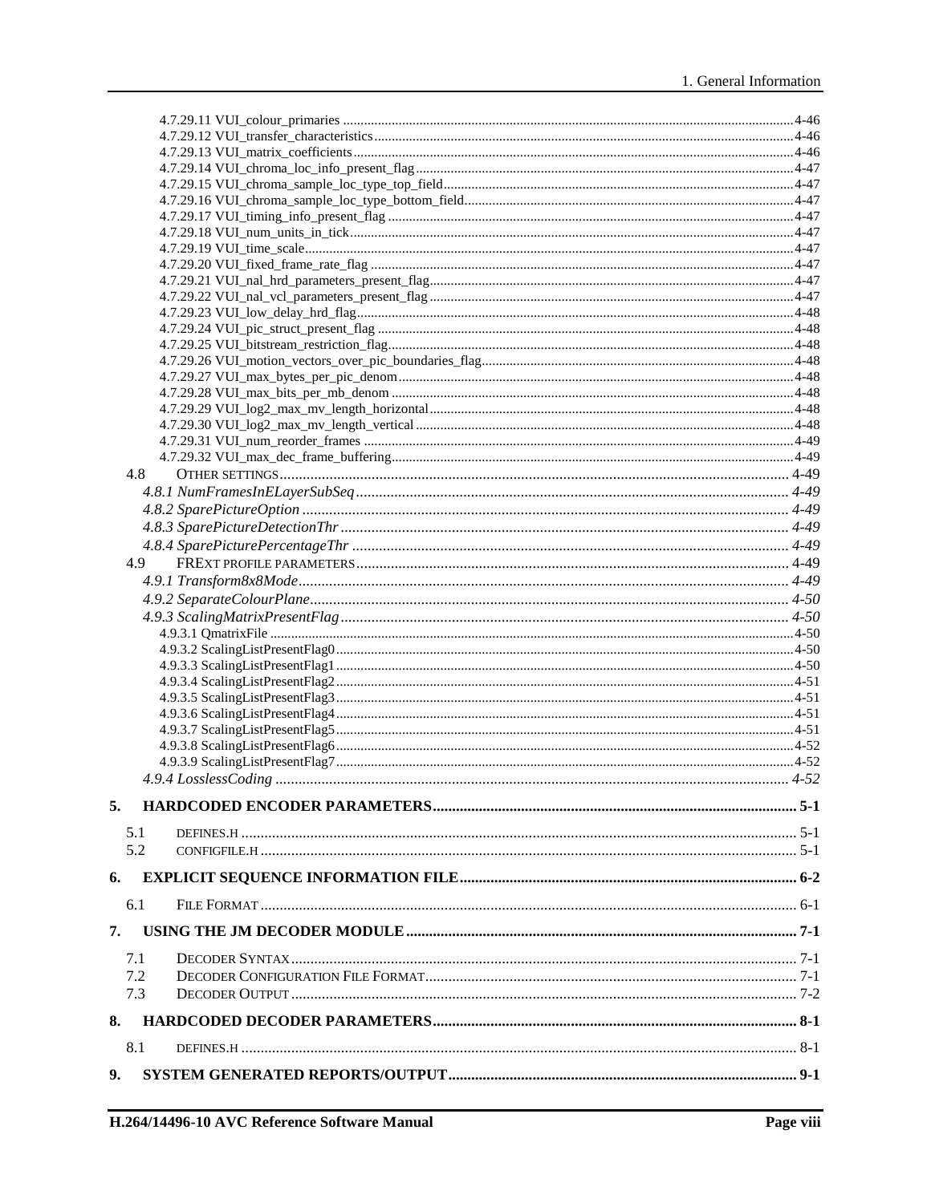4.7.29.11 VUI_colour_primaries ........................................................................ 4-46
4.7.29.12 VUI_transfer_characteristics ........................................................................ 4-46
4.7.29.13 VUI_matrix_coefficients ........................................................................ 4-46
4.7.29.14 VUI_chroma_loc_info_present_flag ........................................................................ 4-47
4.7.29.15 VUI_chroma_sample_loc_type_top_field ........................................................................ 4-47
4.7.29.16 VUI_chroma_sample_loc_type_bottom_field ........................................................................ 4-47
4.7.29.17 VUI_timing_info_present_flag ........................................................................ 4-47
4.7.29.18 VUI_num_units_in_tick ........................................................................ 4-47
4.7.29.19 VUI_time_scale ........................................................................ 4-47
4.7.29.20 VUI_fixed_frame_rate_flag ........................................................................ 4-47
4.7.29.21 VUI_nal_hrd_parameters_present_flag ........................................................................ 4-47
4.7.29.22 VUI_nal_vcl_parameters_present_flag ........................................................................ 4-47
4.7.29.23 VUI_low_delay_hrd_flag ........................................................................ 4-48
4.7.29.24 VUI_pic_struct_present_flag ........................................................................ 4-48
4.7.29.25 VUI_bitstream_restriction_flag ........................................................................ 4-48
4.7.29.26 VUI_motion_vectors_over_pic_boundaries_flag ........................................................................ 4-48
4.7.29.27 VUI_max_bytes_per_pic_denom ........................................................................ 4-48
4.7.29.28 VUI_max_bits_per_mb_denom ........................................................................ 4-48
4.7.29.29 VUI_log2_max_mv_length_horizontal ........................................................................ 4-48
4.7.29.30 VUI_log2_max_mv_length_vertical ........................................................................ 4-48
4.7.29.31 VUI_num_reorder_frames ........................................................................ 4-49
4.7.29.32 VUI_max_dec_frame_buffering ........................................................................ 4-49

4.8 OTHER SETTINGS ........................................................................ 4-49
*4.8.1 NumFramesInELayerSubSeq ........................................................................ 4-49*
*4.8.2 SparePictureOption ........................................................................ 4-49*
*4.8.3 SparePictureDetectionThr ........................................................................ 4-49*
*4.8.4 SparePicturePercentageThr ........................................................................ 4-49*

4.9 FREXT PROFILE PARAMETERS ........................................................................ 4-49
*4.9.1 Transform8x8Mode ........................................................................ 4-49*
*4.9.2 SeparateColourPlane ........................................................................ 4-50*
*4.9.3 ScalingMatrixPresentFlag ........................................................................ 4-50*
4.9.3.1 QmatrixFile ........................................................................ 4-50
4.9.3.2 ScalingListPresentFlag0 ........................................................................ 4-50
4.9.3.3 ScalingListPresentFlag1 ........................................................................ 4-50
4.9.3.4 ScalingListPresentFlag2 ........................................................................ 4-51
4.9.3.5 ScalingListPresentFlag3 ........................................................................ 4-51
4.9.3.6 ScalingListPresentFlag4 ........................................................................ 4-51
4.9.3.7 ScalingListPresentFlag5 ........................................................................ 4-51
4.9.3.8 ScalingListPresentFlag6 ........................................................................ 4-52
4.9.3.9 ScalingListPresentFlag7 ........................................................................ 4-52
*4.9.4 LosslessCoding ........................................................................ 4-52*

**5. HARDCODED ENCODER PARAMETERS ........................................................................ 5-1**

5.1 DEFINES.H ........................................................................ 5-1
5.2 CONFIGFILE.H ........................................................................ 5-1

**6. EXPLICIT SEQUENCE INFORMATION FILE ........................................................................ 6-2**

6.1 FILE FORMAT ........................................................................ 6-1

**7. USING THE JM DECODER MODULE ........................................................................ 7-1**

7.1 DECODER SYNTAX ........................................................................ 7-1
7.2 DECODER CONFIGURATION FILE FORMAT ........................................................................ 7-1
7.3 DECODER OUTPUT ........................................................................ 7-2

**8. HARDCODED DECODER PARAMETERS ........................................................................ 8-1**

8.1 DEFINES.H ........................................................................ 8-1

**9. SYSTEM GENERATED REPORTS/OUTPUT ........................................................................ 9-1**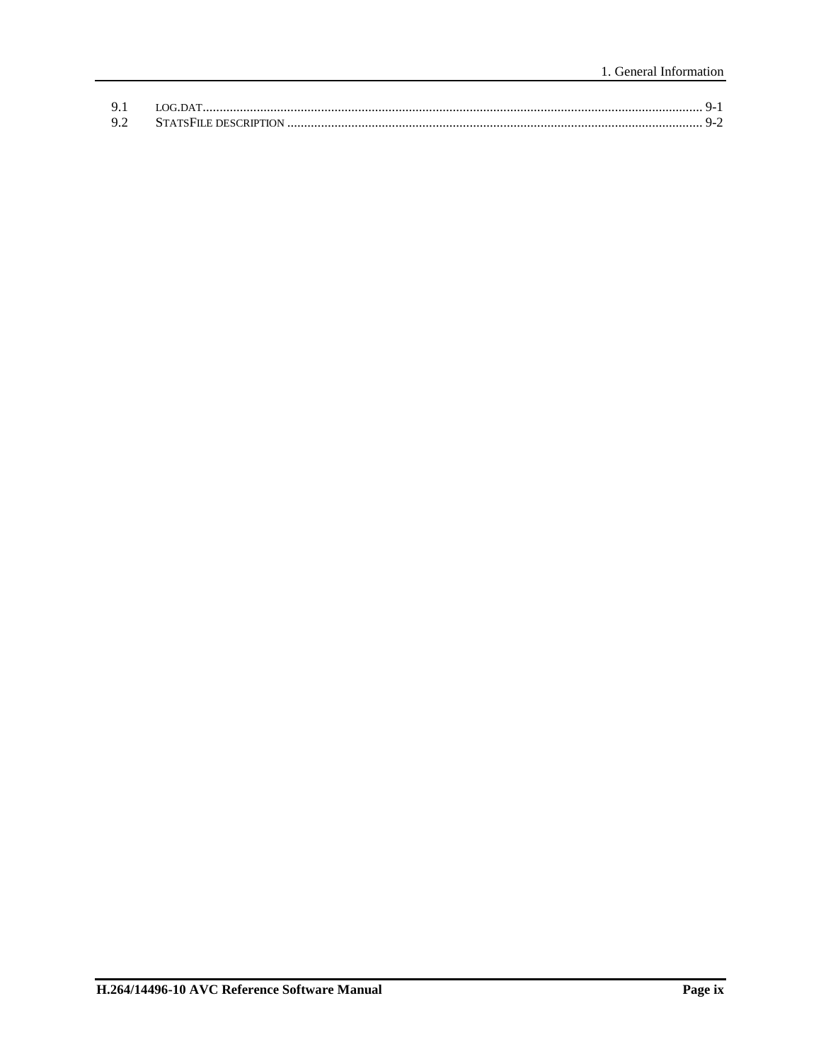9.1 LOG.DAT ........................................................................................................................................................ 9-1
9.2 STATSFILE DESCRIPTION ............................................................................................................................ 9-2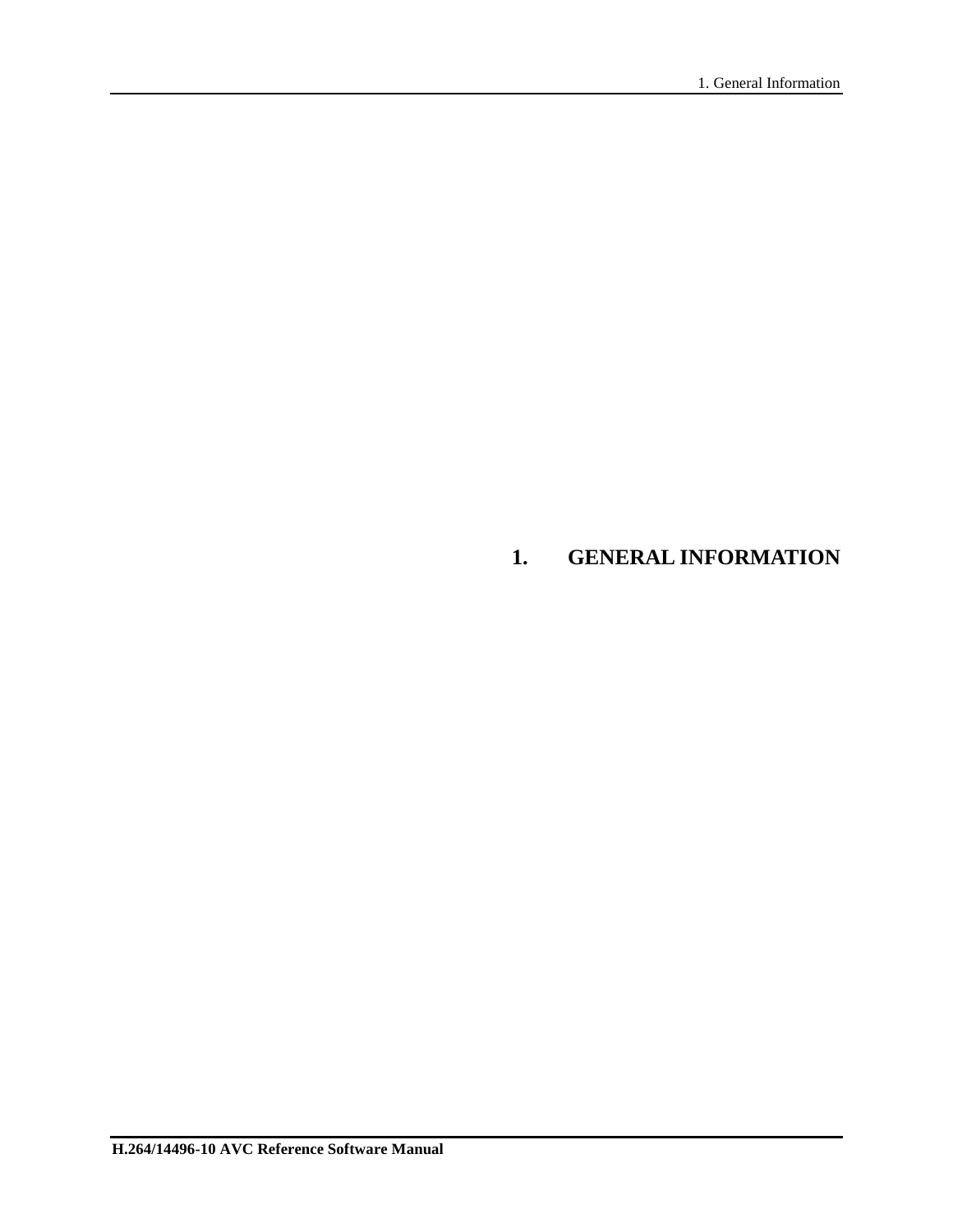# 1. GENERAL INFORMATION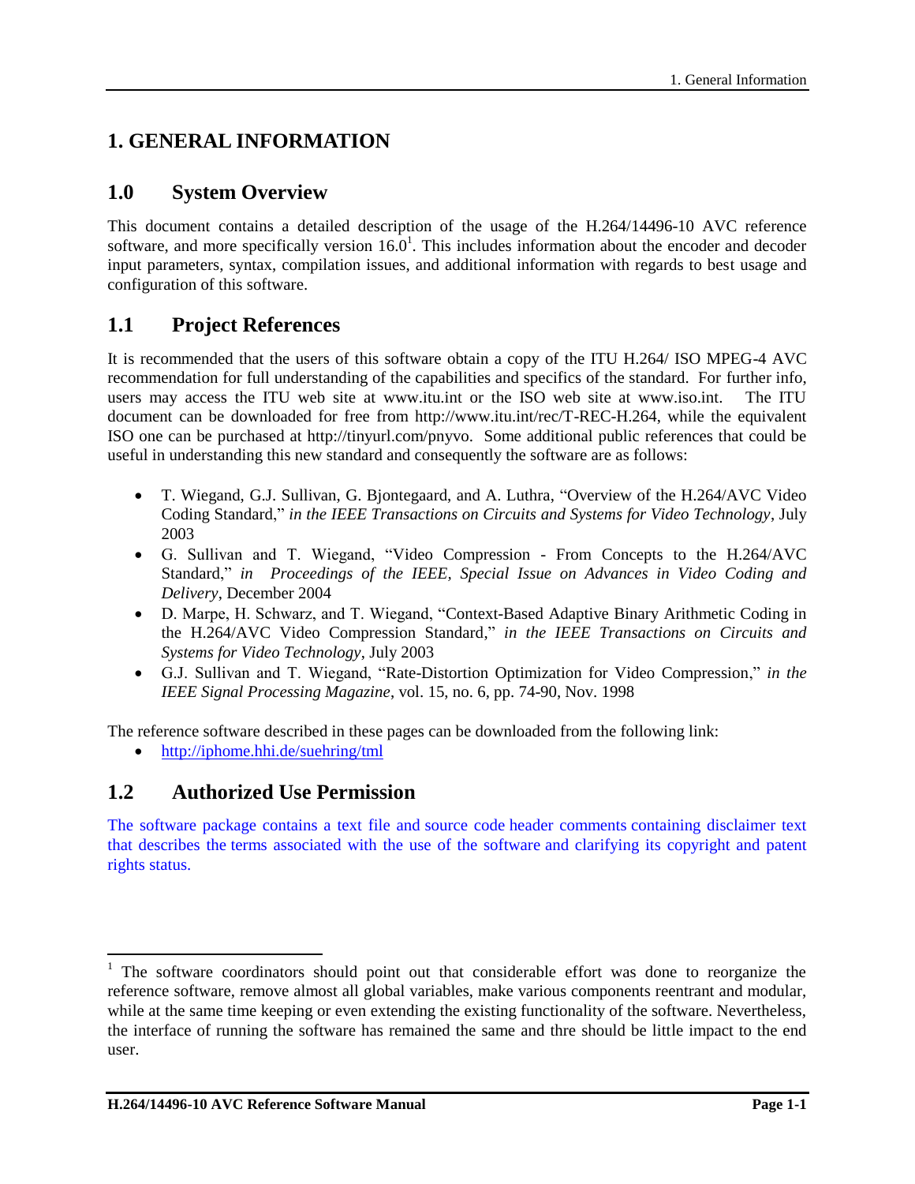# 1. GENERAL INFORMATION

## 1.0 System Overview

This document contains a detailed description of the usage of the H.264/14496-10 AVC reference software, and more specifically version 16.0[1]. This includes information about the encoder and decoder input parameters, syntax, compilation issues, and additional information with regards to best usage and configuration of this software.

## 1.1 Project References

It is recommended that the users of this software obtain a copy of the ITU H.264/ ISO MPEG-4 AVC recommendation for full understanding of the capabilities and specifics of the standard. For further info, users may access the ITU web site at www.itu.int or the ISO web site at www.iso.int. The ITU document can be downloaded for free from http://www.itu.int/rec/T-REC-H.264, while the equivalent ISO one can be purchased at http://tinyurl.com/pnyvo. Some additional public references that could be useful in understanding this new standard and consequently the software are as follows:

- T. Wiegand, G.J. Sullivan, G. Bjontegaard, and A. Luthra, "Overview of the H.264/AVC Video Coding Standard," *in the IEEE Transactions on Circuits and Systems for Video Technology*, July 2003
- G. Sullivan and T. Wiegand, "Video Compression - From Concepts to the H.264/AVC Standard," *in Proceedings of the IEEE, Special Issue on Advances in Video Coding and Delivery*, December 2004
- D. Marpe, H. Schwarz, and T. Wiegand, "Context-Based Adaptive Binary Arithmetic Coding in the H.264/AVC Video Compression Standard," *in the IEEE Transactions on Circuits and Systems for Video Technology*, July 2003
- G.J. Sullivan and T. Wiegand, "Rate-Distortion Optimization for Video Compression," *in the IEEE Signal Processing Magazine*, vol. 15, no. 6, pp. 74-90, Nov. 1998

The reference software described in these pages can be downloaded from the following link:

- http://iphome.hhi.de/suehring/tml

## 1.2 Authorized Use Permission

The software package contains a text file and source code header comments containing disclaimer text that describes the terms associated with the use of the software and clarifying its copyright and patent rights status.

---

[1] The software coordinators should point out that considerable effort was done to reorganize the reference software, remove almost all global variables, make various components reentrant and modular, while at the same time keeping or even extending the existing functionality of the software. Nevertheless, the interface of running the software has remained the same and thre should be little impact to the end user.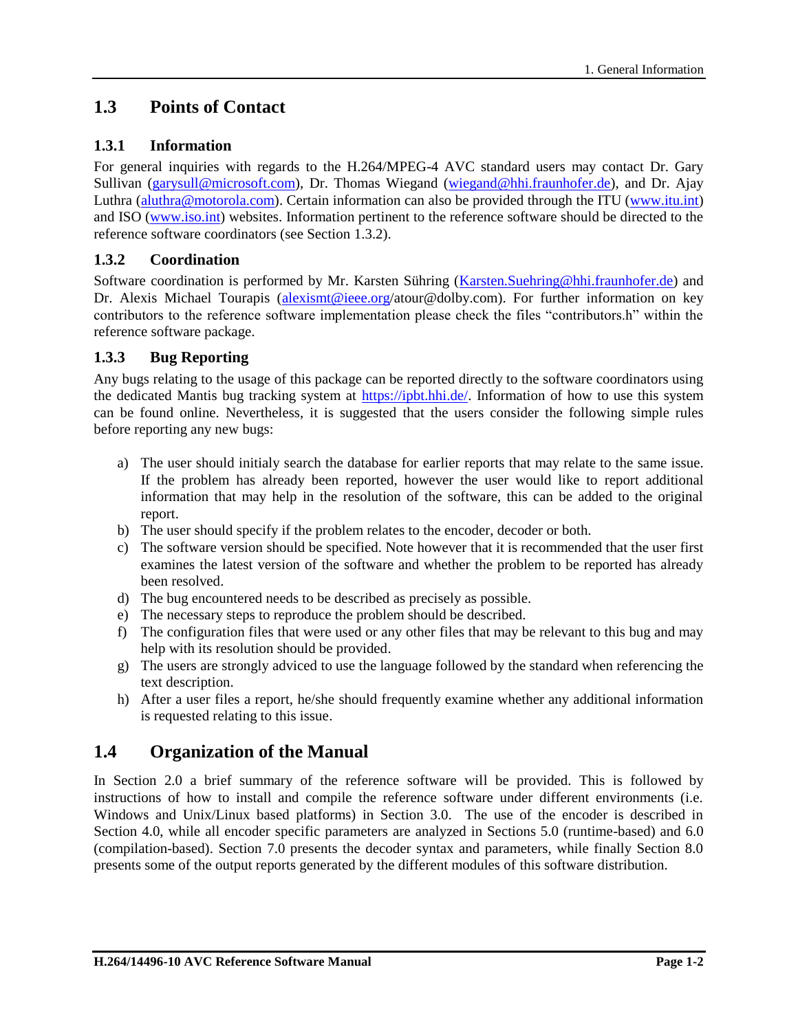## 1.3 Points of Contact

### 1.3.1 Information

For general inquiries with regards to the H.264/MPEG-4 AVC standard users may contact Dr. Gary Sullivan (garysull@microsoft.com), Dr. Thomas Wiegand (wiegand@hhi.fraunhofer.de), and Dr. Ajay Luthra (aluthra@motorola.com). Certain information can also be provided through the ITU (www.itu.int) and ISO (www.iso.int) websites. Information pertinent to the reference software should be directed to the reference software coordinators (see Section 1.3.2).

### 1.3.2 Coordination

Software coordination is performed by Mr. Karsten Sühring (Karsten.Suehring@hhi.fraunhofer.de) and Dr. Alexis Michael Tourapis (alexismt@ieee.org/atour@dolby.com). For further information on key contributors to the reference software implementation please check the files "contributors.h" within the reference software package.

### 1.3.3 Bug Reporting

Any bugs relating to the usage of this package can be reported directly to the software coordinators using the dedicated Mantis bug tracking system at https://ipbt.hhi.de/. Information of how to use this system can be found online. Nevertheless, it is suggested that the users consider the following simple rules before reporting any new bugs:

a) The user should initialy search the database for earlier reports that may relate to the same issue. If the problem has already been reported, however the user would like to report additional information that may help in the resolution of the software, this can be added to the original report.
b) The user should specify if the problem relates to the encoder, decoder or both.
c) The software version should be specified. Note however that it is recommended that the user first examines the latest version of the software and whether the problem to be reported has already been resolved.
d) The bug encountered needs to be described as precisely as possible.
e) The necessary steps to reproduce the problem should be described.
f) The configuration files that were used or any other files that may be relevant to this bug and may help with its resolution should be provided.
g) The users are strongly adviced to use the language followed by the standard when referencing the text description.
h) After a user files a report, he/she should frequently examine whether any additional information is requested relating to this issue.

## 1.4 Organization of the Manual

In Section 2.0 a brief summary of the reference software will be provided. This is followed by instructions of how to install and compile the reference software under different environments (i.e. Windows and Unix/Linux based platforms) in Section 3.0. The use of the encoder is described in Section 4.0, while all encoder specific parameters are analyzed in Sections 5.0 (runtime-based) and 6.0 (compilation-based). Section 7.0 presents the decoder syntax and parameters, while finally Section 8.0 presents some of the output reports generated by the different modules of this software distribution.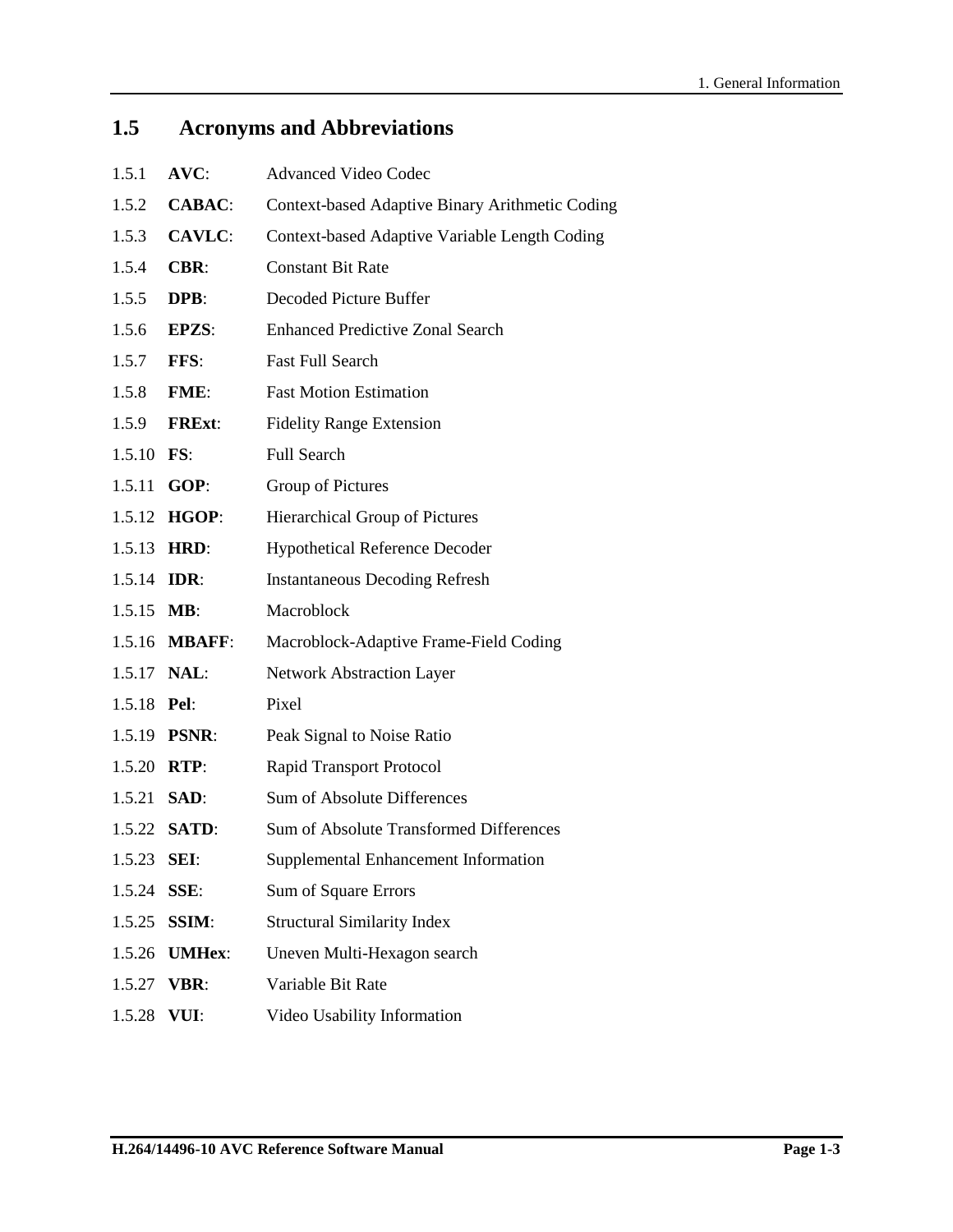## 1.5 Acronyms and Abbreviations

1.5.1 **AVC**: Advanced Video Codec

1.5.2 **CABAC**: Context-based Adaptive Binary Arithmetic Coding

1.5.3 **CAVLC**: Context-based Adaptive Variable Length Coding

1.5.4 **CBR**: Constant Bit Rate

1.5.5 **DPB**: Decoded Picture Buffer

1.5.6 **EPZS**: Enhanced Predictive Zonal Search

1.5.7 **FFS**: Fast Full Search

1.5.8 **FME**: Fast Motion Estimation

1.5.9 **FRExt**: Fidelity Range Extension

1.5.10 **FS**: Full Search

1.5.11 **GOP**: Group of Pictures

1.5.12 **HGOP**: Hierarchical Group of Pictures

1.5.13 **HRD**: Hypothetical Reference Decoder

1.5.14 **IDR**: Instantaneous Decoding Refresh

1.5.15 **MB**: Macroblock

1.5.16 **MBAFF**: Macroblock-Adaptive Frame-Field Coding

1.5.17 **NAL**: Network Abstraction Layer

1.5.18 **Pel**: Pixel

1.5.19 **PSNR**: Peak Signal to Noise Ratio

1.5.20 **RTP**: Rapid Transport Protocol

1.5.21 **SAD**: Sum of Absolute Differences

1.5.22 **SATD**: Sum of Absolute Transformed Differences

1.5.23 **SEI**: Supplemental Enhancement Information

1.5.24 **SSE**: Sum of Square Errors

1.5.25 **SSIM**: Structural Similarity Index

1.5.26 **UMHex**: Uneven Multi-Hexagon search

1.5.27 **VBR**: Variable Bit Rate

1.5.28 **VUI**: Video Usability Information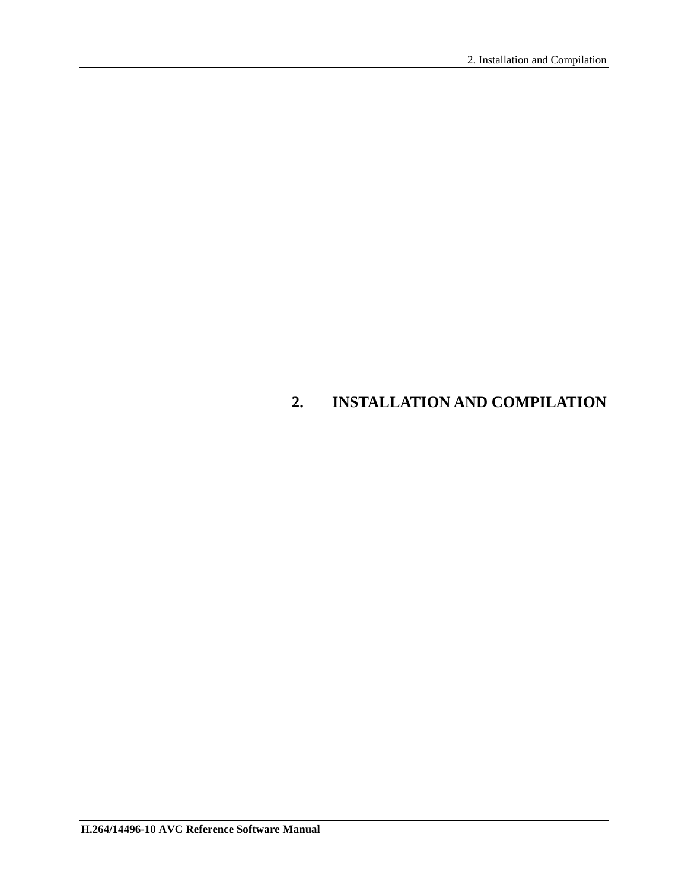# 2. INSTALLATION AND COMPILATION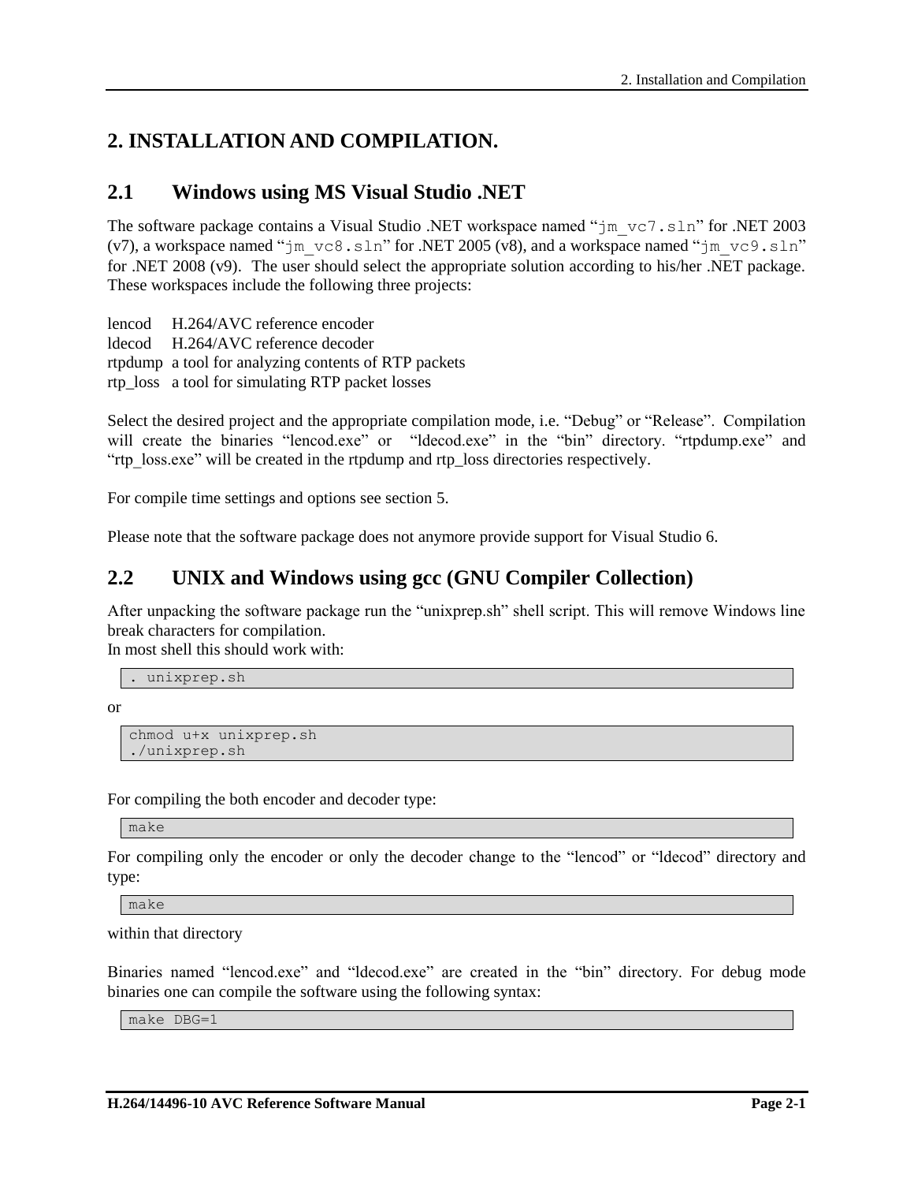# 2. INSTALLATION AND COMPILATION.

## 2.1 Windows using MS Visual Studio .NET

The software package contains a Visual Studio .NET workspace named "`jm_vc7.sln`" for .NET 2003 (v7), a workspace named "`jm_vc8.sln`" for .NET 2005 (v8), and a workspace named "`jm_vc9.sln`" for .NET 2008 (v9). The user should select the appropriate solution according to his/her .NET package. These workspaces include the following three projects:

lencod H.264/AVC reference encoder
ldecod H.264/AVC reference decoder
rtpdump a tool for analyzing contents of RTP packets
rtp_loss a tool for simulating RTP packet losses

Select the desired project and the appropriate compilation mode, i.e. "Debug" or "Release". Compilation will create the binaries "lencod.exe" or "ldecod.exe" in the "bin" directory. "rtpdump.exe" and "rtp_loss.exe" will be created in the rtpdump and rtp_loss directories respectively.

For compile time settings and options see section 5.

Please note that the software package does not anymore provide support for Visual Studio 6.

## 2.2 UNIX and Windows using gcc (GNU Compiler Collection)

After unpacking the software package run the "unixprep.sh" shell script. This will remove Windows line break characters for compilation.
In most shell this should work with:

```
. unixprep.sh
```

or

```
chmod u+x unixprep.sh
./unixprep.sh
```

For compiling the both encoder and decoder type:

```
make
```

For compiling only the encoder or only the decoder change to the "lencod" or "ldecod" directory and type:

```
make
```

within that directory

Binaries named "lencod.exe" and "ldecod.exe" are created in the "bin" directory. For debug mode binaries one can compile the software using the following syntax:

```
make DBG=1
```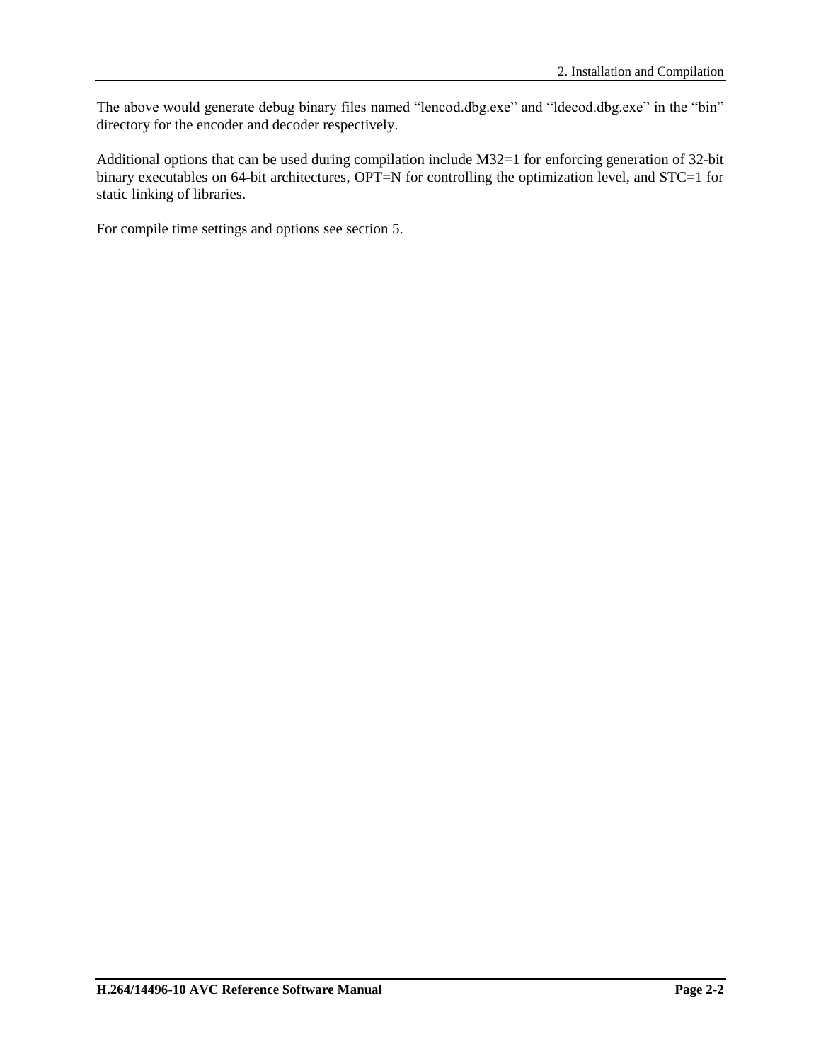The above would generate debug binary files named "lencod.dbg.exe" and "ldecod.dbg.exe" in the "bin" directory for the encoder and decoder respectively.

Additional options that can be used during compilation include M32=1 for enforcing generation of 32-bit binary executables on 64-bit architectures, OPT=N for controlling the optimization level, and STC=1 for static linking of libraries.

For compile time settings and options see section 5.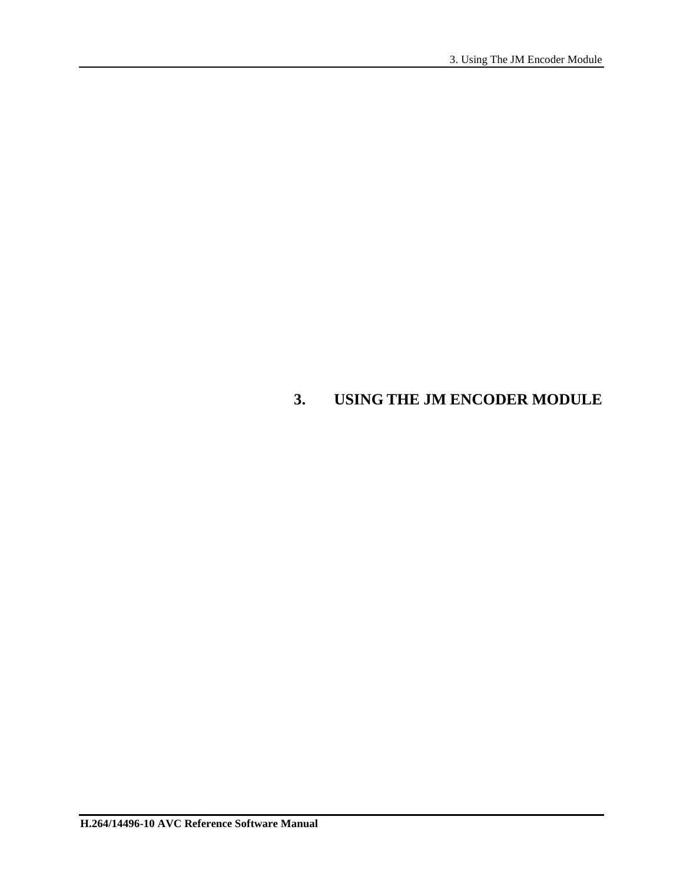# 3. USING THE JM ENCODER MODULE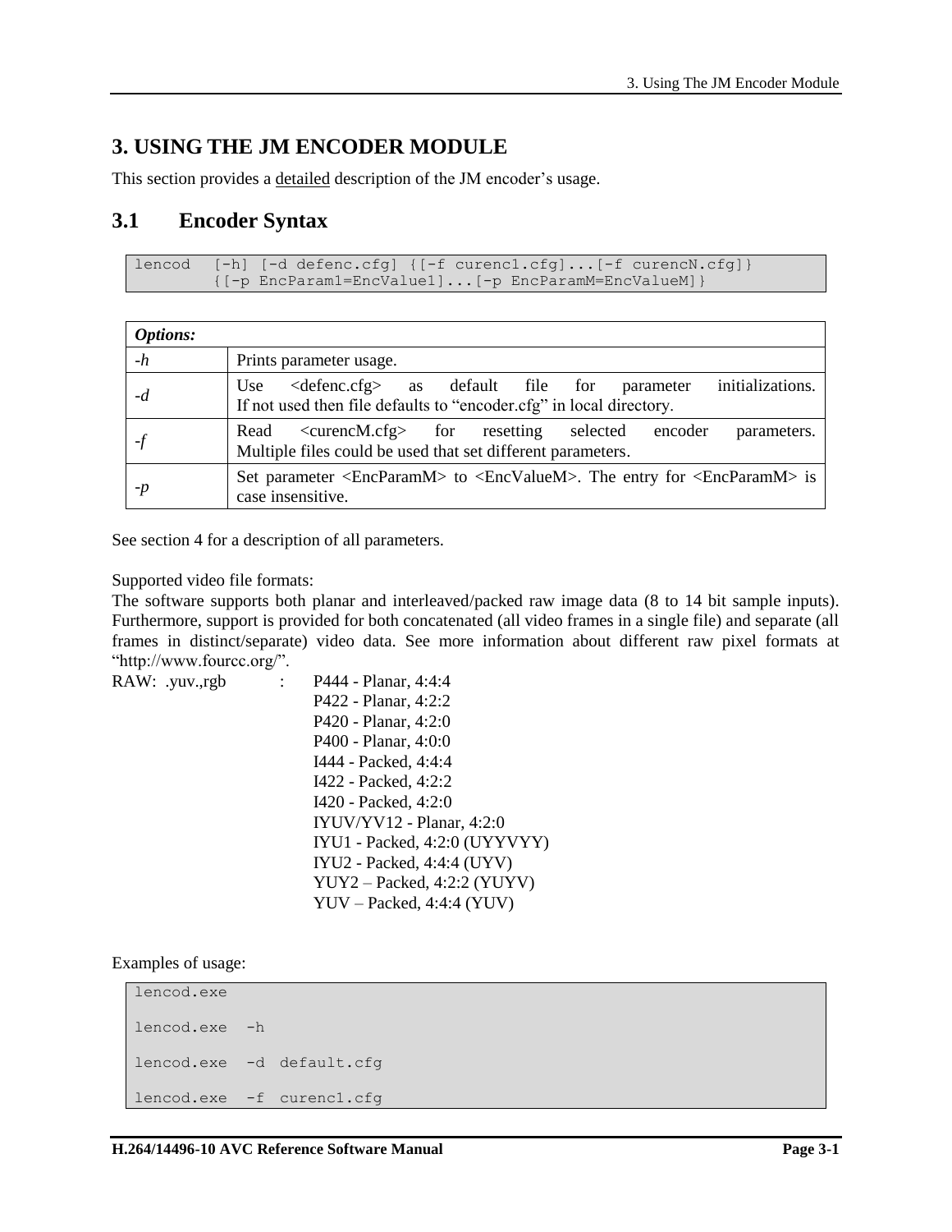# 3. USING THE JM ENCODER MODULE

This section provides a detailed description of the JM encoder's usage.

## 3.1 Encoder Syntax

```
lencod  [-h] [-d defenc.cfg] {[-f curenc1.cfg]...[-f curencN.cfg]}
        {[-p EncParam1=EncValue1]...[-p EncParamM=EncValueM]}
```

| ***Options:*** | |
|---|---|
| *-h* | Prints parameter usage. |
| *-d* | Use <defenc.cfg> as default file for parameter initializations. If not used then file defaults to "encoder.cfg" in local directory. |
| *-f* | Read <curencM.cfg> for resetting selected encoder parameters. Multiple files could be used that set different parameters. |
| *-p* | Set parameter <EncParamM> to <EncValueM>. The entry for <EncParamM> is case insensitive. |

See section 4 for a description of all parameters.

Supported video file formats:
The software supports both planar and interleaved/packed raw image data (8 to 14 bit sample inputs). Furthermore, support is provided for both concatenated (all video frames in a single file) and separate (all frames in distinct/separate) video data. See more information about different raw pixel formats at "http://www.fourcc.org/".

RAW: .yuv.,rgb : P444 - Planar, 4:4:4
P422 - Planar, 4:2:2
P420 - Planar, 4:2:0
P400 - Planar, 4:0:0
I444 - Packed, 4:4:4
I422 - Packed, 4:2:2
I420 - Packed, 4:2:0
IYUV/YV12 - Planar, 4:2:0
IYU1 - Packed, 4:2:0 (UYYVYY)
IYU2 - Packed, 4:4:4 (UYV)
YUY2 – Packed, 4:2:2 (YUYV)
YUV – Packed, 4:4:4 (YUV)

Examples of usage:

```
lencod.exe

lencod.exe  -h

lencod.exe  -d  default.cfg

lencod.exe  -f  curenc1.cfg
```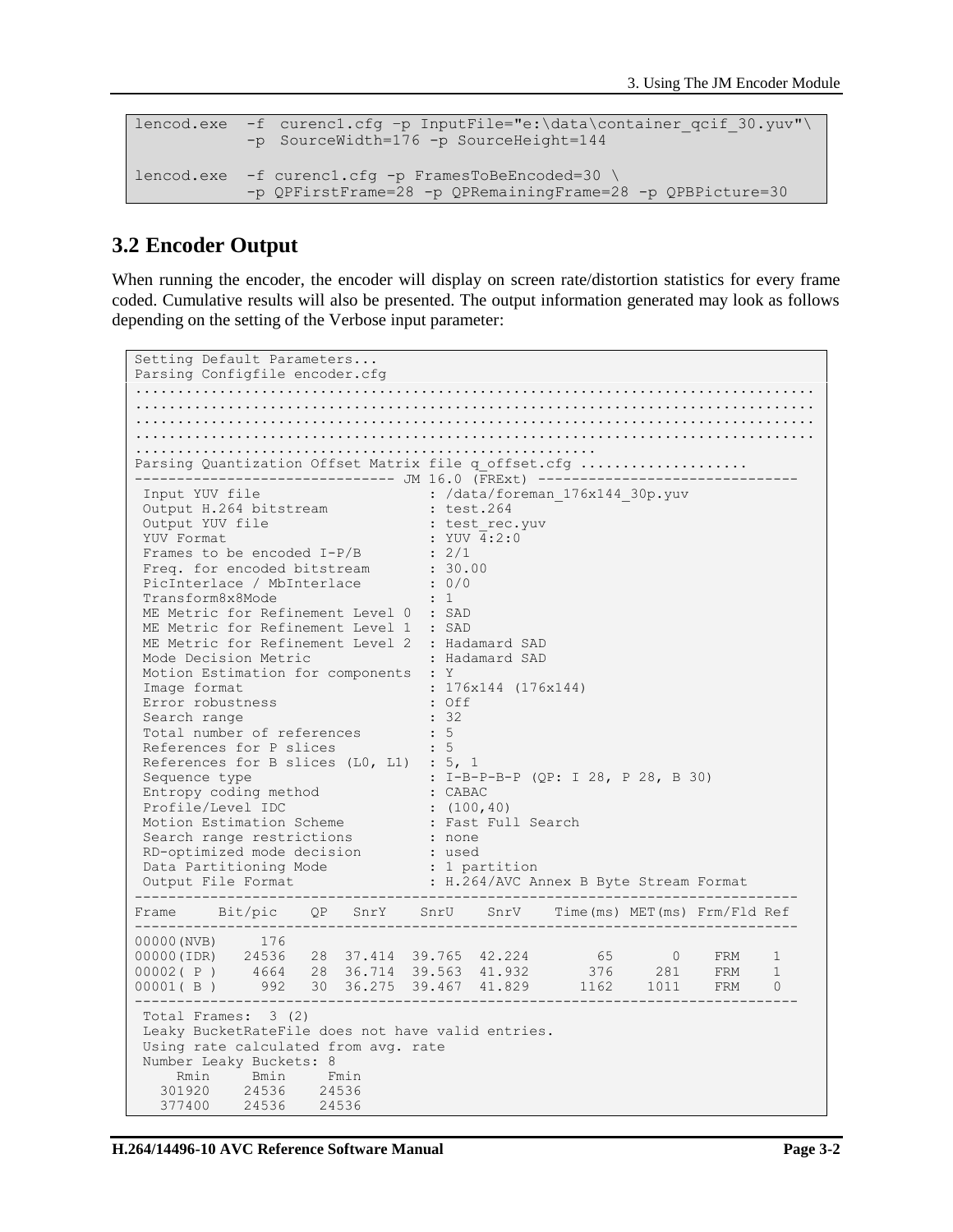```
lencod.exe  -f  curenc1.cfg -p InputFile="e:\data\container_qcif_30.yuv"\
            -p  SourceWidth=176 -p SourceHeight=144

lencod.exe  -f curenc1.cfg -p FramesToBeEncoded=30 \
            -p QPFirstFrame=28 -p QPRemainingFrame=28 -p QPBPicture=30
```

## 3.2 Encoder Output

When running the encoder, the encoder will display on screen rate/distortion statistics for every frame coded. Cumulative results will also be presented. The output information generated may look as follows depending on the setting of the Verbose input parameter:

```
Setting Default Parameters...
Parsing Configfile encoder.cfg
...........................................................................
...........................................................................
...........................................................................
...........................................................................
...................................................
Parsing Quantization Offset Matrix file q_offset.cfg ...................
------------------------------ JM 16.0 (FRExt) ------------------------------
 Input YUV file                    : /data/foreman_176x144_30p.yuv
 Output H.264 bitstream            : test.264
 Output YUV file                   : test_rec.yuv
 YUV Format                        : YUV 4:2:0
 Frames to be encoded I-P/B        : 2/1
 Freq. for encoded bitstream       : 30.00
 PicInterlace / MbInterlace        : 0/0
 Transform8x8Mode                  : 1
 ME Metric for Refinement Level 0  : SAD
 ME Metric for Refinement Level 1  : SAD
 ME Metric for Refinement Level 2  : Hadamard SAD
 Mode Decision Metric              : Hadamard SAD
 Motion Estimation for components  : Y
 Image format                      : 176x144 (176x144)
 Error robustness                  : Off
 Search range                      : 32
 Total number of references        : 5
 References for P slices           : 5
 References for B slices (L0, L1)  : 5, 1
 Sequence type                     : I-B-P-B-P (QP: I 28, P 28, B 30)
 Entropy coding method             : CABAC
 Profile/Level IDC                 : (100,40)
 Motion Estimation Scheme          : Fast Full Search
 Search range restrictions         : none
 RD-optimized mode decision        : used
 Data Partitioning Mode            : 1 partition
 Output File Format                : H.264/AVC Annex B Byte Stream Format
-----------------------------------------------------------------------------
Frame     Bit/pic    QP   SnrY    SnrU    SnrV    Time(ms) MET(ms) Frm/Fld Ref
-----------------------------------------------------------------------------
00000(NVB)     176
00000(IDR)   24536   28  37.414  39.765  42.224        65       0    FRM    1
00002( P )    4664   28  36.714  39.563  41.932       376     281    FRM    1
00001( B )     992   30  36.275  39.467  41.829      1162    1011    FRM    0
-----------------------------------------------------------------------------
 Total Frames:  3 (2)
 Leaky BucketRateFile does not have valid entries.
 Using rate calculated from avg. rate
 Number Leaky Buckets: 8
     Rmin     Bmin     Fmin
   301920    24536    24536
   377400    24536    24536
```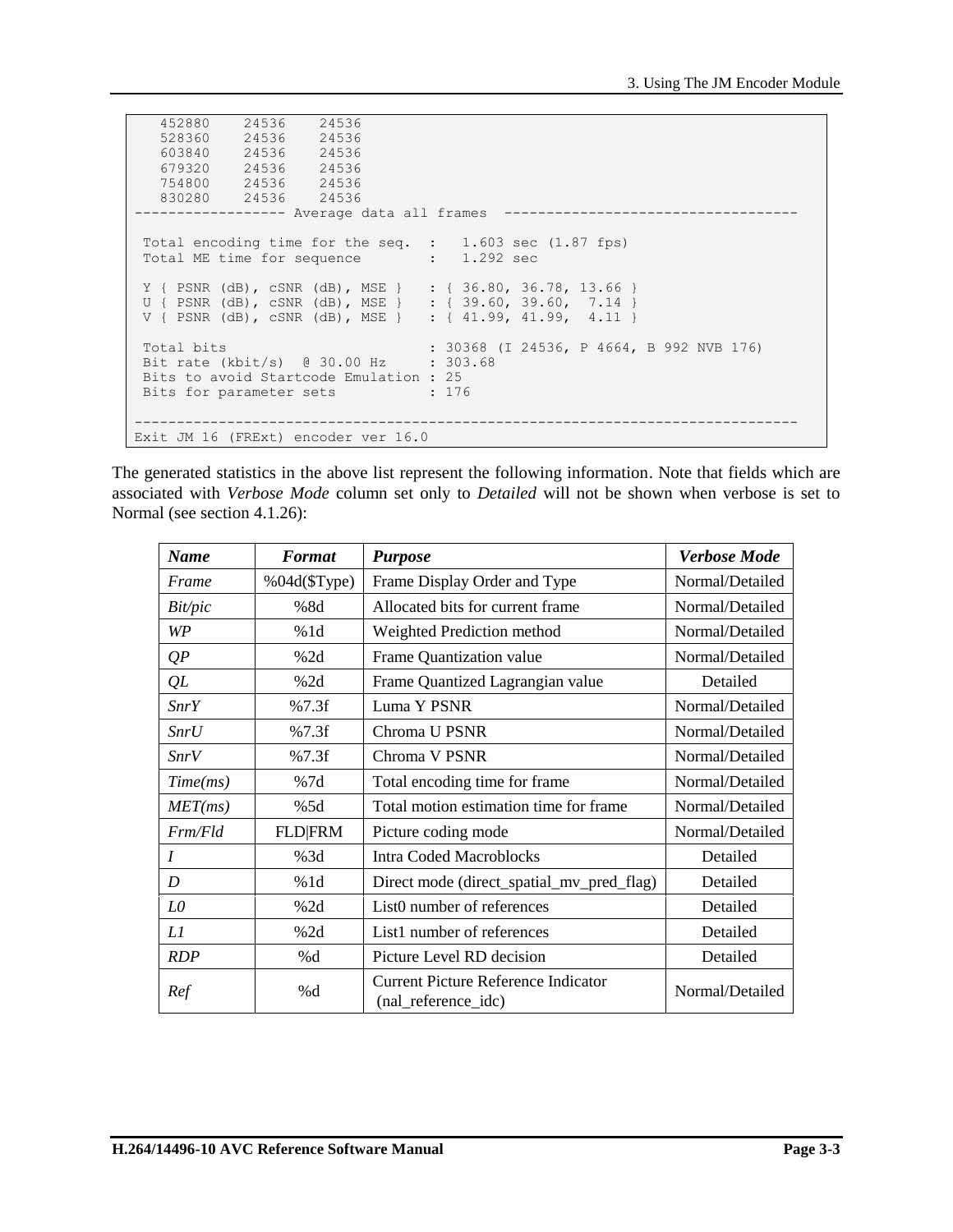```
   452880    24536    24536
   528360    24536    24536
   603840    24536    24536
   679320    24536    24536
   754800    24536    24536
   830280    24536    24536
------------------ Average data all frames  -----------------------------------

 Total encoding time for the seq.  :   1.603 sec (1.87 fps)
 Total ME time for sequence        :   1.292 sec

 Y { PSNR (dB), cSNR (dB), MSE }   : { 36.80, 36.78, 13.66 }
 U { PSNR (dB), cSNR (dB), MSE }   : { 39.60, 39.60,  7.14 }
 V { PSNR (dB), cSNR (dB), MSE }   : { 41.99, 41.99,  4.11 }

 Total bits                        : 30368 (I 24536, P 4664, B 992 NVB 176)
 Bit rate (kbit/s)  @ 30.00 Hz     : 303.68
 Bits to avoid Startcode Emulation : 25
 Bits for parameter sets           : 176

-------------------------------------------------------------------------------
Exit JM 16 (FRExt) encoder ver 16.0
```

The generated statistics in the above list represent the following information. Note that fields which are associated with *Verbose Mode* column set only to *Detailed* will not be shown when verbose is set to Normal (see section 4.1.26):

| *Name* | *Format* | *Purpose* | *Verbose Mode* |
|---|---|---|---|
| *Frame* | %04d($Type) | Frame Display Order and Type | Normal/Detailed |
| *Bit/pic* | %8d | Allocated bits for current frame | Normal/Detailed |
| *WP* | %1d | Weighted Prediction method | Normal/Detailed |
| *QP* | %2d | Frame Quantization value | Normal/Detailed |
| *QL* | %2d | Frame Quantized Lagrangian value | Detailed |
| *SnrY* | %7.3f | Luma Y PSNR | Normal/Detailed |
| *SnrU* | %7.3f | Chroma U PSNR | Normal/Detailed |
| *SnrV* | %7.3f | Chroma V PSNR | Normal/Detailed |
| *Time(ms)* | %7d | Total encoding time for frame | Normal/Detailed |
| *MET(ms)* | %5d | Total motion estimation time for frame | Normal/Detailed |
| *Frm/Fld* | FLD\|FRM | Picture coding mode | Normal/Detailed |
| *I* | %3d | Intra Coded Macroblocks | Detailed |
| *D* | %1d | Direct mode (direct_spatial_mv_pred_flag) | Detailed |
| *L0* | %2d | List0 number of references | Detailed |
| *L1* | %2d | List1 number of references | Detailed |
| *RDP* | %d | Picture Level RD decision | Detailed |
| *Ref* | %d | Current Picture Reference Indicator (nal_reference_idc) | Normal/Detailed |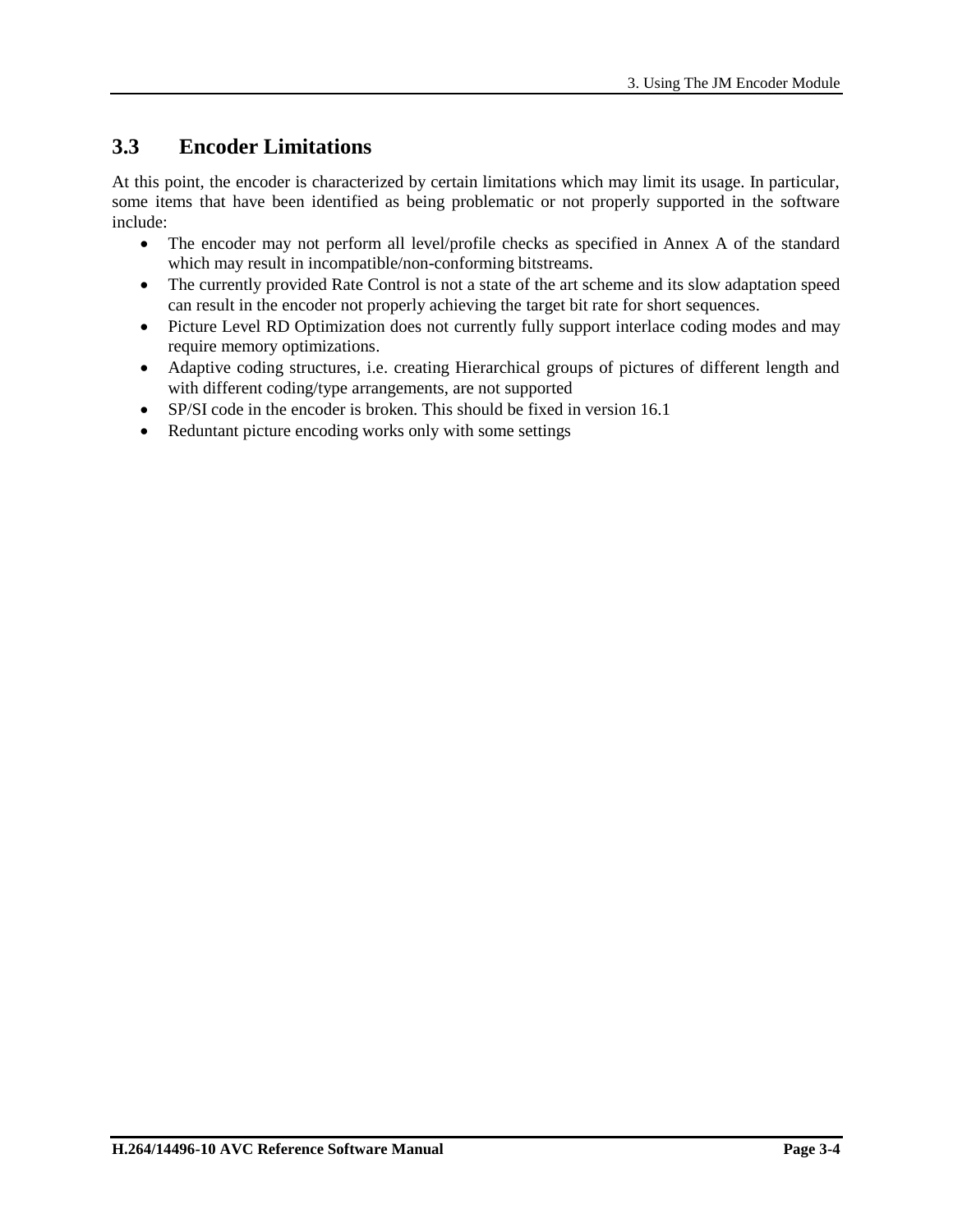## 3.3 Encoder Limitations

At this point, the encoder is characterized by certain limitations which may limit its usage. In particular, some items that have been identified as being problematic or not properly supported in the software include:

- The encoder may not perform all level/profile checks as specified in Annex A of the standard which may result in incompatible/non-conforming bitstreams.
- The currently provided Rate Control is not a state of the art scheme and its slow adaptation speed can result in the encoder not properly achieving the target bit rate for short sequences.
- Picture Level RD Optimization does not currently fully support interlace coding modes and may require memory optimizations.
- Adaptive coding structures, i.e. creating Hierarchical groups of pictures of different length and with different coding/type arrangements, are not supported
- SP/SI code in the encoder is broken. This should be fixed in version 16.1
- Reduntant picture encoding works only with some settings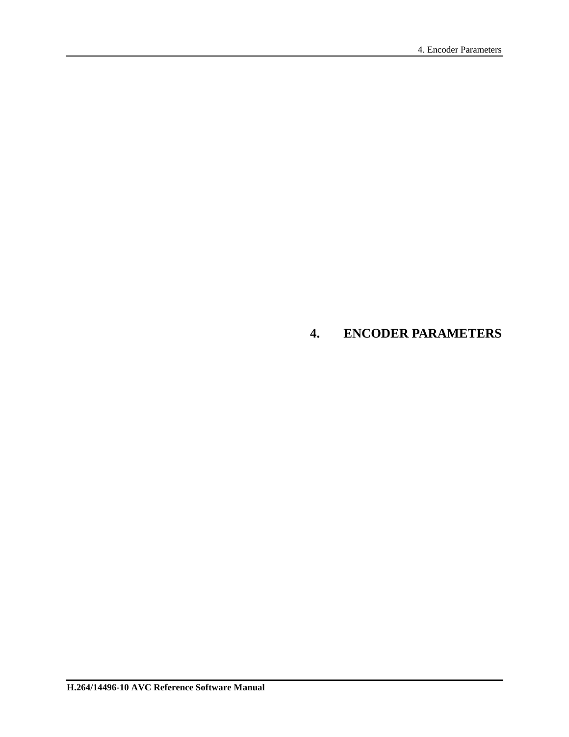# 4. ENCODER PARAMETERS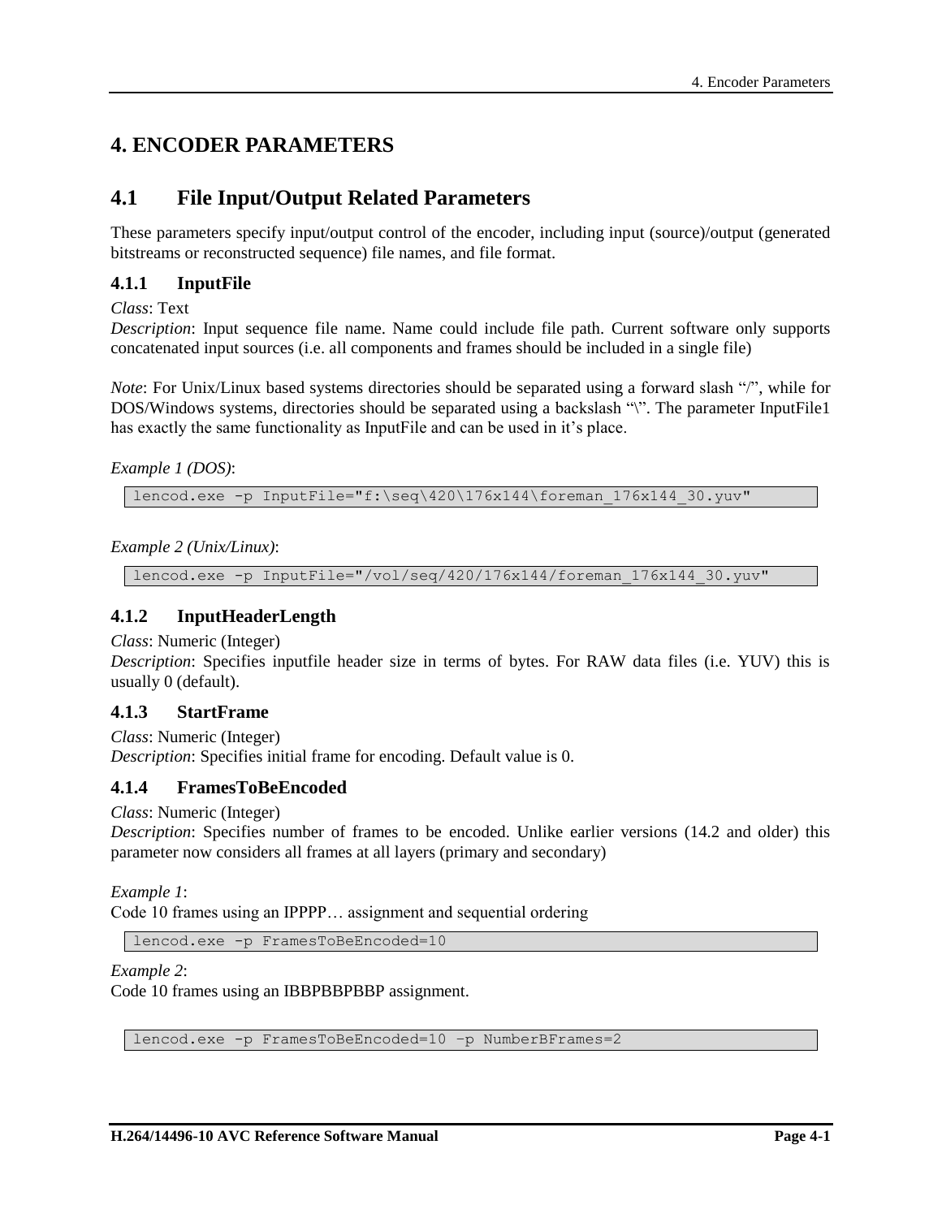# 4. ENCODER PARAMETERS

## 4.1 File Input/Output Related Parameters

These parameters specify input/output control of the encoder, including input (source)/output (generated bitstreams or reconstructed sequence) file names, and file format.

### 4.1.1 InputFile

*Class*: Text
*Description*: Input sequence file name. Name could include file path. Current software only supports concatenated input sources (i.e. all components and frames should be included in a single file)

*Note*: For Unix/Linux based systems directories should be separated using a forward slash "/", while for DOS/Windows systems, directories should be separated using a backslash "\". The parameter InputFile1 has exactly the same functionality as InputFile and can be used in it's place.

*Example 1 (DOS)*:

```
lencod.exe -p InputFile="f:\seq\420\176x144\foreman_176x144_30.yuv"
```

*Example 2 (Unix/Linux)*:

```
lencod.exe -p InputFile="/vol/seq/420/176x144/foreman_176x144_30.yuv"
```

### 4.1.2 InputHeaderLength

*Class*: Numeric (Integer)
*Description*: Specifies inputfile header size in terms of bytes. For RAW data files (i.e. YUV) this is usually 0 (default).

### 4.1.3 StartFrame

*Class*: Numeric (Integer)
*Description*: Specifies initial frame for encoding. Default value is 0.

### 4.1.4 FramesToBeEncoded

*Class*: Numeric (Integer)
*Description*: Specifies number of frames to be encoded. Unlike earlier versions (14.2 and older) this parameter now considers all frames at all layers (primary and secondary)

*Example 1*:
Code 10 frames using an IPPPP… assignment and sequential ordering

```
lencod.exe -p FramesToBeEncoded=10
```

*Example 2*:
Code 10 frames using an IBBPBBPBBP assignment.

```
lencod.exe -p FramesToBeEncoded=10 –p NumberBFrames=2
```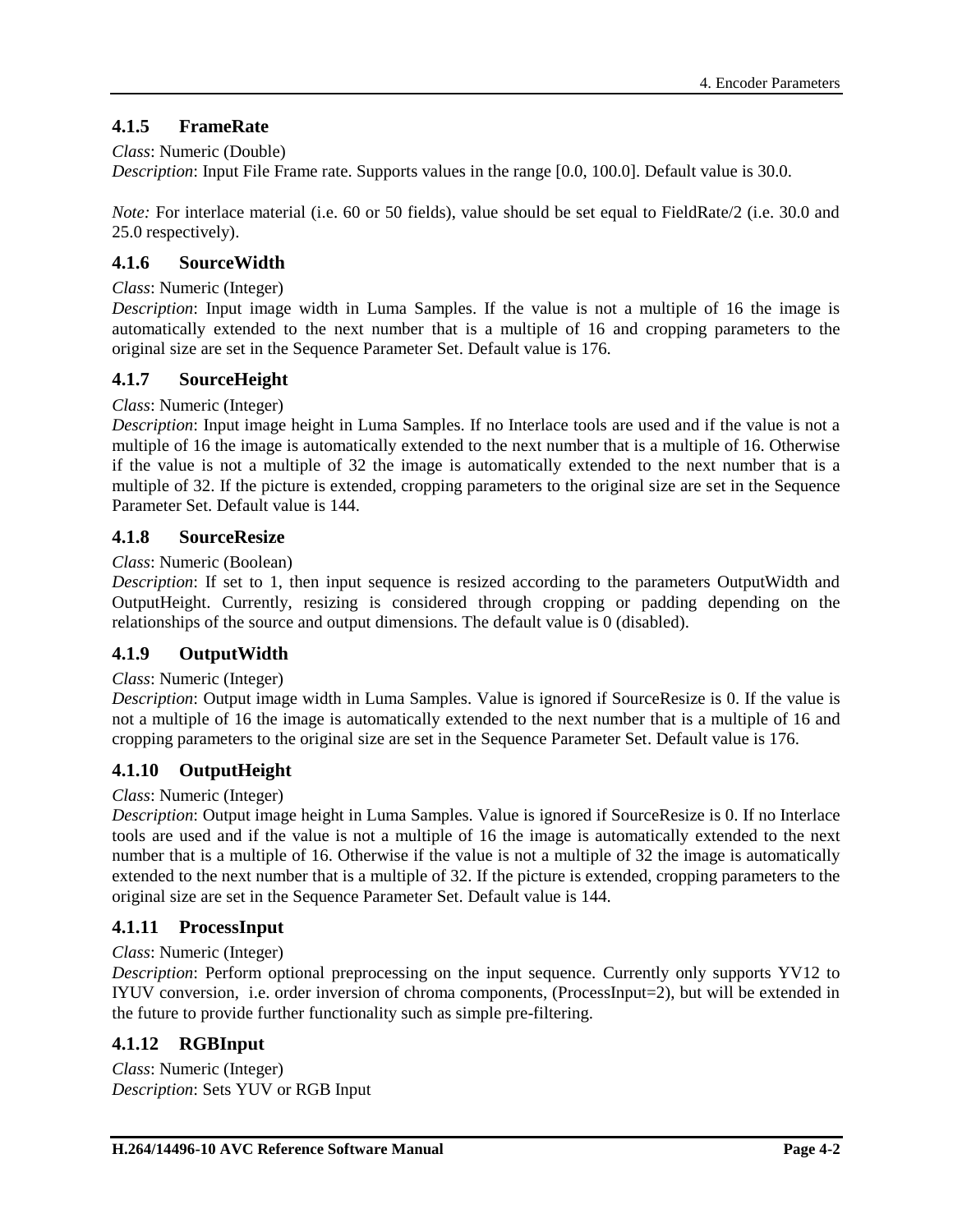### 4.1.5 FrameRate

*Class*: Numeric (Double)
*Description*: Input File Frame rate. Supports values in the range [0.0, 100.0]. Default value is 30.0.

*Note:* For interlace material (i.e. 60 or 50 fields), value should be set equal to FieldRate/2 (i.e. 30.0 and 25.0 respectively).

### 4.1.6 SourceWidth

*Class*: Numeric (Integer)
*Description*: Input image width in Luma Samples. If the value is not a multiple of 16 the image is automatically extended to the next number that is a multiple of 16 and cropping parameters to the original size are set in the Sequence Parameter Set. Default value is 176.

### 4.1.7 SourceHeight

*Class*: Numeric (Integer)
*Description*: Input image height in Luma Samples. If no Interlace tools are used and if the value is not a multiple of 16 the image is automatically extended to the next number that is a multiple of 16. Otherwise if the value is not a multiple of 32 the image is automatically extended to the next number that is a multiple of 32. If the picture is extended, cropping parameters to the original size are set in the Sequence Parameter Set. Default value is 144.

### 4.1.8 SourceResize

*Class*: Numeric (Boolean)
*Description*: If set to 1, then input sequence is resized according to the parameters OutputWidth and OutputHeight. Currently, resizing is considered through cropping or padding depending on the relationships of the source and output dimensions. The default value is 0 (disabled).

### 4.1.9 OutputWidth

*Class*: Numeric (Integer)
*Description*: Output image width in Luma Samples. Value is ignored if SourceResize is 0. If the value is not a multiple of 16 the image is automatically extended to the next number that is a multiple of 16 and cropping parameters to the original size are set in the Sequence Parameter Set. Default value is 176.

### 4.1.10 OutputHeight

*Class*: Numeric (Integer)
*Description*: Output image height in Luma Samples. Value is ignored if SourceResize is 0. If no Interlace tools are used and if the value is not a multiple of 16 the image is automatically extended to the next number that is a multiple of 16. Otherwise if the value is not a multiple of 32 the image is automatically extended to the next number that is a multiple of 32. If the picture is extended, cropping parameters to the original size are set in the Sequence Parameter Set. Default value is 144.

### 4.1.11 ProcessInput

*Class*: Numeric (Integer)
*Description*: Perform optional preprocessing on the input sequence. Currently only supports YV12 to IYUV conversion, i.e. order inversion of chroma components, (ProcessInput=2), but will be extended in the future to provide further functionality such as simple pre-filtering.

### 4.1.12 RGBInput

*Class*: Numeric (Integer)
*Description*: Sets YUV or RGB Input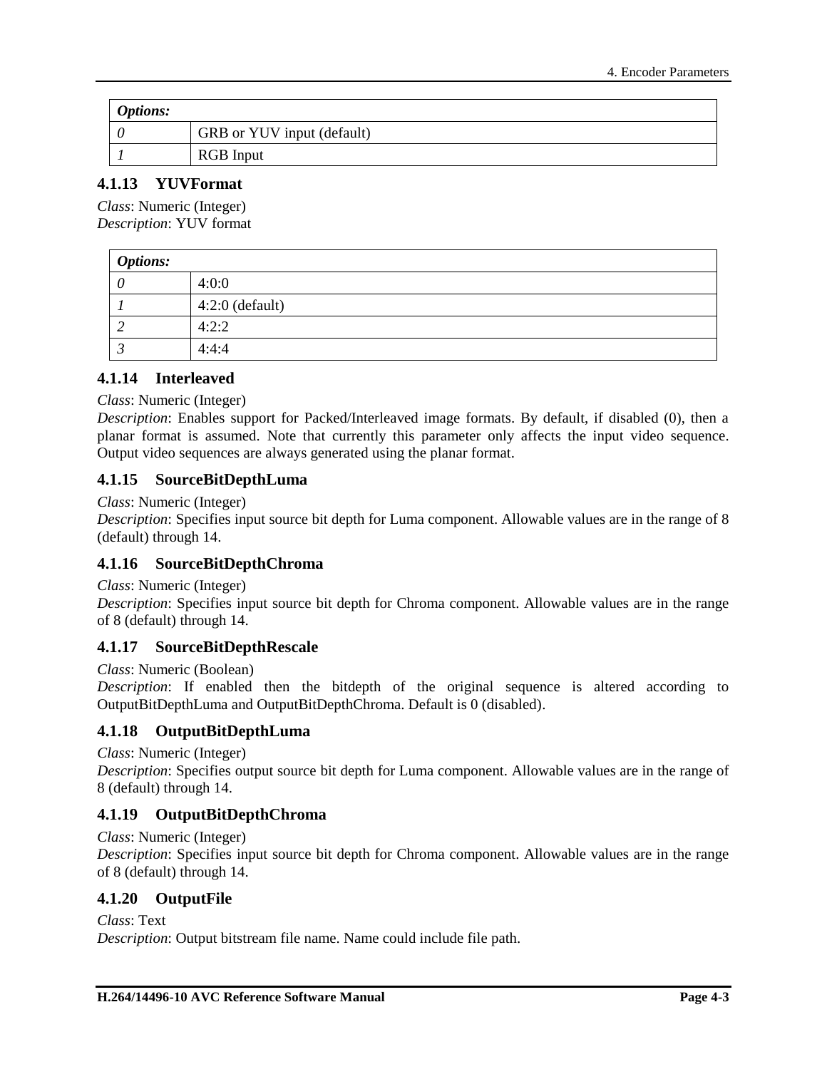| *Options:* | |
|---|---|
| *0* | GRB or YUV input (default) |
| *1* | RGB Input |

### 4.1.13 YUVFormat

*Class*: Numeric (Integer)
*Description*: YUV format

| *Options:* | |
|---|---|
| *0* | 4:0:0 |
| *1* | 4:2:0 (default) |
| *2* | 4:2:2 |
| *3* | 4:4:4 |

### 4.1.14 Interleaved

*Class*: Numeric (Integer)
*Description*: Enables support for Packed/Interleaved image formats. By default, if disabled (0), then a planar format is assumed. Note that currently this parameter only affects the input video sequence. Output video sequences are always generated using the planar format.

### 4.1.15 SourceBitDepthLuma

*Class*: Numeric (Integer)
*Description*: Specifies input source bit depth for Luma component. Allowable values are in the range of 8 (default) through 14.

### 4.1.16 SourceBitDepthChroma

*Class*: Numeric (Integer)
*Description*: Specifies input source bit depth for Chroma component. Allowable values are in the range of 8 (default) through 14.

### 4.1.17 SourceBitDepthRescale

*Class*: Numeric (Boolean)
*Description*: If enabled then the bitdepth of the original sequence is altered according to OutputBitDepthLuma and OutputBitDepthChroma. Default is 0 (disabled).

### 4.1.18 OutputBitDepthLuma

*Class*: Numeric (Integer)
*Description*: Specifies output source bit depth for Luma component. Allowable values are in the range of 8 (default) through 14.

### 4.1.19 OutputBitDepthChroma

*Class*: Numeric (Integer)
*Description*: Specifies input source bit depth for Chroma component. Allowable values are in the range of 8 (default) through 14.

### 4.1.20 OutputFile

*Class*: Text
*Description*: Output bitstream file name. Name could include file path.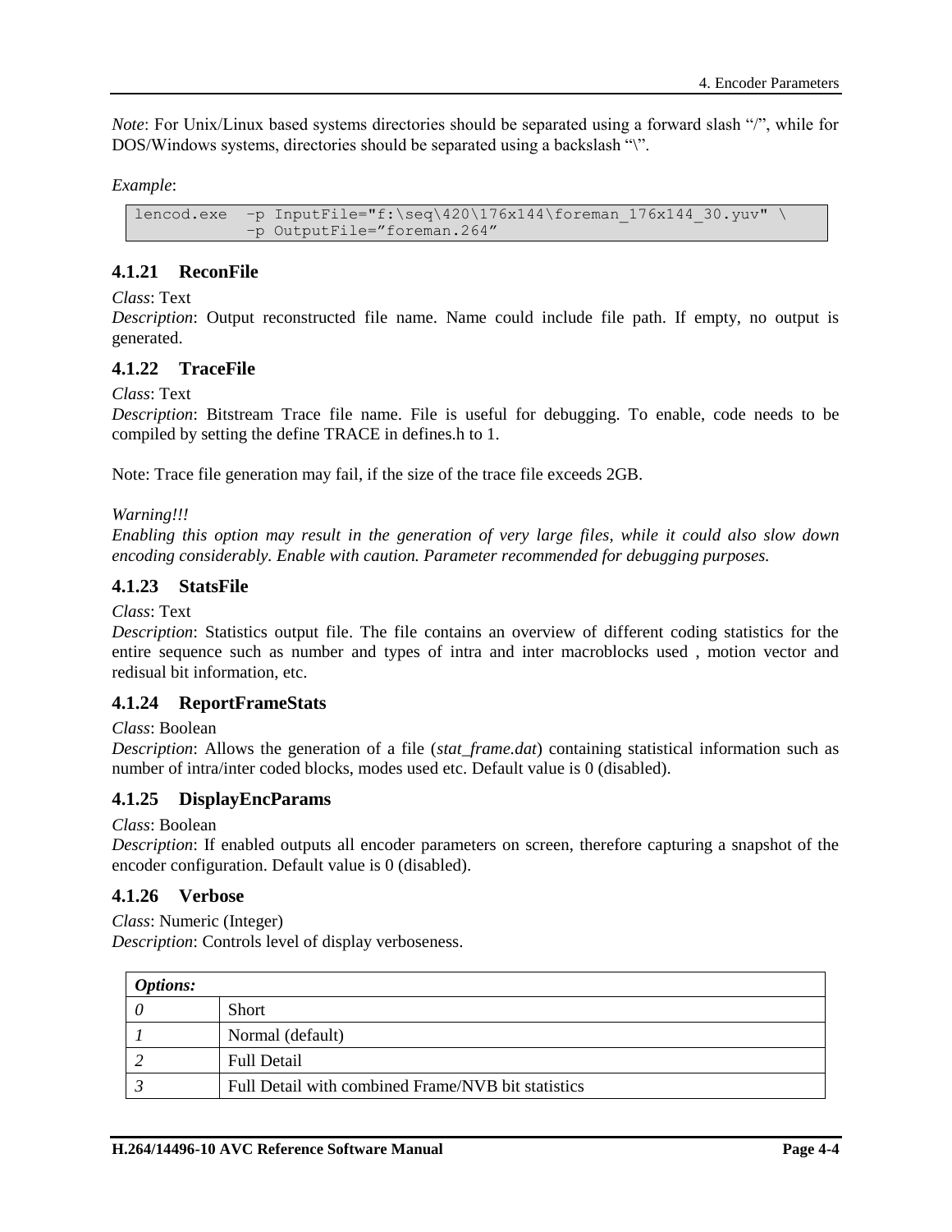*Note*: For Unix/Linux based systems directories should be separated using a forward slash "/", while for DOS/Windows systems, directories should be separated using a backslash "\".

*Example*:

```
lencod.exe  -p InputFile="f:\seq\420\176x144\foreman_176x144_30.yuv" \
            -p OutputFile="foreman.264"
```

### 4.1.21 ReconFile

*Class*: Text
*Description*: Output reconstructed file name. Name could include file path. If empty, no output is generated.

### 4.1.22 TraceFile

*Class*: Text
*Description*: Bitstream Trace file name. File is useful for debugging. To enable, code needs to be compiled by setting the define TRACE in defines.h to 1.

Note: Trace file generation may fail, if the size of the trace file exceeds 2GB.

*Warning!!!*
*Enabling this option may result in the generation of very large files, while it could also slow down encoding considerably. Enable with caution. Parameter recommended for debugging purposes.*

### 4.1.23 StatsFile

*Class*: Text
*Description*: Statistics output file. The file contains an overview of different coding statistics for the entire sequence such as number and types of intra and inter macroblocks used , motion vector and redisual bit information, etc.

### 4.1.24 ReportFrameStats

*Class*: Boolean
*Description*: Allows the generation of a file (*stat_frame.dat*) containing statistical information such as number of intra/inter coded blocks, modes used etc. Default value is 0 (disabled).

### 4.1.25 DisplayEncParams

*Class*: Boolean
*Description*: If enabled outputs all encoder parameters on screen, therefore capturing a snapshot of the encoder configuration. Default value is 0 (disabled).

### 4.1.26 Verbose

*Class*: Numeric (Integer)
*Description*: Controls level of display verboseness.

| ***Options:*** | |
|---|---|
| *0* | Short |
| *1* | Normal (default) |
| *2* | Full Detail |
| *3* | Full Detail with combined Frame/NVB bit statistics |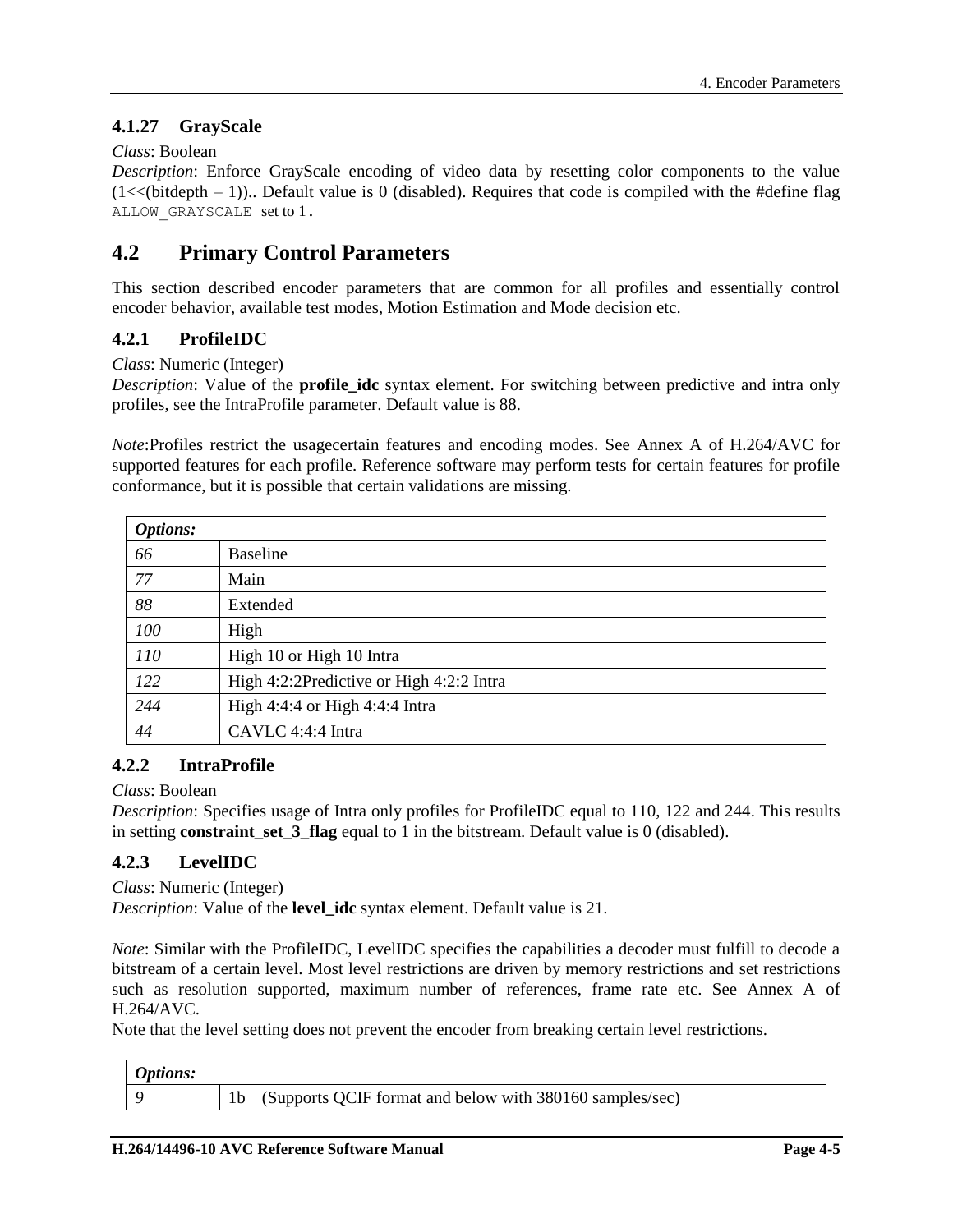### 4.1.27 GrayScale

*Class*: Boolean

*Description*: Enforce GrayScale encoding of video data by resetting color components to the value (1<<(bitdepth – 1)).. Default value is 0 (disabled). Requires that code is compiled with the #define flag `ALLOW_GRAYSCALE` set to 1.

## 4.2 Primary Control Parameters

This section described encoder parameters that are common for all profiles and essentially control encoder behavior, available test modes, Motion Estimation and Mode decision etc.

### 4.2.1 ProfileIDC

*Class*: Numeric (Integer)

*Description*: Value of the **profile_idc** syntax element. For switching between predictive and intra only profiles, see the IntraProfile parameter. Default value is 88.

*Note*:Profiles restrict the usagecertain features and encoding modes. See Annex A of H.264/AVC for supported features for each profile. Reference software may perform tests for certain features for profile conformance, but it is possible that certain validations are missing.

| *Options:* | |
|---|---|
| *66* | Baseline |
| *77* | Main |
| *88* | Extended |
| *100* | High |
| *110* | High 10 or High 10 Intra |
| *122* | High 4:2:2Predictive or High 4:2:2 Intra |
| *244* | High 4:4:4 or High 4:4:4 Intra |
| *44* | CAVLC 4:4:4 Intra |

### 4.2.2 IntraProfile

*Class*: Boolean

*Description*: Specifies usage of Intra only profiles for ProfileIDC equal to 110, 122 and 244. This results in setting **constraint_set_3_flag** equal to 1 in the bitstream. Default value is 0 (disabled).

### 4.2.3 LevelIDC

*Class*: Numeric (Integer)

*Description*: Value of the **level_idc** syntax element. Default value is 21.

*Note*: Similar with the ProfileIDC, LevelIDC specifies the capabilities a decoder must fulfill to decode a bitstream of a certain level. Most level restrictions are driven by memory restrictions and set restrictions such as resolution supported, maximum number of references, frame rate etc. See Annex A of H.264/AVC.

Note that the level setting does not prevent the encoder from breaking certain level restrictions.

| *Options:* | |
|---|---|
| *9* | 1b (Supports QCIF format and below with 380160 samples/sec) |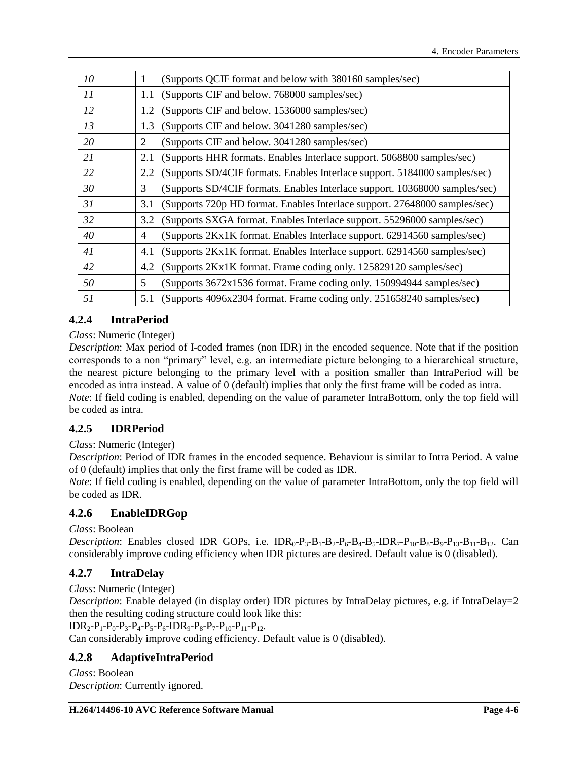| 10 | 1 (Supports QCIF format and below with 380160 samples/sec) |
|---|---|
| 11 | 1.1 (Supports CIF and below. 768000 samples/sec) |
| 12 | 1.2 (Supports CIF and below. 1536000 samples/sec) |
| 13 | 1.3 (Supports CIF and below. 3041280 samples/sec) |
| 20 | 2 (Supports CIF and below. 3041280 samples/sec) |
| 21 | 2.1 (Supports HHR formats. Enables Interlace support. 5068800 samples/sec) |
| 22 | 2.2 (Supports SD/4CIF formats. Enables Interlace support. 5184000 samples/sec) |
| 30 | 3 (Supports SD/4CIF formats. Enables Interlace support. 10368000 samples/sec) |
| 31 | 3.1 (Supports 720p HD format. Enables Interlace support. 27648000 samples/sec) |
| 32 | 3.2 (Supports SXGA format. Enables Interlace support. 55296000 samples/sec) |
| 40 | 4 (Supports 2Kx1K format. Enables Interlace support. 62914560 samples/sec) |
| 41 | 4.1 (Supports 2Kx1K format. Enables Interlace support. 62914560 samples/sec) |
| 42 | 4.2 (Supports 2Kx1K format. Frame coding only. 125829120 samples/sec) |
| 50 | 5 (Supports 3672x1536 format. Frame coding only. 150994944 samples/sec) |
| 51 | 5.1 (Supports 4096x2304 format. Frame coding only. 251658240 samples/sec) |

### 4.2.4 IntraPeriod

*Class*: Numeric (Integer)
*Description*: Max period of I-coded frames (non IDR) in the encoded sequence. Note that if the position corresponds to a non "primary" level, e.g. an intermediate picture belonging to a hierarchical structure, the nearest picture belonging to the primary level with a position smaller than IntraPeriod will be encoded as intra instead. A value of 0 (default) implies that only the first frame will be coded as intra.
*Note*: If field coding is enabled, depending on the value of parameter IntraBottom, only the top field will be coded as intra.

### 4.2.5 IDRPeriod

*Class*: Numeric (Integer)
*Description*: Period of IDR frames in the encoded sequence. Behaviour is similar to Intra Period. A value of 0 (default) implies that only the first frame will be coded as IDR.
*Note*: If field coding is enabled, depending on the value of parameter IntraBottom, only the top field will be coded as IDR.

### 4.2.6 EnableIDRGop

*Class*: Boolean
*Description*: Enables closed IDR GOPs, i.e. $IDR_0$-$P_3$-$B_1$-$B_2$-$P_6$-$B_4$-$B_5$-$IDR_7$-$P_{10}$-$B_8$-$B_9$-$P_{13}$-$B_{11}$-$B_{12}$. Can considerably improve coding efficiency when IDR pictures are desired. Default value is 0 (disabled).

### 4.2.7 IntraDelay

*Class*: Numeric (Integer)
*Description*: Enable delayed (in display order) IDR pictures by IntraDelay pictures, e.g. if IntraDelay=2 then the resulting coding structure could look like this:
$IDR_2$-$P_1$-$P_0$-$P_3$-$P_4$-$P_5$-$P_6$-$IDR_9$-$P_8$-$P_7$-$P_{10}$-$P_{11}$-$P_{12}$.
Can considerably improve coding efficiency. Default value is 0 (disabled).

### 4.2.8 AdaptiveIntraPeriod

*Class*: Boolean
*Description*: Currently ignored.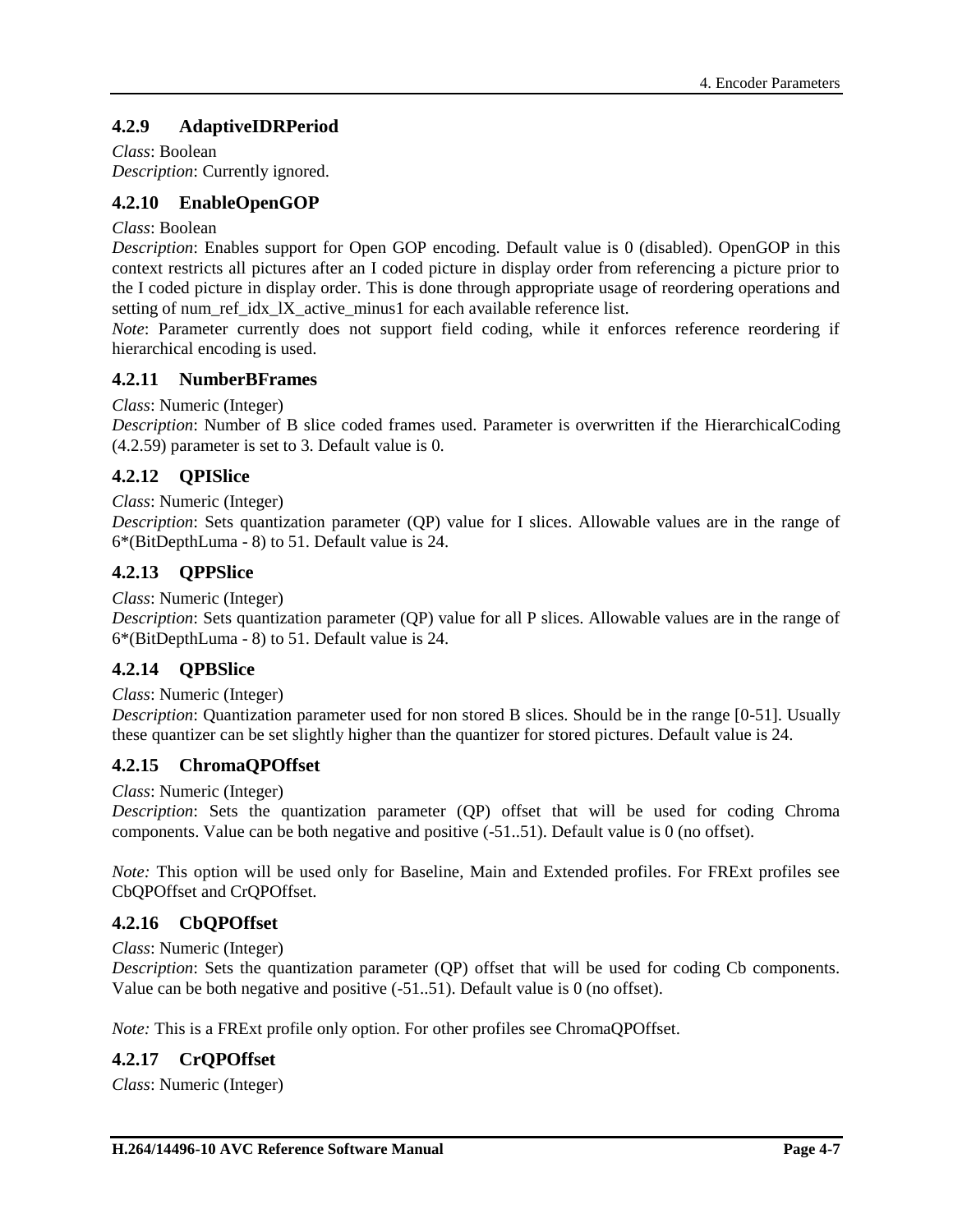### 4.2.9 AdaptiveIDRPeriod

*Class*: Boolean
*Description*: Currently ignored.

### 4.2.10 EnableOpenGOP

*Class*: Boolean
*Description*: Enables support for Open GOP encoding. Default value is 0 (disabled). OpenGOP in this context restricts all pictures after an I coded picture in display order from referencing a picture prior to the I coded picture in display order. This is done through appropriate usage of reordering operations and setting of num_ref_idx_lX_active_minus1 for each available reference list.
*Note*: Parameter currently does not support field coding, while it enforces reference reordering if hierarchical encoding is used.

### 4.2.11 NumberBFrames

*Class*: Numeric (Integer)
*Description*: Number of B slice coded frames used. Parameter is overwritten if the HierarchicalCoding (4.2.59) parameter is set to 3. Default value is 0.

### 4.2.12 QPISlice

*Class*: Numeric (Integer)
*Description*: Sets quantization parameter (QP) value for I slices. Allowable values are in the range of 6*(BitDepthLuma - 8) to 51. Default value is 24.

### 4.2.13 QPPSlice

*Class*: Numeric (Integer)
*Description*: Sets quantization parameter (QP) value for all P slices. Allowable values are in the range of 6*(BitDepthLuma - 8) to 51. Default value is 24.

### 4.2.14 QPBSlice

*Class*: Numeric (Integer)
*Description*: Quantization parameter used for non stored B slices. Should be in the range [0-51]. Usually these quantizer can be set slightly higher than the quantizer for stored pictures. Default value is 24.

### 4.2.15 ChromaQPOffset

*Class*: Numeric (Integer)
*Description*: Sets the quantization parameter (QP) offset that will be used for coding Chroma components. Value can be both negative and positive (-51..51). Default value is 0 (no offset).

*Note:* This option will be used only for Baseline, Main and Extended profiles. For FRExt profiles see CbQPOffset and CrQPOffset.

### 4.2.16 CbQPOffset

*Class*: Numeric (Integer)
*Description*: Sets the quantization parameter (QP) offset that will be used for coding Cb components. Value can be both negative and positive (-51..51). Default value is 0 (no offset).

*Note:* This is a FRExt profile only option. For other profiles see ChromaQPOffset.

### 4.2.17 CrQPOffset

*Class*: Numeric (Integer)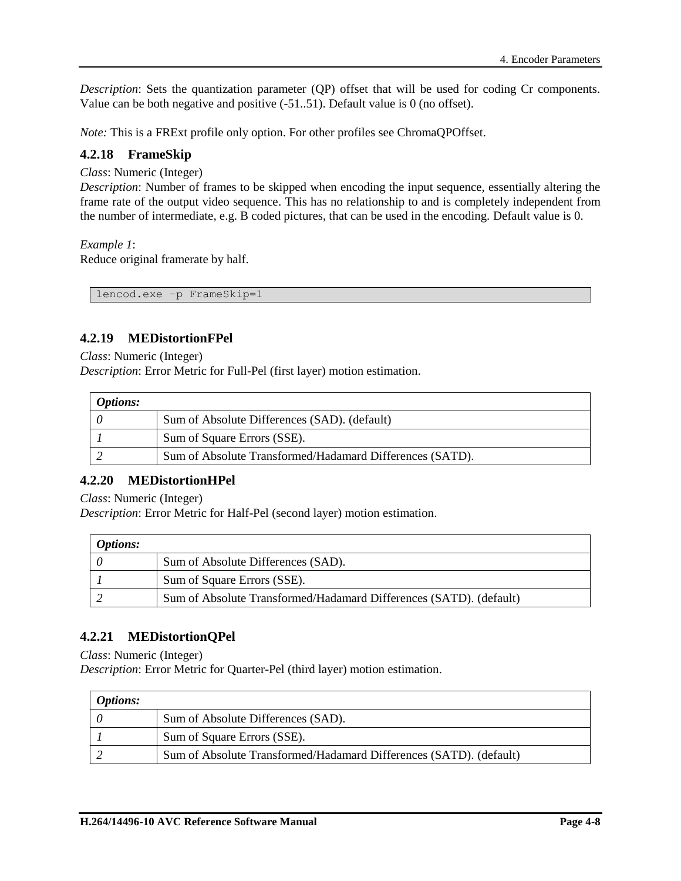*Description*: Sets the quantization parameter (QP) offset that will be used for coding Cr components. Value can be both negative and positive (-51..51). Default value is 0 (no offset).

*Note:* This is a FRExt profile only option. For other profiles see ChromaQPOffset.

### 4.2.18 FrameSkip

*Class*: Numeric (Integer)
*Description*: Number of frames to be skipped when encoding the input sequence, essentially altering the frame rate of the output video sequence. This has no relationship to and is completely independent from the number of intermediate, e.g. B coded pictures, that can be used in the encoding. Default value is 0.

*Example 1*:
Reduce original framerate by half.

```
lencod.exe –p FrameSkip=1
```

### 4.2.19 MEDistortionFPel

*Class*: Numeric (Integer)
*Description*: Error Metric for Full-Pel (first layer) motion estimation.

| ***Options:*** | |
|---|---|
| *0* | Sum of Absolute Differences (SAD). (default) |
| *1* | Sum of Square Errors (SSE). |
| *2* | Sum of Absolute Transformed/Hadamard Differences (SATD). |

### 4.2.20 MEDistortionHPel

*Class*: Numeric (Integer)
*Description*: Error Metric for Half-Pel (second layer) motion estimation.

| ***Options:*** | |
|---|---|
| *0* | Sum of Absolute Differences (SAD). |
| *1* | Sum of Square Errors (SSE). |
| *2* | Sum of Absolute Transformed/Hadamard Differences (SATD). (default) |

### 4.2.21 MEDistortionQPel

*Class*: Numeric (Integer)
*Description*: Error Metric for Quarter-Pel (third layer) motion estimation.

| ***Options:*** | |
|---|---|
| *0* | Sum of Absolute Differences (SAD). |
| *1* | Sum of Square Errors (SSE). |
| *2* | Sum of Absolute Transformed/Hadamard Differences (SATD). (default) |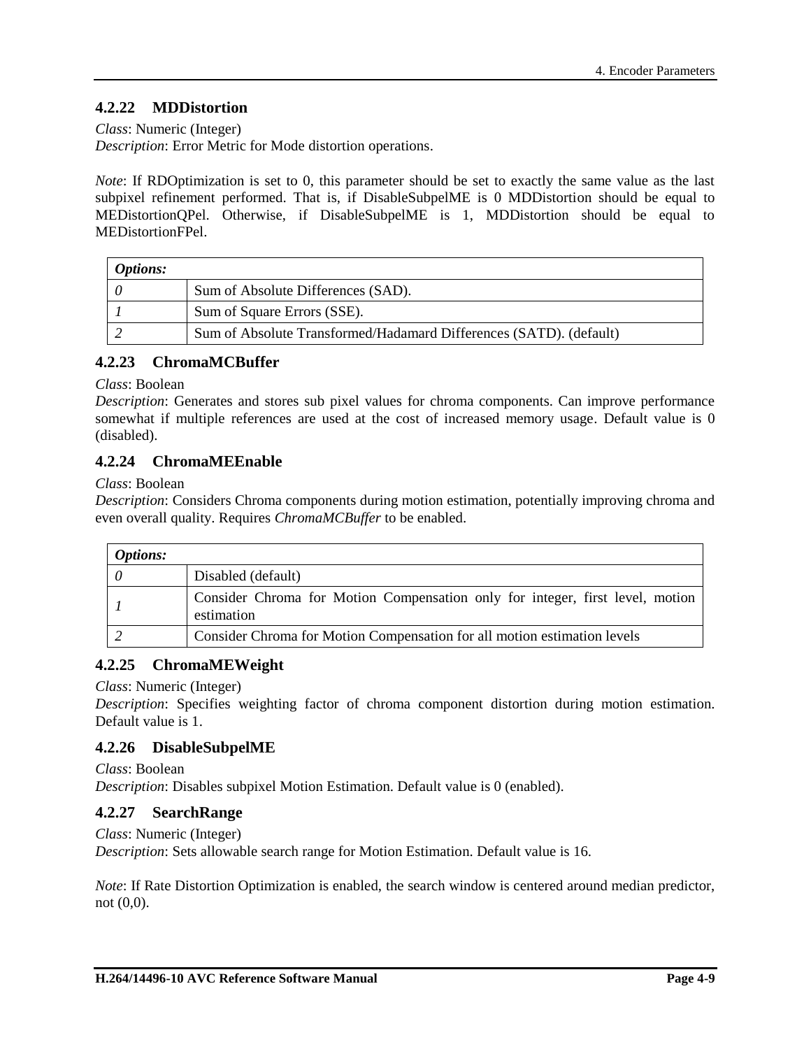### 4.2.22 MDDistortion

*Class*: Numeric (Integer)
*Description*: Error Metric for Mode distortion operations.

*Note*: If RDOptimization is set to 0, this parameter should be set to exactly the same value as the last subpixel refinement performed. That is, if DisableSubpelME is 0 MDDistortion should be equal to MEDistortionQPel. Otherwise, if DisableSubpelME is 1, MDDistortion should be equal to MEDistortionFPel.

| ***Options:*** | |
|---|---|
| *0* | Sum of Absolute Differences (SAD). |
| *1* | Sum of Square Errors (SSE). |
| *2* | Sum of Absolute Transformed/Hadamard Differences (SATD). (default) |

### 4.2.23 ChromaMCBuffer

*Class*: Boolean
*Description*: Generates and stores sub pixel values for chroma components. Can improve performance somewhat if multiple references are used at the cost of increased memory usage. Default value is 0 (disabled).

### 4.2.24 ChromaMEEnable

*Class*: Boolean
*Description*: Considers Chroma components during motion estimation, potentially improving chroma and even overall quality. Requires *ChromaMCBuffer* to be enabled.

| ***Options:*** | |
|---|---|
| *0* | Disabled (default) |
| *1* | Consider Chroma for Motion Compensation only for integer, first level, motion estimation |
| *2* | Consider Chroma for Motion Compensation for all motion estimation levels |

### 4.2.25 ChromaMEWeight

*Class*: Numeric (Integer)
*Description*: Specifies weighting factor of chroma component distortion during motion estimation. Default value is 1.

### 4.2.26 DisableSubpelME

*Class*: Boolean
*Description*: Disables subpixel Motion Estimation. Default value is 0 (enabled).

### 4.2.27 SearchRange

*Class*: Numeric (Integer)
*Description*: Sets allowable search range for Motion Estimation. Default value is 16.

*Note*: If Rate Distortion Optimization is enabled, the search window is centered around median predictor, not (0,0).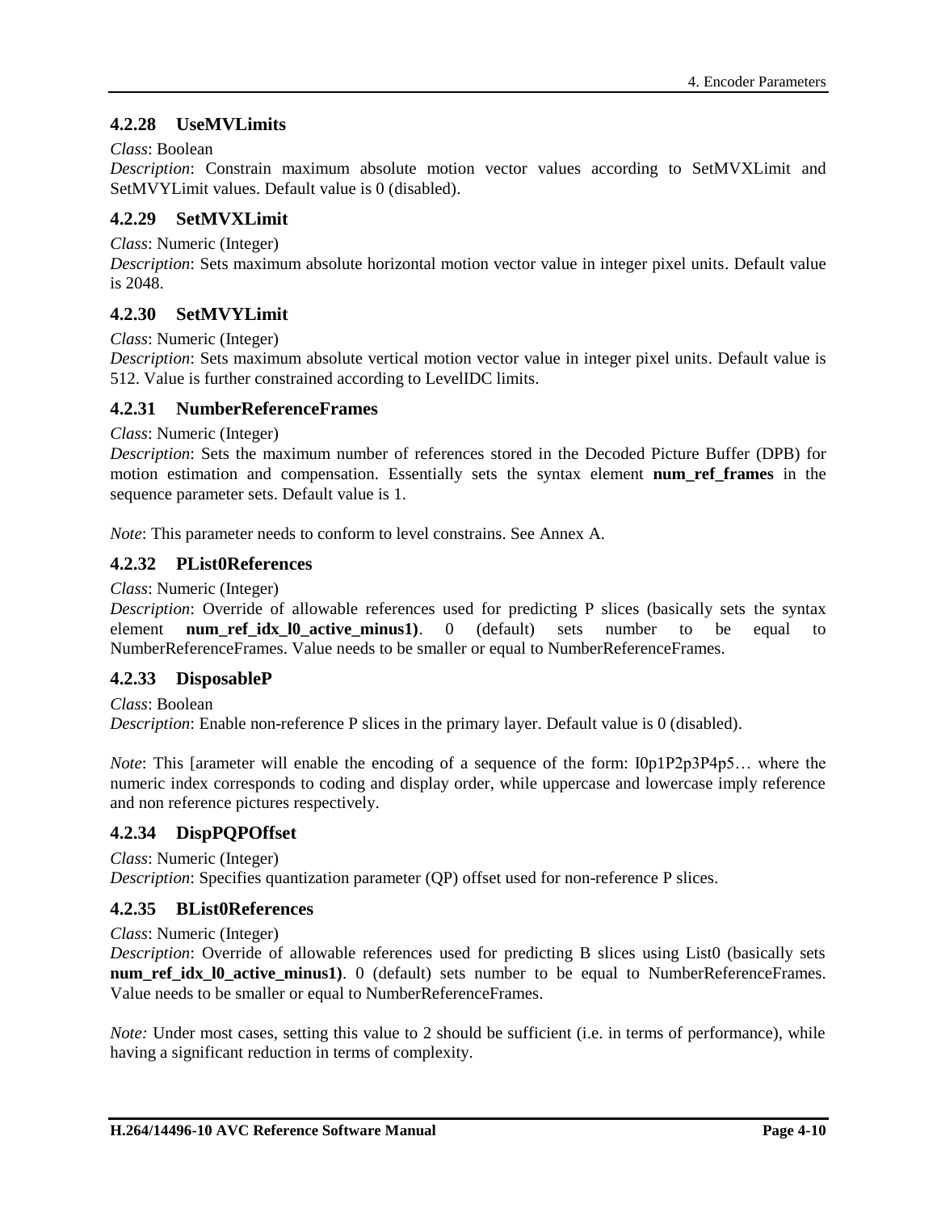### 4.2.28 UseMVLimits

*Class*: Boolean

*Description*: Constrain maximum absolute motion vector values according to SetMVXLimit and SetMVYLimit values. Default value is 0 (disabled).

### 4.2.29 SetMVXLimit

*Class*: Numeric (Integer)

*Description*: Sets maximum absolute horizontal motion vector value in integer pixel units. Default value is 2048.

### 4.2.30 SetMVYLimit

*Class*: Numeric (Integer)

*Description*: Sets maximum absolute vertical motion vector value in integer pixel units. Default value is 512. Value is further constrained according to LevelIDC limits.

### 4.2.31 NumberReferenceFrames

*Class*: Numeric (Integer)

*Description*: Sets the maximum number of references stored in the Decoded Picture Buffer (DPB) for motion estimation and compensation. Essentially sets the syntax element **num_ref_frames** in the sequence parameter sets. Default value is 1.

*Note*: This parameter needs to conform to level constrains. See Annex A.

### 4.2.32 PList0References

*Class*: Numeric (Integer)

*Description*: Override of allowable references used for predicting P slices (basically sets the syntax element **num_ref_idx_l0_active_minus1)**. 0 (default) sets number to be equal to NumberReferenceFrames. Value needs to be smaller or equal to NumberReferenceFrames.

### 4.2.33 DisposableP

*Class*: Boolean

*Description*: Enable non-reference P slices in the primary layer. Default value is 0 (disabled).

*Note*: This [arameter will enable the encoding of a sequence of the form: I0p1P2p3P4p5… where the numeric index corresponds to coding and display order, while uppercase and lowercase imply reference and non reference pictures respectively.

### 4.2.34 DispPQPOffset

*Class*: Numeric (Integer)

*Description*: Specifies quantization parameter (QP) offset used for non-reference P slices.

### 4.2.35 BList0References

*Class*: Numeric (Integer)

*Description*: Override of allowable references used for predicting B slices using List0 (basically sets **num_ref_idx_l0_active_minus1)**. 0 (default) sets number to be equal to NumberReferenceFrames. Value needs to be smaller or equal to NumberReferenceFrames.

*Note:* Under most cases, setting this value to 2 should be sufficient (i.e. in terms of performance), while having a significant reduction in terms of complexity.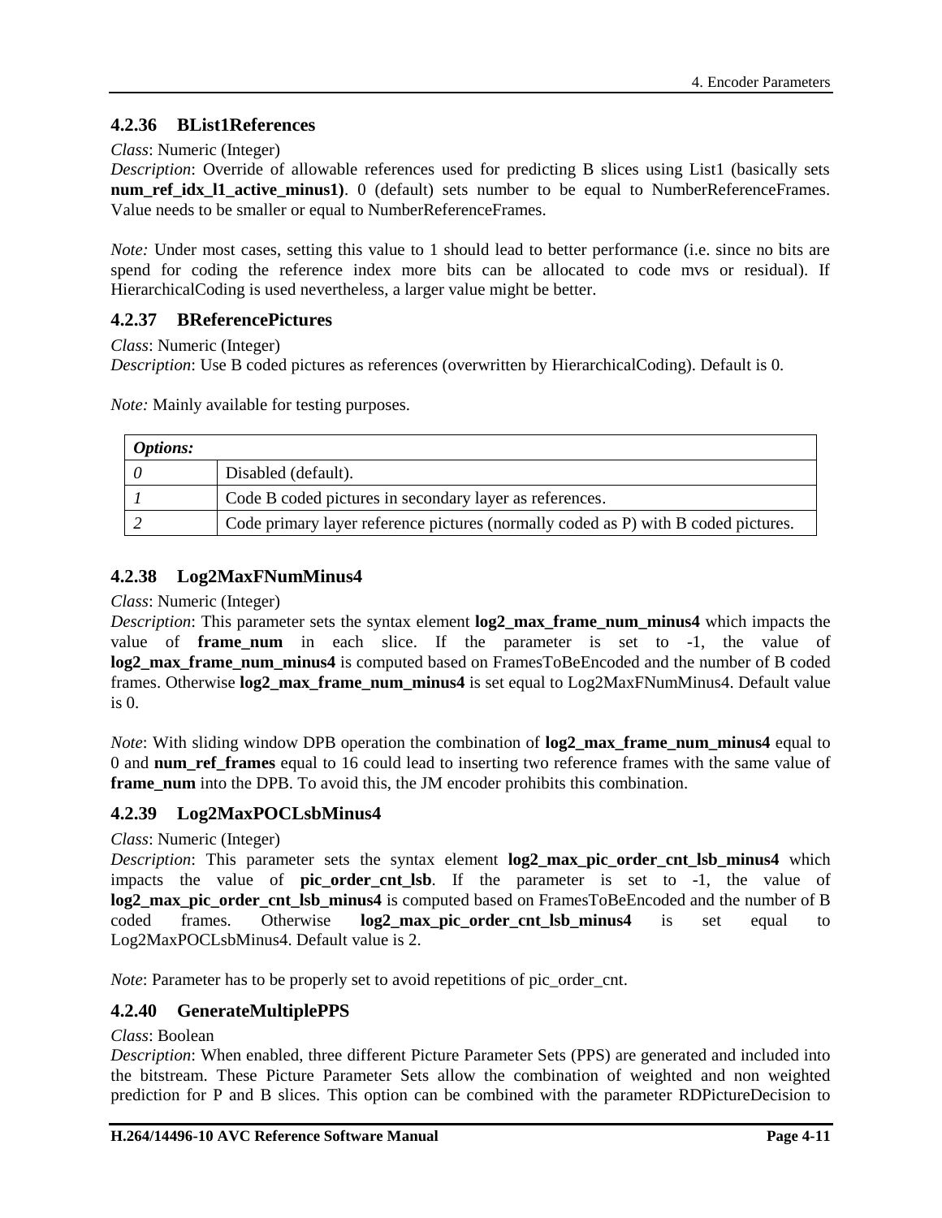### 4.2.36 BList1References

*Class*: Numeric (Integer)
*Description*: Override of allowable references used for predicting B slices using List1 (basically sets **num_ref_idx_l1_active_minus1)**. 0 (default) sets number to be equal to NumberReferenceFrames. Value needs to be smaller or equal to NumberReferenceFrames.

*Note:* Under most cases, setting this value to 1 should lead to better performance (i.e. since no bits are spend for coding the reference index more bits can be allocated to code mvs or residual). If HierarchicalCoding is used nevertheless, a larger value might be better.

### 4.2.37 BReferencePictures

*Class*: Numeric (Integer)
*Description*: Use B coded pictures as references (overwritten by HierarchicalCoding). Default is 0.

*Note:* Mainly available for testing purposes.

| ***Options:*** | |
|---|---|
| *0* | Disabled (default). |
| *1* | Code B coded pictures in secondary layer as references. |
| *2* | Code primary layer reference pictures (normally coded as P) with B coded pictures. |

### 4.2.38 Log2MaxFNumMinus4

*Class*: Numeric (Integer)
*Description*: This parameter sets the syntax element **log2_max_frame_num_minus4** which impacts the value of **frame_num** in each slice. If the parameter is set to -1, the value of **log2_max_frame_num_minus4** is computed based on FramesToBeEncoded and the number of B coded frames. Otherwise **log2_max_frame_num_minus4** is set equal to Log2MaxFNumMinus4. Default value is 0.

*Note*: With sliding window DPB operation the combination of **log2_max_frame_num_minus4** equal to 0 and **num_ref_frames** equal to 16 could lead to inserting two reference frames with the same value of **frame_num** into the DPB. To avoid this, the JM encoder prohibits this combination.

### 4.2.39 Log2MaxPOCLsbMinus4

*Class*: Numeric (Integer)
*Description*: This parameter sets the syntax element **log2_max_pic_order_cnt_lsb_minus4** which impacts the value of **pic_order_cnt_lsb**. If the parameter is set to -1, the value of **log2_max_pic_order_cnt_lsb_minus4** is computed based on FramesToBeEncoded and the number of B coded frames. Otherwise **log2_max_pic_order_cnt_lsb_minus4** is set equal to Log2MaxPOCLsbMinus4. Default value is 2.

*Note*: Parameter has to be properly set to avoid repetitions of pic_order_cnt.

### 4.2.40 GenerateMultiplePPS

*Class*: Boolean
*Description*: When enabled, three different Picture Parameter Sets (PPS) are generated and included into the bitstream. These Picture Parameter Sets allow the combination of weighted and non weighted prediction for P and B slices. This option can be combined with the parameter RDPictureDecision to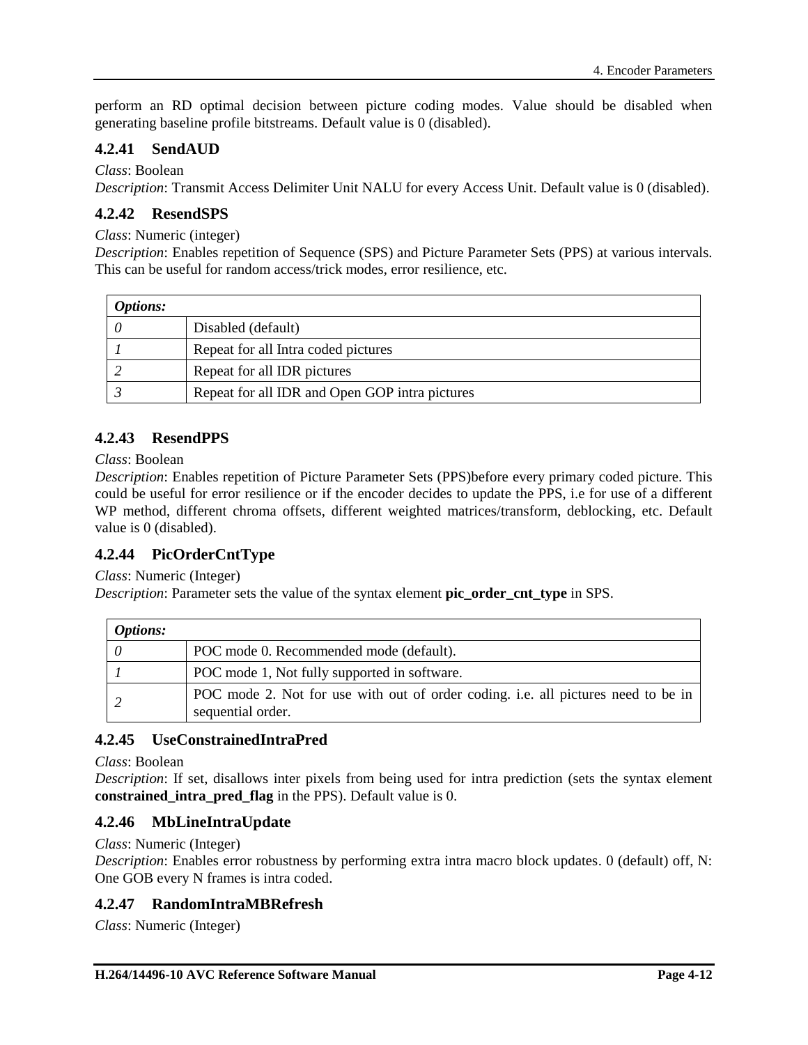perform an RD optimal decision between picture coding modes. Value should be disabled when generating baseline profile bitstreams. Default value is 0 (disabled).

### 4.2.41 SendAUD

*Class*: Boolean
*Description*: Transmit Access Delimiter Unit NALU for every Access Unit. Default value is 0 (disabled).

### 4.2.42 ResendSPS

*Class*: Numeric (integer)
*Description*: Enables repetition of Sequence (SPS) and Picture Parameter Sets (PPS) at various intervals. This can be useful for random access/trick modes, error resilience, etc.

| *Options:* | |
|---|---|
| *0* | Disabled (default) |
| *1* | Repeat for all Intra coded pictures |
| *2* | Repeat for all IDR pictures |
| *3* | Repeat for all IDR and Open GOP intra pictures |

### 4.2.43 ResendPPS

*Class*: Boolean
*Description*: Enables repetition of Picture Parameter Sets (PPS)before every primary coded picture. This could be useful for error resilience or if the encoder decides to update the PPS, i.e for use of a different WP method, different chroma offsets, different weighted matrices/transform, deblocking, etc. Default value is 0 (disabled).

### 4.2.44 PicOrderCntType

*Class*: Numeric (Integer)
*Description*: Parameter sets the value of the syntax element **pic_order_cnt_type** in SPS.

| *Options:* | |
|---|---|
| *0* | POC mode 0. Recommended mode (default). |
| *1* | POC mode 1, Not fully supported in software. |
| *2* | POC mode 2. Not for use with out of order coding. i.e. all pictures need to be in sequential order. |

### 4.2.45 UseConstrainedIntraPred

*Class*: Boolean
*Description*: If set, disallows inter pixels from being used for intra prediction (sets the syntax element **constrained_intra_pred_flag** in the PPS). Default value is 0.

### 4.2.46 MbLineIntraUpdate

*Class*: Numeric (Integer)
*Description*: Enables error robustness by performing extra intra macro block updates. 0 (default) off, N: One GOB every N frames is intra coded.

### 4.2.47 RandomIntraMBRefresh

*Class*: Numeric (Integer)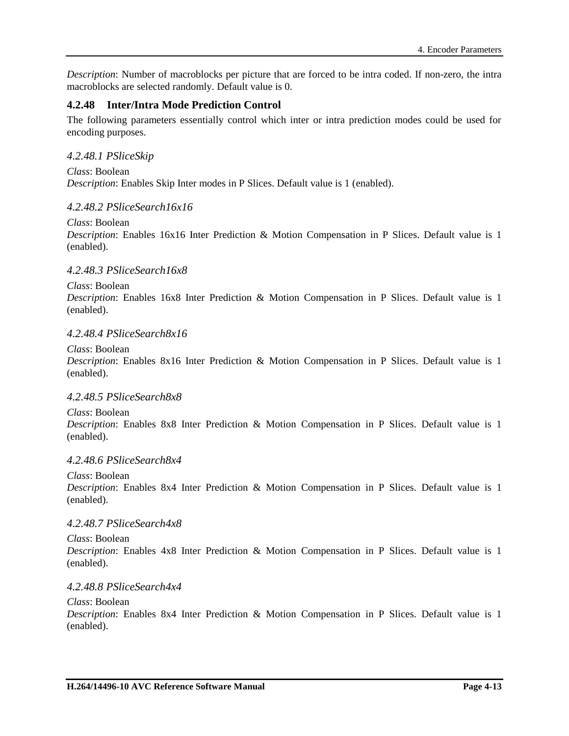*Description*: Number of macroblocks per picture that are forced to be intra coded. If non-zero, the intra macroblocks are selected randomly. Default value is 0.

### 4.2.48 Inter/Intra Mode Prediction Control

The following parameters essentially control which inter or intra prediction modes could be used for encoding purposes.

#### *4.2.48.1 PSliceSkip*

*Class*: Boolean
*Description*: Enables Skip Inter modes in P Slices. Default value is 1 (enabled).

#### *4.2.48.2 PSliceSearch16x16*

*Class*: Boolean
*Description*: Enables 16x16 Inter Prediction & Motion Compensation in P Slices. Default value is 1 (enabled).

#### *4.2.48.3 PSliceSearch16x8*

*Class*: Boolean
*Description*: Enables 16x8 Inter Prediction & Motion Compensation in P Slices. Default value is 1 (enabled).

#### *4.2.48.4 PSliceSearch8x16*

*Class*: Boolean
*Description*: Enables 8x16 Inter Prediction & Motion Compensation in P Slices. Default value is 1 (enabled).

#### *4.2.48.5 PSliceSearch8x8*

*Class*: Boolean
*Description*: Enables 8x8 Inter Prediction & Motion Compensation in P Slices. Default value is 1 (enabled).

#### *4.2.48.6 PSliceSearch8x4*

*Class*: Boolean
*Description*: Enables 8x4 Inter Prediction & Motion Compensation in P Slices. Default value is 1 (enabled).

#### *4.2.48.7 PSliceSearch4x8*

*Class*: Boolean
*Description*: Enables 4x8 Inter Prediction & Motion Compensation in P Slices. Default value is 1 (enabled).

#### *4.2.48.8 PSliceSearch4x4*

*Class*: Boolean
*Description*: Enables 8x4 Inter Prediction & Motion Compensation in P Slices. Default value is 1 (enabled).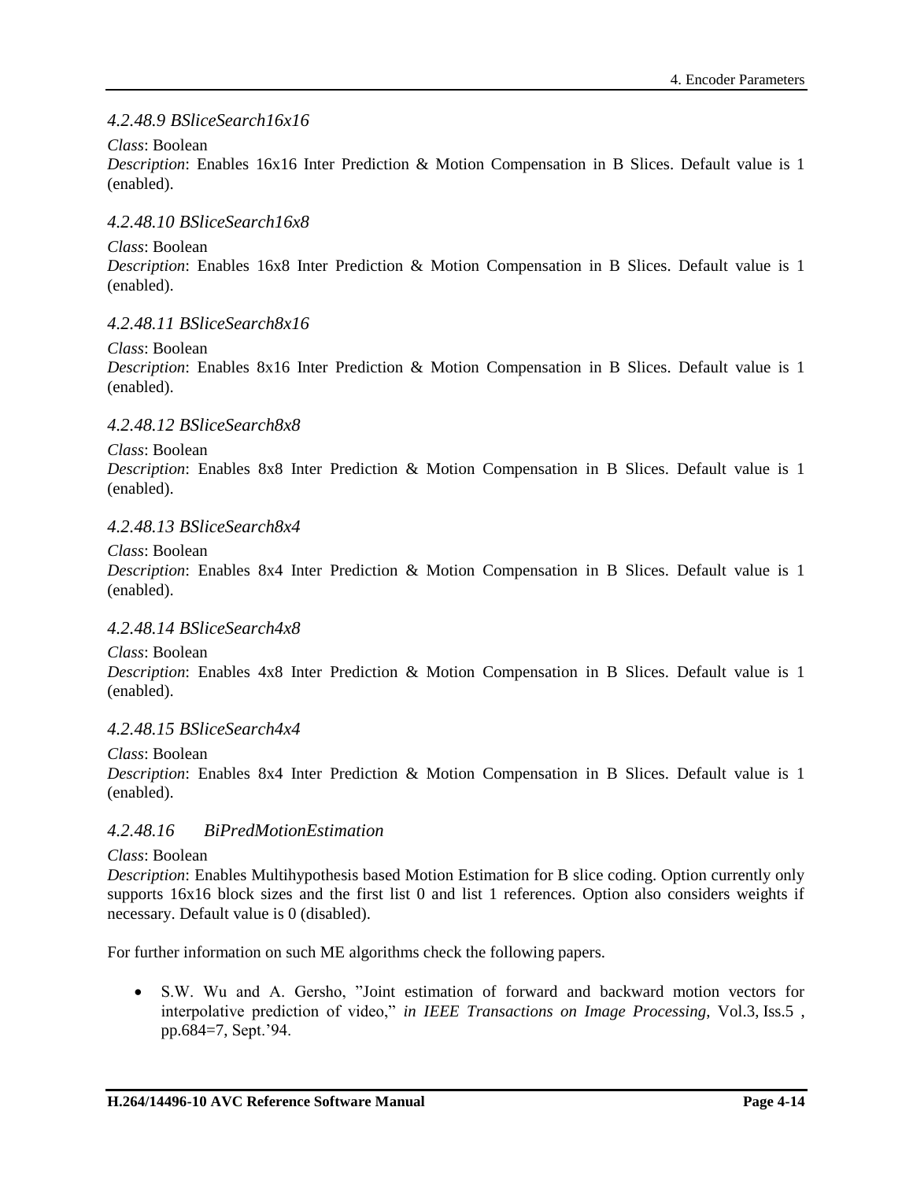#### *4.2.48.9 BSliceSearch16x16*

*Class*: Boolean
*Description*: Enables 16x16 Inter Prediction & Motion Compensation in B Slices. Default value is 1 (enabled).

#### *4.2.48.10 BSliceSearch16x8*

*Class*: Boolean
*Description*: Enables 16x8 Inter Prediction & Motion Compensation in B Slices. Default value is 1 (enabled).

#### *4.2.48.11 BSliceSearch8x16*

*Class*: Boolean
*Description*: Enables 8x16 Inter Prediction & Motion Compensation in B Slices. Default value is 1 (enabled).

#### *4.2.48.12 BSliceSearch8x8*

*Class*: Boolean
*Description*: Enables 8x8 Inter Prediction & Motion Compensation in B Slices. Default value is 1 (enabled).

#### *4.2.48.13 BSliceSearch8x4*

*Class*: Boolean
*Description*: Enables 8x4 Inter Prediction & Motion Compensation in B Slices. Default value is 1 (enabled).

#### *4.2.48.14 BSliceSearch4x8*

*Class*: Boolean
*Description*: Enables 4x8 Inter Prediction & Motion Compensation in B Slices. Default value is 1 (enabled).

#### *4.2.48.15 BSliceSearch4x4*

*Class*: Boolean
*Description*: Enables 8x4 Inter Prediction & Motion Compensation in B Slices. Default value is 1 (enabled).

#### *4.2.48.16 BiPredMotionEstimation*

*Class*: Boolean
*Description*: Enables Multihypothesis based Motion Estimation for B slice coding. Option currently only supports 16x16 block sizes and the first list 0 and list 1 references. Option also considers weights if necessary. Default value is 0 (disabled).

For further information on such ME algorithms check the following papers.

- S.W. Wu and A. Gersho, "Joint estimation of forward and backward motion vectors for interpolative prediction of video," *in IEEE Transactions on Image Processing*, Vol.3, Iss.5 , pp.684=7, Sept.'94.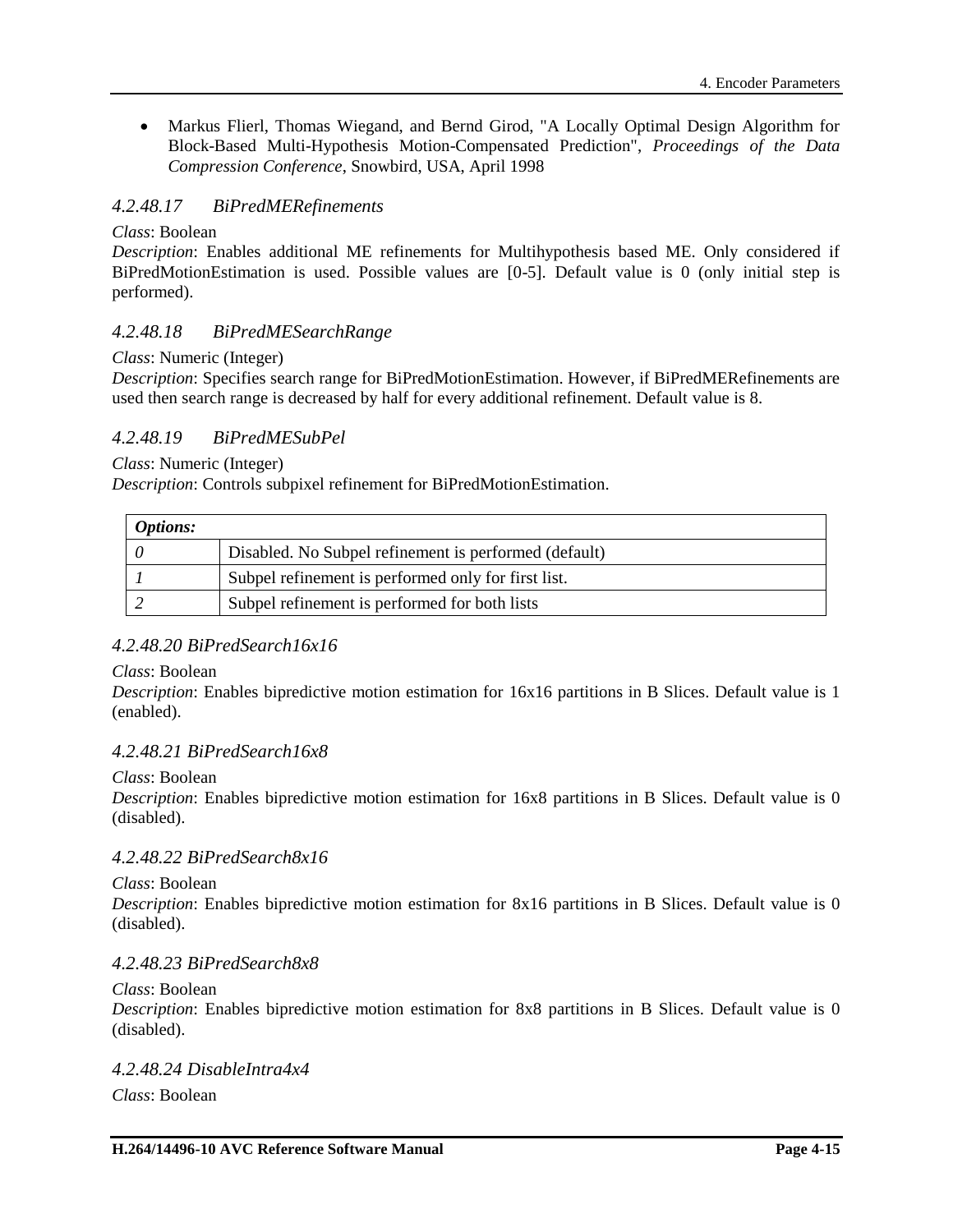- Markus Flierl, Thomas Wiegand, and Bernd Girod, "A Locally Optimal Design Algorithm for Block-Based Multi-Hypothesis Motion-Compensated Prediction", *Proceedings of the Data Compression Conference*, Snowbird, USA, April 1998

#### *4.2.48.17 BiPredMERefinements*

*Class*: Boolean
*Description*: Enables additional ME refinements for Multihypothesis based ME. Only considered if BiPredMotionEstimation is used. Possible values are [0-5]. Default value is 0 (only initial step is performed).

#### *4.2.48.18 BiPredMESearchRange*

*Class*: Numeric (Integer)
*Description*: Specifies search range for BiPredMotionEstimation. However, if BiPredMERefinements are used then search range is decreased by half for every additional refinement. Default value is 8.

#### *4.2.48.19 BiPredMESubPel*

*Class*: Numeric (Integer)
*Description*: Controls subpixel refinement for BiPredMotionEstimation.

| ***Options:*** | |
|---|---|
| *0* | Disabled. No Subpel refinement is performed (default) |
| *1* | Subpel refinement is performed only for first list. |
| *2* | Subpel refinement is performed for both lists |

#### *4.2.48.20 BiPredSearch16x16*

*Class*: Boolean
*Description*: Enables bipredictive motion estimation for 16x16 partitions in B Slices. Default value is 1 (enabled).

#### *4.2.48.21 BiPredSearch16x8*

*Class*: Boolean
*Description*: Enables bipredictive motion estimation for 16x8 partitions in B Slices. Default value is 0 (disabled).

#### *4.2.48.22 BiPredSearch8x16*

*Class*: Boolean
*Description*: Enables bipredictive motion estimation for 8x16 partitions in B Slices. Default value is 0 (disabled).

#### *4.2.48.23 BiPredSearch8x8*

*Class*: Boolean
*Description*: Enables bipredictive motion estimation for 8x8 partitions in B Slices. Default value is 0 (disabled).

#### *4.2.48.24 DisableIntra4x4*

*Class*: Boolean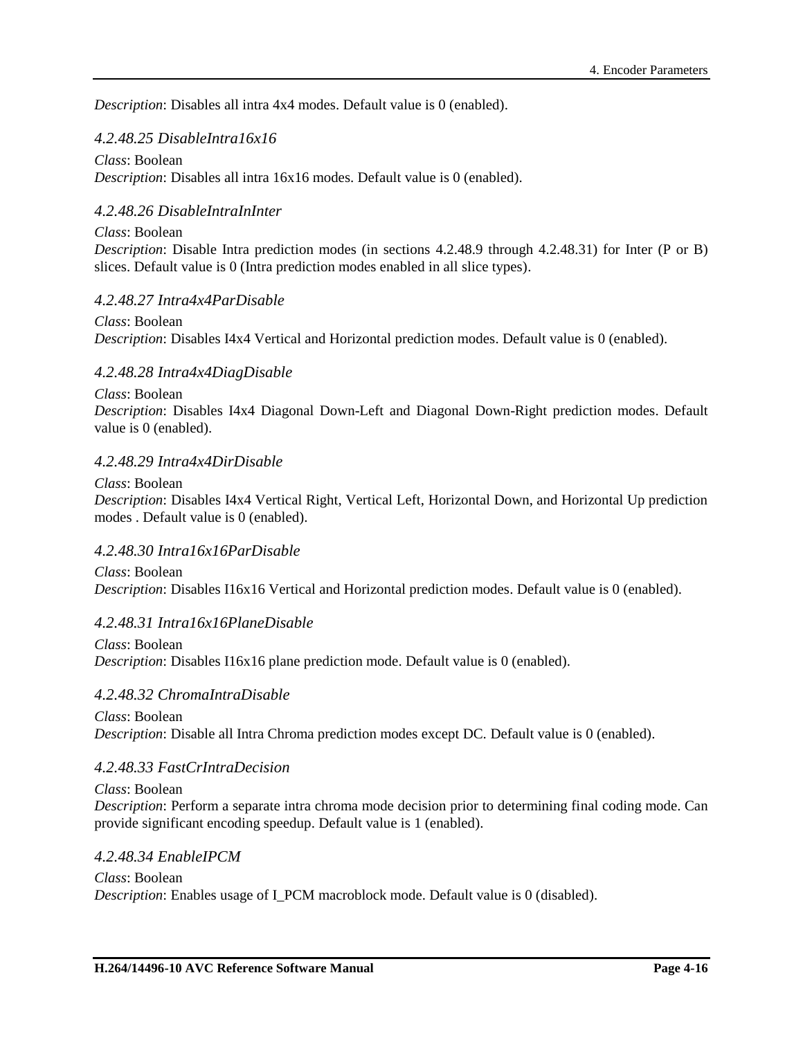*Description*: Disables all intra 4x4 modes. Default value is 0 (enabled).

#### *4.2.48.25 DisableIntra16x16*

*Class*: Boolean
*Description*: Disables all intra 16x16 modes. Default value is 0 (enabled).

#### *4.2.48.26 DisableIntraInInter*

*Class*: Boolean
*Description*: Disable Intra prediction modes (in sections 4.2.48.9 through 4.2.48.31) for Inter (P or B) slices. Default value is 0 (Intra prediction modes enabled in all slice types).

#### *4.2.48.27 Intra4x4ParDisable*

*Class*: Boolean
*Description*: Disables I4x4 Vertical and Horizontal prediction modes. Default value is 0 (enabled).

#### *4.2.48.28 Intra4x4DiagDisable*

*Class*: Boolean
*Description*: Disables I4x4 Diagonal Down-Left and Diagonal Down-Right prediction modes. Default value is 0 (enabled).

#### *4.2.48.29 Intra4x4DirDisable*

*Class*: Boolean
*Description*: Disables I4x4 Vertical Right, Vertical Left, Horizontal Down, and Horizontal Up prediction modes . Default value is 0 (enabled).

#### *4.2.48.30 Intra16x16ParDisable*

*Class*: Boolean
*Description*: Disables I16x16 Vertical and Horizontal prediction modes. Default value is 0 (enabled).

#### *4.2.48.31 Intra16x16PlaneDisable*

*Class*: Boolean
*Description*: Disables I16x16 plane prediction mode. Default value is 0 (enabled).

#### *4.2.48.32 ChromaIntraDisable*

*Class*: Boolean
*Description*: Disable all Intra Chroma prediction modes except DC. Default value is 0 (enabled).

#### *4.2.48.33 FastCrIntraDecision*

*Class*: Boolean
*Description*: Perform a separate intra chroma mode decision prior to determining final coding mode. Can provide significant encoding speedup. Default value is 1 (enabled).

#### *4.2.48.34 EnableIPCM*

*Class*: Boolean
*Description*: Enables usage of I_PCM macroblock mode. Default value is 0 (disabled).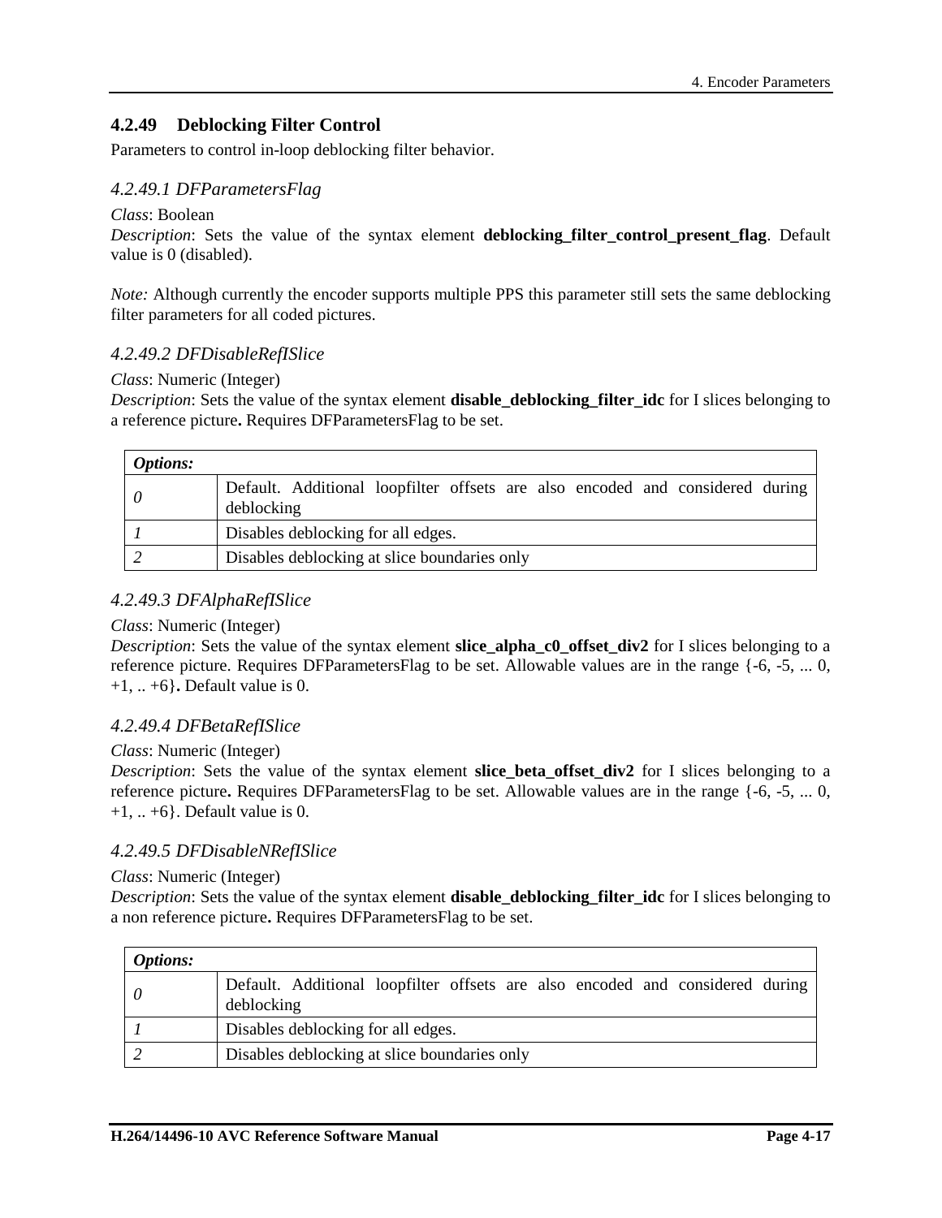### 4.2.49 Deblocking Filter Control

Parameters to control in-loop deblocking filter behavior.

#### *4.2.49.1 DFParametersFlag*

*Class*: Boolean
*Description*: Sets the value of the syntax element **deblocking_filter_control_present_flag**. Default value is 0 (disabled).

*Note:* Although currently the encoder supports multiple PPS this parameter still sets the same deblocking filter parameters for all coded pictures.

#### *4.2.49.2 DFDisableRefISlice*

*Class*: Numeric (Integer)
*Description*: Sets the value of the syntax element **disable_deblocking_filter_idc** for I slices belonging to a reference picture**.** Requires DFParametersFlag to be set.

| ***Options:*** | |
|---|---|
| *0* | Default. Additional loopfilter offsets are also encoded and considered during deblocking |
| *1* | Disables deblocking for all edges. |
| *2* | Disables deblocking at slice boundaries only |

#### *4.2.49.3 DFAlphaRefISlice*

*Class*: Numeric (Integer)
*Description*: Sets the value of the syntax element **slice_alpha_c0_offset_div2** for I slices belonging to a reference picture. Requires DFParametersFlag to be set. Allowable values are in the range {-6, -5, ... 0, +1, .. +6}**.** Default value is 0.

#### *4.2.49.4 DFBetaRefISlice*

*Class*: Numeric (Integer)
*Description*: Sets the value of the syntax element **slice_beta_offset_div2** for I slices belonging to a reference picture**.** Requires DFParametersFlag to be set. Allowable values are in the range {-6, -5, ... 0, +1, .. +6}. Default value is 0.

#### *4.2.49.5 DFDisableNRefISlice*

*Class*: Numeric (Integer)
*Description*: Sets the value of the syntax element **disable_deblocking_filter_idc** for I slices belonging to a non reference picture**.** Requires DFParametersFlag to be set.

| ***Options:*** | |
|---|---|
| *0* | Default. Additional loopfilter offsets are also encoded and considered during deblocking |
| *1* | Disables deblocking for all edges. |
| *2* | Disables deblocking at slice boundaries only |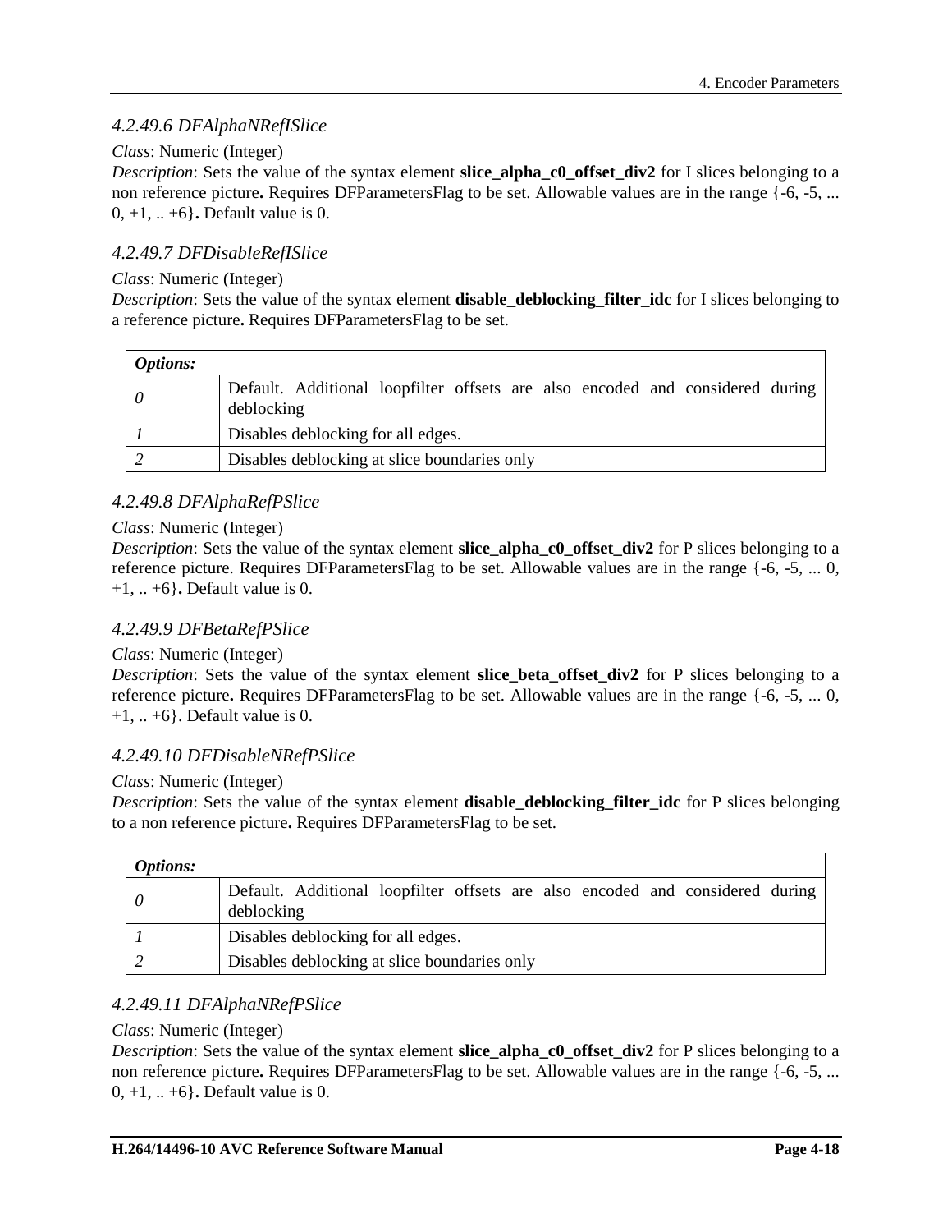#### *4.2.49.6 DFAlphaNRefISlice*

*Class*: Numeric (Integer)

*Description*: Sets the value of the syntax element **slice_alpha_c0_offset_div2** for I slices belonging to a non reference picture. Requires DFParametersFlag to be set. Allowable values are in the range {-6, -5, ... 0, +1, .. +6}. Default value is 0.

#### *4.2.49.7 DFDisableRefISlice*

*Class*: Numeric (Integer)

*Description*: Sets the value of the syntax element **disable_deblocking_filter_idc** for I slices belonging to a reference picture. Requires DFParametersFlag to be set.

| ***Options:*** | |
|---|---|
| *0* | Default. Additional loopfilter offsets are also encoded and considered during deblocking |
| *1* | Disables deblocking for all edges. |
| *2* | Disables deblocking at slice boundaries only |

#### *4.2.49.8 DFAlphaRefPSlice*

*Class*: Numeric (Integer)

*Description*: Sets the value of the syntax element **slice_alpha_c0_offset_div2** for P slices belonging to a reference picture. Requires DFParametersFlag to be set. Allowable values are in the range {-6, -5, ... 0, +1, .. +6}. Default value is 0.

#### *4.2.49.9 DFBetaRefPSlice*

*Class*: Numeric (Integer)

*Description*: Sets the value of the syntax element **slice_beta_offset_div2** for P slices belonging to a reference picture. Requires DFParametersFlag to be set. Allowable values are in the range {-6, -5, ... 0, +1, .. +6}. Default value is 0.

#### *4.2.49.10 DFDisableNRefPSlice*

*Class*: Numeric (Integer)

*Description*: Sets the value of the syntax element **disable_deblocking_filter_idc** for P slices belonging to a non reference picture. Requires DFParametersFlag to be set.

| ***Options:*** | |
|---|---|
| *0* | Default. Additional loopfilter offsets are also encoded and considered during deblocking |
| *1* | Disables deblocking for all edges. |
| *2* | Disables deblocking at slice boundaries only |

#### *4.2.49.11 DFAlphaNRefPSlice*

*Class*: Numeric (Integer)

*Description*: Sets the value of the syntax element **slice_alpha_c0_offset_div2** for P slices belonging to a non reference picture. Requires DFParametersFlag to be set. Allowable values are in the range {-6, -5, ... 0, +1, .. +6}. Default value is 0.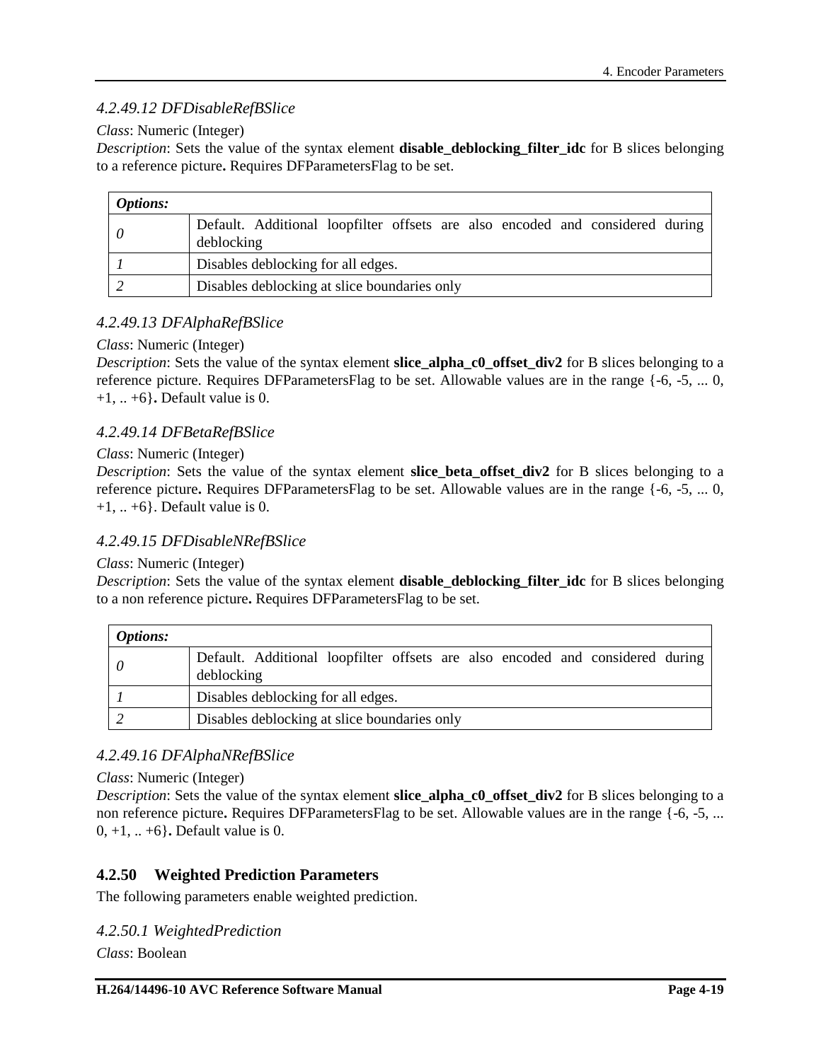#### *4.2.49.12 DFDisableRefBSlice*

*Class*: Numeric (Integer)

*Description*: Sets the value of the syntax element **disable_deblocking_filter_idc** for B slices belonging to a reference picture**.** Requires DFParametersFlag to be set.

| ***Options:*** | |
|---|---|
| *0* | Default. Additional loopfilter offsets are also encoded and considered during deblocking |
| *1* | Disables deblocking for all edges. |
| *2* | Disables deblocking at slice boundaries only |

#### *4.2.49.13 DFAlphaRefBSlice*

*Class*: Numeric (Integer)

*Description*: Sets the value of the syntax element **slice_alpha_c0_offset_div2** for B slices belonging to a reference picture. Requires DFParametersFlag to be set. Allowable values are in the range {-6, -5, ... 0, +1, .. +6}**.** Default value is 0.

#### *4.2.49.14 DFBetaRefBSlice*

*Class*: Numeric (Integer)

*Description*: Sets the value of the syntax element **slice_beta_offset_div2** for B slices belonging to a reference picture**.** Requires DFParametersFlag to be set. Allowable values are in the range {-6, -5, ... 0, +1, .. +6}. Default value is 0.

#### *4.2.49.15 DFDisableNRefBSlice*

*Class*: Numeric (Integer)

*Description*: Sets the value of the syntax element **disable_deblocking_filter_idc** for B slices belonging to a non reference picture**.** Requires DFParametersFlag to be set.

| ***Options:*** | |
|---|---|
| *0* | Default. Additional loopfilter offsets are also encoded and considered during deblocking |
| *1* | Disables deblocking for all edges. |
| *2* | Disables deblocking at slice boundaries only |

#### *4.2.49.16 DFAlphaNRefBSlice*

*Class*: Numeric (Integer)

*Description*: Sets the value of the syntax element **slice_alpha_c0_offset_div2** for B slices belonging to a non reference picture**.** Requires DFParametersFlag to be set. Allowable values are in the range {-6, -5, ... 0, +1, .. +6}**.** Default value is 0.

### 4.2.50 Weighted Prediction Parameters

The following parameters enable weighted prediction.

#### *4.2.50.1 WeightedPrediction*

*Class*: Boolean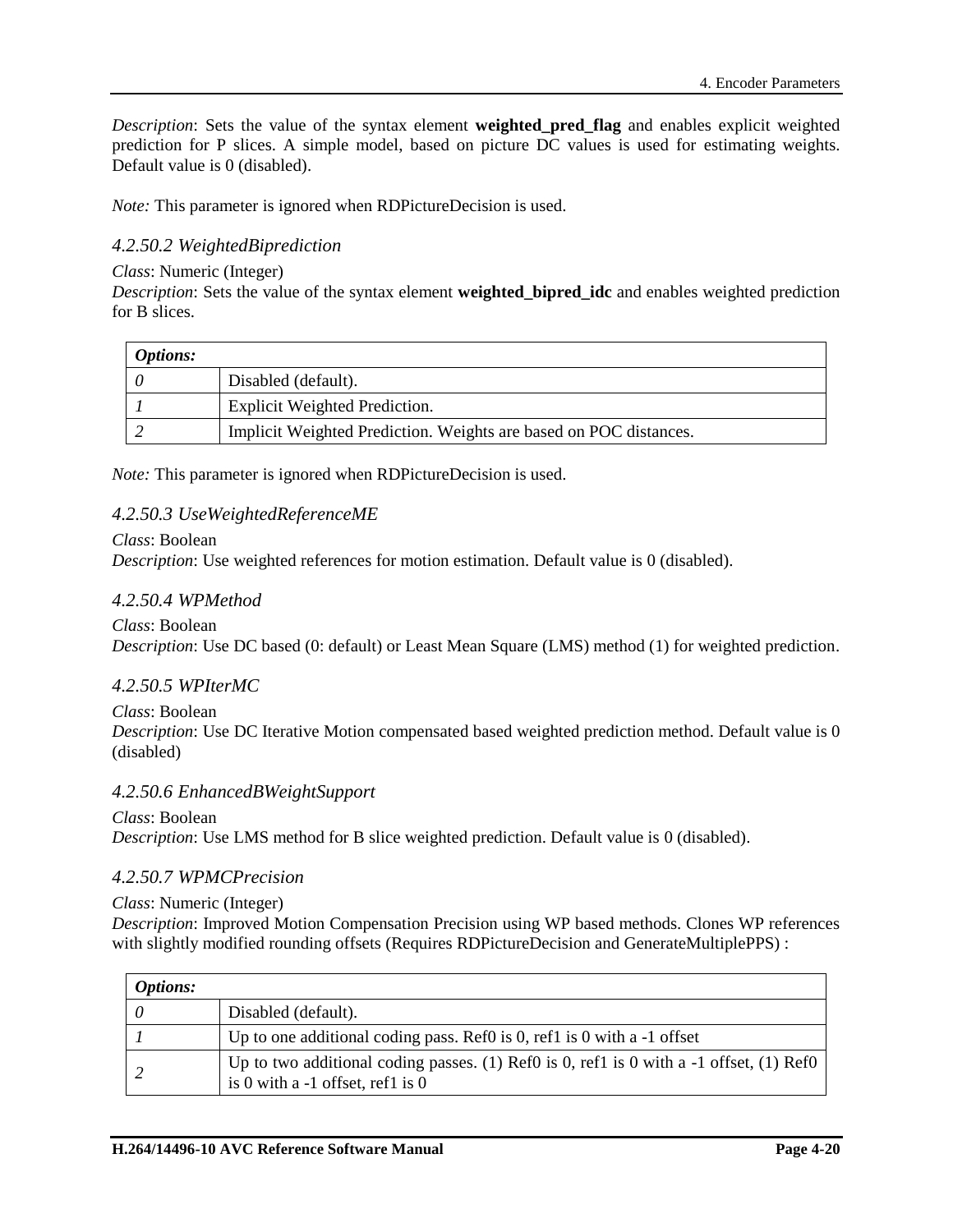*Description*: Sets the value of the syntax element **weighted_pred_flag** and enables explicit weighted prediction for P slices. A simple model, based on picture DC values is used for estimating weights. Default value is 0 (disabled).

*Note:* This parameter is ignored when RDPictureDecision is used.

#### *4.2.50.2 WeightedBiprediction*

*Class*: Numeric (Integer)
*Description*: Sets the value of the syntax element **weighted_bipred_idc** and enables weighted prediction for B slices.

| ***Options:*** | |
|---|---|
| *0* | Disabled (default). |
| *1* | Explicit Weighted Prediction. |
| *2* | Implicit Weighted Prediction. Weights are based on POC distances. |

*Note:* This parameter is ignored when RDPictureDecision is used.

#### *4.2.50.3 UseWeightedReferenceME*

*Class*: Boolean
*Description*: Use weighted references for motion estimation. Default value is 0 (disabled).

#### *4.2.50.4 WPMethod*

*Class*: Boolean
*Description*: Use DC based (0: default) or Least Mean Square (LMS) method (1) for weighted prediction.

#### *4.2.50.5 WPIterMC*

*Class*: Boolean
*Description*: Use DC Iterative Motion compensated based weighted prediction method. Default value is 0 (disabled)

#### *4.2.50.6 EnhancedBWeightSupport*

*Class*: Boolean
*Description*: Use LMS method for B slice weighted prediction. Default value is 0 (disabled).

#### *4.2.50.7 WPMCPrecision*

*Class*: Numeric (Integer)
*Description*: Improved Motion Compensation Precision using WP based methods. Clones WP references with slightly modified rounding offsets (Requires RDPictureDecision and GenerateMultiplePPS) :

| ***Options:*** | |
|---|---|
| *0* | Disabled (default). |
| *1* | Up to one additional coding pass. Ref0 is 0, ref1 is 0 with a -1 offset |
| *2* | Up to two additional coding passes. (1) Ref0 is 0, ref1 is 0 with a -1 offset, (1) Ref0 is 0 with a -1 offset, ref1 is 0 |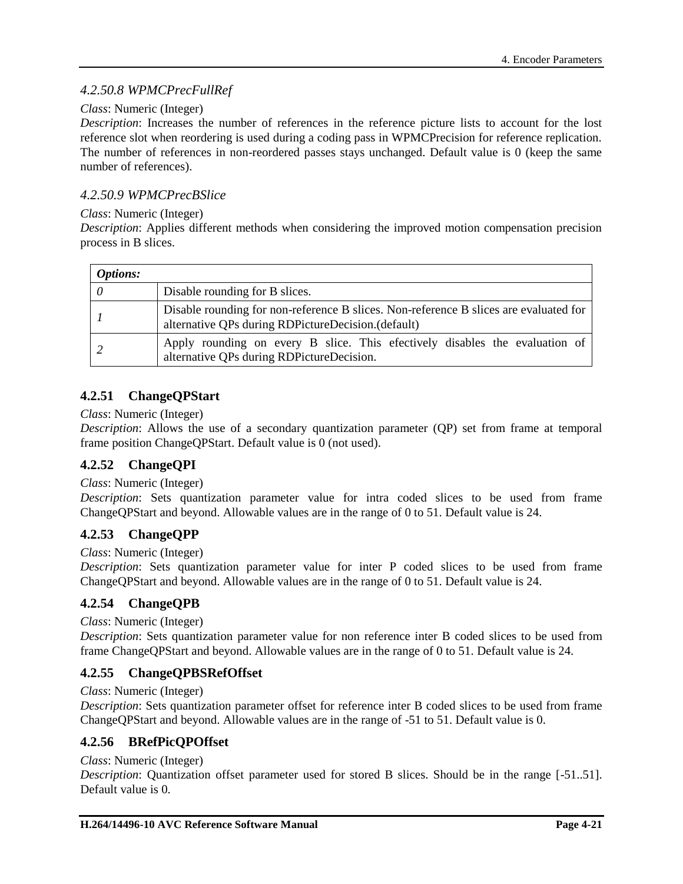#### *4.2.50.8 WPMCPrecFullRef*

*Class*: Numeric (Integer)
*Description*: Increases the number of references in the reference picture lists to account for the lost reference slot when reordering is used during a coding pass in WPMCPrecision for reference replication. The number of references in non-reordered passes stays unchanged. Default value is 0 (keep the same number of references).

#### *4.2.50.9 WPMCPrecBSlice*

*Class*: Numeric (Integer)
*Description*: Applies different methods when considering the improved motion compensation precision process in B slices.

| ***Options:*** | |
|---|---|
| *0* | Disable rounding for B slices. |
| *1* | Disable rounding for non-reference B slices. Non-reference B slices are evaluated for alternative QPs during RDPictureDecision.(default) |
| *2* | Apply rounding on every B slice. This efectively disables the evaluation of alternative QPs during RDPictureDecision. |

### 4.2.51 ChangeQPStart

*Class*: Numeric (Integer)
*Description*: Allows the use of a secondary quantization parameter (QP) set from frame at temporal frame position ChangeQPStart. Default value is 0 (not used).

### 4.2.52 ChangeQPI

*Class*: Numeric (Integer)
*Description*: Sets quantization parameter value for intra coded slices to be used from frame ChangeQPStart and beyond. Allowable values are in the range of 0 to 51. Default value is 24.

### 4.2.53 ChangeQPP

*Class*: Numeric (Integer)
*Description*: Sets quantization parameter value for inter P coded slices to be used from frame ChangeQPStart and beyond. Allowable values are in the range of 0 to 51. Default value is 24.

### 4.2.54 ChangeQPB

*Class*: Numeric (Integer)
*Description*: Sets quantization parameter value for non reference inter B coded slices to be used from frame ChangeQPStart and beyond. Allowable values are in the range of 0 to 51. Default value is 24.

### 4.2.55 ChangeQPBSRefOffset

*Class*: Numeric (Integer)
*Description*: Sets quantization parameter offset for reference inter B coded slices to be used from frame ChangeQPStart and beyond. Allowable values are in the range of -51 to 51. Default value is 0.

### 4.2.56 BRefPicQPOffset

*Class*: Numeric (Integer)
*Description*: Quantization offset parameter used for stored B slices. Should be in the range [-51..51]. Default value is 0.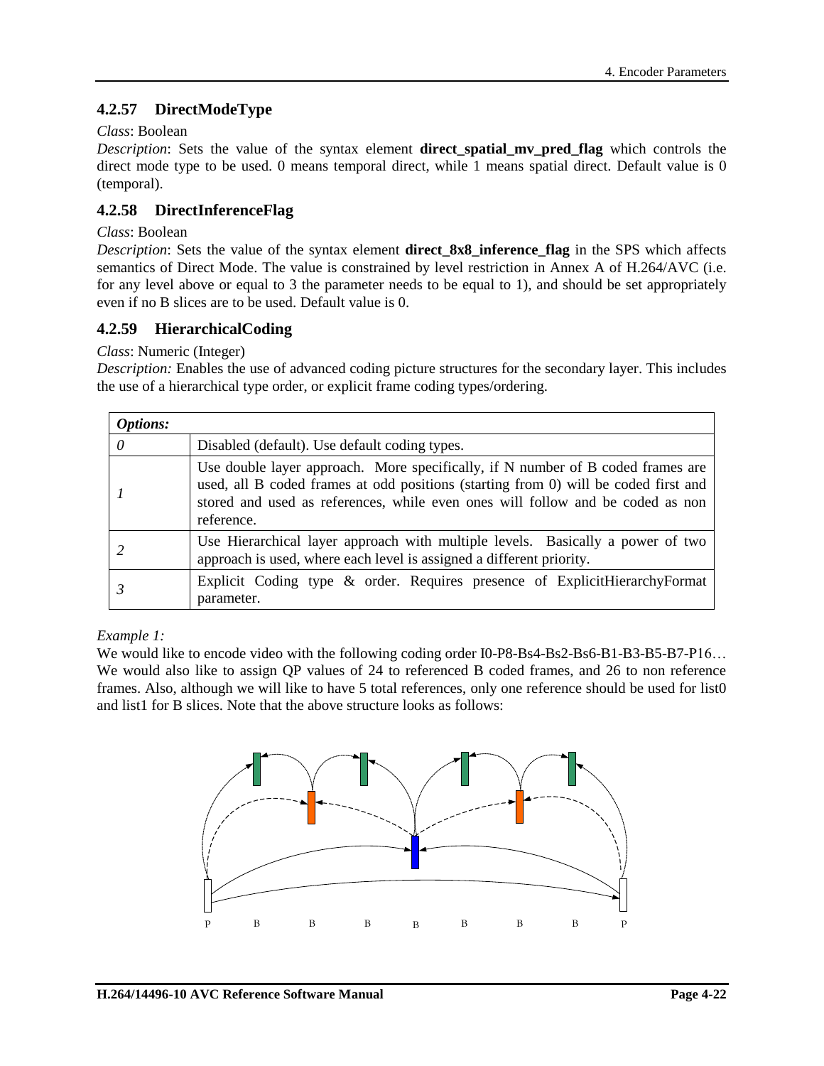### 4.2.57 DirectModeType

*Class*: Boolean

*Description*: Sets the value of the syntax element **direct_spatial_mv_pred_flag** which controls the direct mode type to be used. 0 means temporal direct, while 1 means spatial direct. Default value is 0 (temporal).

### 4.2.58 DirectInferenceFlag

*Class*: Boolean

*Description*: Sets the value of the syntax element **direct_8x8_inference_flag** in the SPS which affects semantics of Direct Mode. The value is constrained by level restriction in Annex A of H.264/AVC (i.e. for any level above or equal to 3 the parameter needs to be equal to 1), and should be set appropriately even if no B slices are to be used. Default value is 0.

### 4.2.59 HierarchicalCoding

*Class*: Numeric (Integer)

*Description:* Enables the use of advanced coding picture structures for the secondary layer. This includes the use of a hierarchical type order, or explicit frame coding types/ordering.

| ***Options:*** | |
|---|---|
| *0* | Disabled (default). Use default coding types. |
| *1* | Use double layer approach. More specifically, if N number of B coded frames are used, all B coded frames at odd positions (starting from 0) will be coded first and stored and used as references, while even ones will follow and be coded as non reference. |
| *2* | Use Hierarchical layer approach with multiple levels. Basically a power of two approach is used, where each level is assigned a different priority. |
| *3* | Explicit Coding type & order. Requires presence of ExplicitHierarchyFormat parameter. |

*Example 1:*

We would like to encode video with the following coding order I0-P8-Bs4-Bs2-Bs6-B1-B3-B5-B7-P16… We would also like to assign QP values of 24 to referenced B coded frames, and 26 to non reference frames. Also, although we will like to have 5 total references, only one reference should be used for list0 and list1 for B slices. Note that the above structure looks as follows:

P B B B B B B B P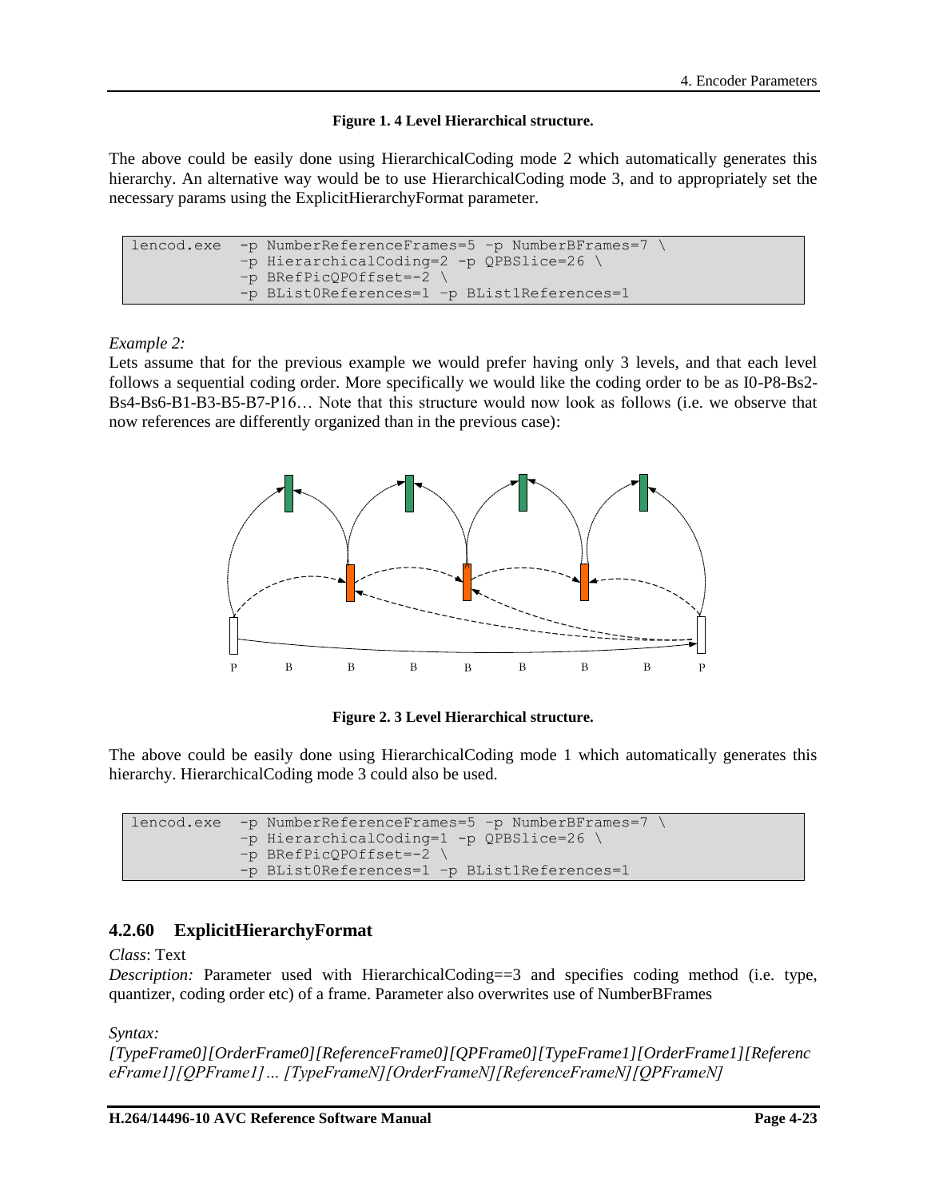**Figure 1. 4 Level Hierarchical structure.**

The above could be easily done using HierarchicalCoding mode 2 which automatically generates this hierarchy. An alternative way would be to use HierarchicalCoding mode 3, and to appropriately set the necessary params using the ExplicitHierarchyFormat parameter.

```
lencod.exe  -p NumberReferenceFrames=5 -p NumberBFrames=7 \
            -p HierarchicalCoding=2 -p QPBSlice=26 \
            -p BRefPicQPOffset=-2 \
            -p BList0References=1 -p BList1References=1
```

*Example 2:*

Lets assume that for the previous example we would prefer having only 3 levels, and that each level follows a sequential coding order. More specifically we would like the coding order to be as I0-P8-Bs2-Bs4-Bs6-B1-B3-B5-B7-P16… Note that this structure would now look as follows (i.e. we observe that now references are differently organized than in the previous case):

**Figure 2. 3 Level Hierarchical structure.**

The above could be easily done using HierarchicalCoding mode 1 which automatically generates this hierarchy. HierarchicalCoding mode 3 could also be used.

```
lencod.exe  -p NumberReferenceFrames=5 -p NumberBFrames=7 \
            -p HierarchicalCoding=1 -p QPBSlice=26 \
            -p BRefPicQPOffset=-2 \
            -p BList0References=1 -p BList1References=1
```

### 4.2.60 ExplicitHierarchyFormat

*Class*: Text

*Description:* Parameter used with HierarchicalCoding==3 and specifies coding method (i.e. type, quantizer, coding order etc) of a frame. Parameter also overwrites use of NumberBFrames

*Syntax:*

*[TypeFrame0][OrderFrame0][ReferenceFrame0][QPFrame0][TypeFrame1][OrderFrame1][ReferenceFrame1][QPFrame1]… [TypeFrameN][OrderFrameN][ReferenceFrameN][QPFrameN]*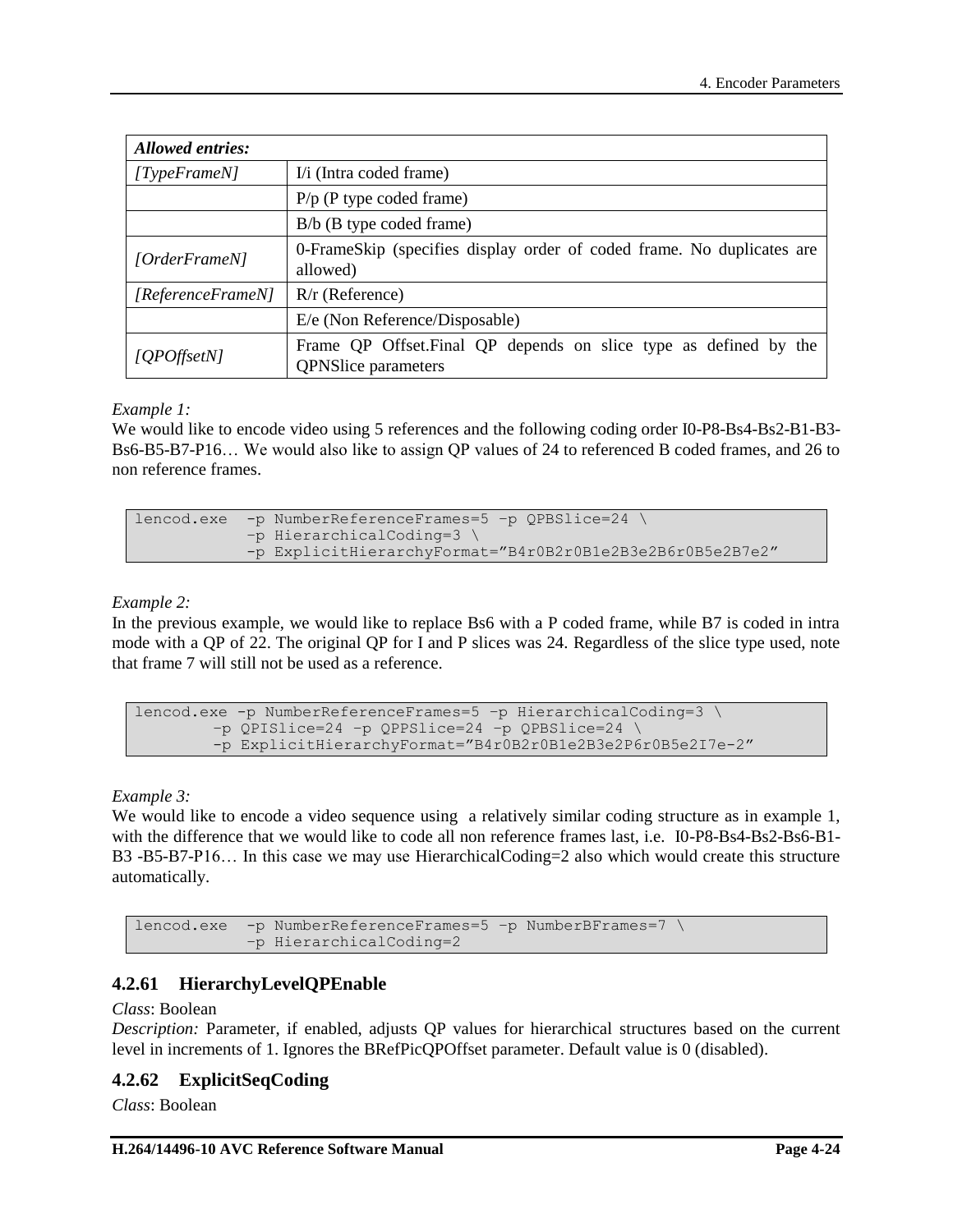| *Allowed entries:* | |
|---|---|
| *[TypeFrameN]* | I/i (Intra coded frame) |
| | P/p (P type coded frame) |
| | B/b (B type coded frame) |
| *[OrderFrameN]* | 0-FrameSkip (specifies display order of coded frame. No duplicates are allowed) |
| *[ReferenceFrameN]* | R/r (Reference) |
| | E/e (Non Reference/Disposable) |
| *[QPOffsetN]* | Frame QP Offset.Final QP depends on slice type as defined by the QPNSlice parameters |

*Example 1:*
We would like to encode video using 5 references and the following coding order I0-P8-Bs4-Bs2-B1-B3-Bs6-B5-B7-P16… We would also like to assign QP values of 24 to referenced B coded frames, and 26 to non reference frames.

```
lencod.exe  -p NumberReferenceFrames=5 –p QPBSlice=24 \
            –p HierarchicalCoding=3 \
            -p ExplicitHierarchyFormat=”B4r0B2r0B1e2B3e2B6r0B5e2B7e2”
```

*Example 2:*
In the previous example, we would like to replace Bs6 with a P coded frame, while B7 is coded in intra mode with a QP of 22. The original QP for I and P slices was 24. Regardless of the slice type used, note that frame 7 will still not be used as a reference.

```
lencod.exe -p NumberReferenceFrames=5 –p HierarchicalCoding=3 \
        –p QPISlice=24 –p QPPSlice=24 –p QPBSlice=24 \
        -p ExplicitHierarchyFormat=”B4r0B2r0B1e2B3e2P6r0B5e2I7e-2”
```

*Example 3:*
We would like to encode a video sequence using a relatively similar coding structure as in example 1, with the difference that we would like to code all non reference frames last, i.e. I0-P8-Bs4-Bs2-Bs6-B1-B3 -B5-B7-P16… In this case we may use HierarchicalCoding=2 also which would create this structure automatically.

```
lencod.exe  -p NumberReferenceFrames=5 –p NumberBFrames=7 \
            –p HierarchicalCoding=2
```

### 4.2.61 HierarchyLevelQPEnable

*Class*: Boolean
*Description:* Parameter, if enabled, adjusts QP values for hierarchical structures based on the current level in increments of 1. Ignores the BRefPicQPOffset parameter. Default value is 0 (disabled).

### 4.2.62 ExplicitSeqCoding

*Class*: Boolean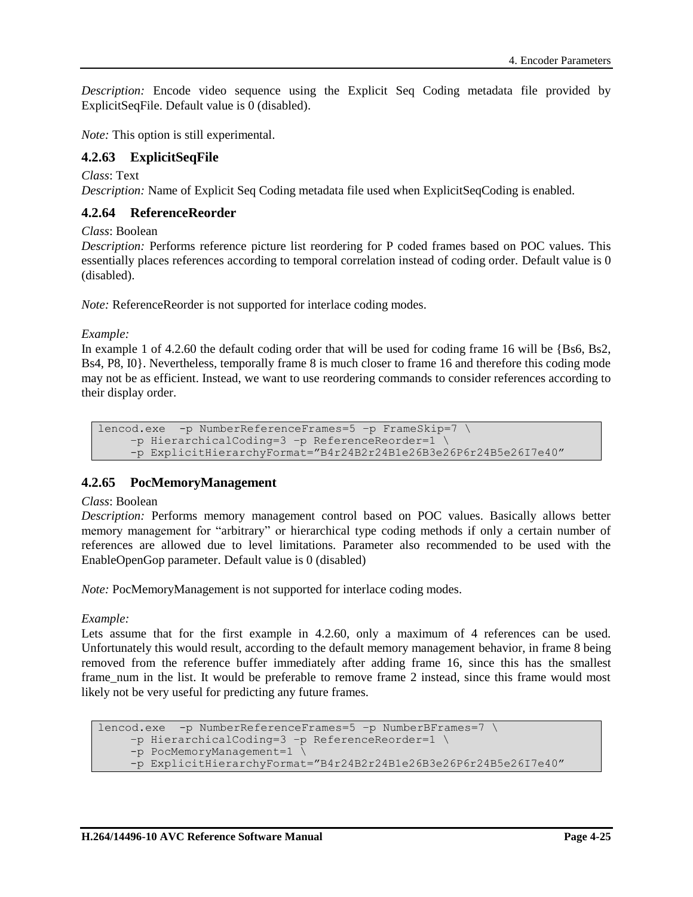*Description:* Encode video sequence using the Explicit Seq Coding metadata file provided by ExplicitSeqFile. Default value is 0 (disabled).

*Note:* This option is still experimental.

### 4.2.63 ExplicitSeqFile

*Class*: Text
*Description:* Name of Explicit Seq Coding metadata file used when ExplicitSeqCoding is enabled.

### 4.2.64 ReferenceReorder

*Class*: Boolean
*Description:* Performs reference picture list reordering for P coded frames based on POC values. This essentially places references according to temporal correlation instead of coding order. Default value is 0 (disabled).

*Note:* ReferenceReorder is not supported for interlace coding modes.

*Example:*
In example 1 of 4.2.60 the default coding order that will be used for coding frame 16 will be {Bs6, Bs2, Bs4, P8, I0}. Nevertheless, temporally frame 8 is much closer to frame 16 and therefore this coding mode may not be as efficient. Instead, we want to use reordering commands to consider references according to their display order.

```
lencod.exe  -p NumberReferenceFrames=5 –p FrameSkip=7 \
     –p HierarchicalCoding=3 –p ReferenceReorder=1 \
     -p ExplicitHierarchyFormat=”B4r24B2r24B1e26B3e26P6r24B5e26I7e40”
```

### 4.2.65 PocMemoryManagement

*Class*: Boolean
*Description:* Performs memory management control based on POC values. Basically allows better memory management for “arbitrary” or hierarchical type coding methods if only a certain number of references are allowed due to level limitations. Parameter also recommended to be used with the EnableOpenGop parameter. Default value is 0 (disabled)

*Note:* PocMemoryManagement is not supported for interlace coding modes.

*Example:*
Lets assume that for the first example in 4.2.60, only a maximum of 4 references can be used. Unfortunately this would result, according to the default memory management behavior, in frame 8 being removed from the reference buffer immediately after adding frame 16, since this has the smallest frame_num in the list. It would be preferable to remove frame 2 instead, since this frame would most likely not be very useful for predicting any future frames.

```
lencod.exe  -p NumberReferenceFrames=5 –p NumberBFrames=7 \
     –p HierarchicalCoding=3 –p ReferenceReorder=1 \
     -p PocMemoryManagement=1 \
     -p ExplicitHierarchyFormat=”B4r24B2r24B1e26B3e26P6r24B5e26I7e40”
```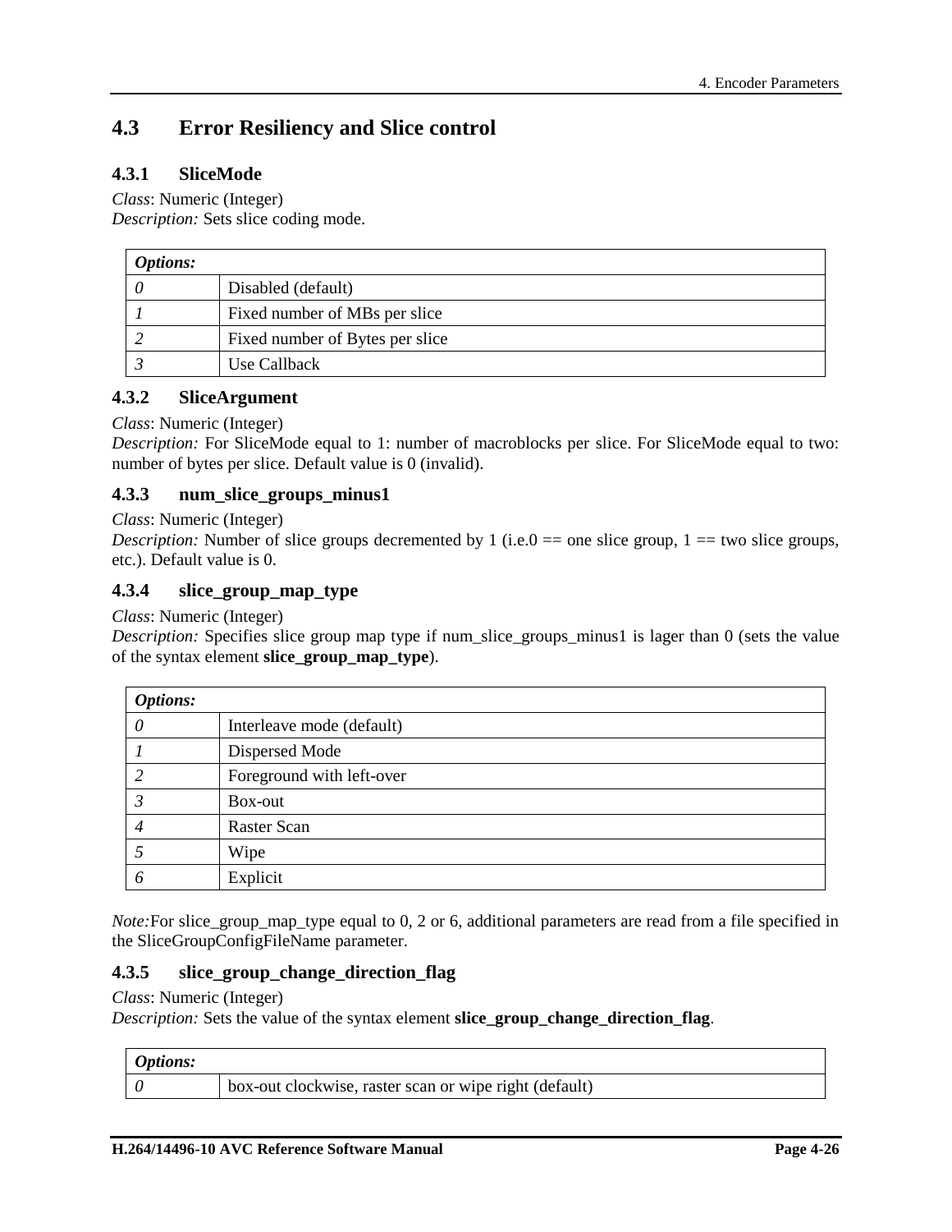## 4.3 Error Resiliency and Slice control

### 4.3.1 SliceMode

*Class*: Numeric (Integer)
*Description:* Sets slice coding mode.

| *Options:* | |
|---|---|
| *0* | Disabled (default) |
| *1* | Fixed number of MBs per slice |
| *2* | Fixed number of Bytes per slice |
| *3* | Use Callback |

### 4.3.2 SliceArgument

*Class*: Numeric (Integer)
*Description:* For SliceMode equal to 1: number of macroblocks per slice. For SliceMode equal to two: number of bytes per slice. Default value is 0 (invalid).

### 4.3.3 num_slice_groups_minus1

*Class*: Numeric (Integer)
*Description:* Number of slice groups decremented by 1 (i.e.0 == one slice group, 1 == two slice groups, etc.). Default value is 0.

### 4.3.4 slice_group_map_type

*Class*: Numeric (Integer)
*Description:* Specifies slice group map type if num_slice_groups_minus1 is lager than 0 (sets the value of the syntax element **slice_group_map_type**).

| *Options:* | |
|---|---|
| *0* | Interleave mode (default) |
| *1* | Dispersed Mode |
| *2* | Foreground with left-over |
| *3* | Box-out |
| *4* | Raster Scan |
| *5* | Wipe |
| *6* | Explicit |

*Note:*For slice_group_map_type equal to 0, 2 or 6, additional parameters are read from a file specified in the SliceGroupConfigFileName parameter.

### 4.3.5 slice_group_change_direction_flag

*Class*: Numeric (Integer)
*Description:* Sets the value of the syntax element **slice_group_change_direction_flag**.

| *Options:* | |
|---|---|
| *0* | box-out clockwise, raster scan or wipe right (default) |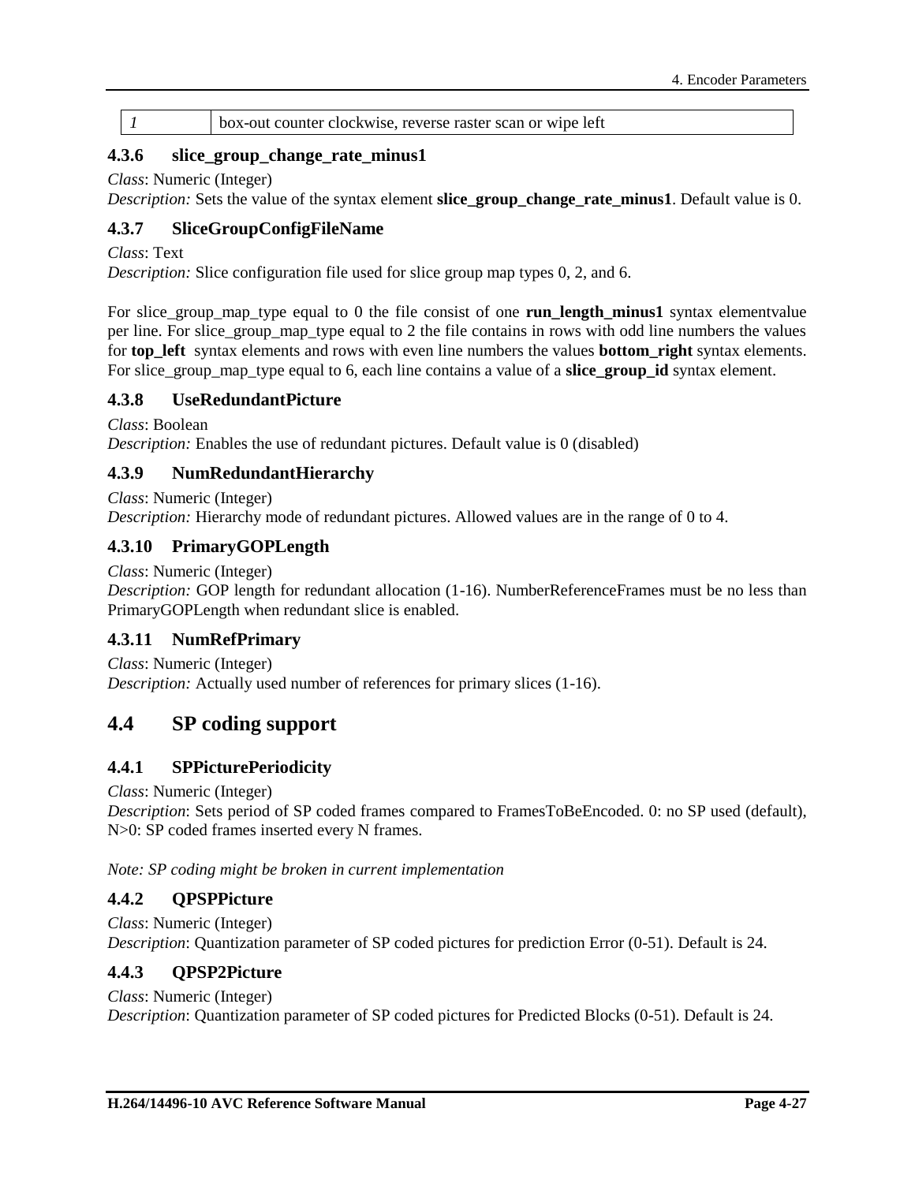| *1* | box-out counter clockwise, reverse raster scan or wipe left |
|---|---|

### 4.3.6 slice_group_change_rate_minus1

*Class*: Numeric (Integer)
*Description:* Sets the value of the syntax element **slice_group_change_rate_minus1**. Default value is 0.

### 4.3.7 SliceGroupConfigFileName

*Class*: Text
*Description:* Slice configuration file used for slice group map types 0, 2, and 6.

For slice_group_map_type equal to 0 the file consist of one **run_length_minus1** syntax elementvalue per line. For slice_group_map_type equal to 2 the file contains in rows with odd line numbers the values for **top_left** syntax elements and rows with even line numbers the values **bottom_right** syntax elements. For slice_group_map_type equal to 6, each line contains a value of a **slice_group_id** syntax element.

### 4.3.8 UseRedundantPicture

*Class*: Boolean
*Description:* Enables the use of redundant pictures. Default value is 0 (disabled)

### 4.3.9 NumRedundantHierarchy

*Class*: Numeric (Integer)
*Description:* Hierarchy mode of redundant pictures. Allowed values are in the range of 0 to 4.

### 4.3.10 PrimaryGOPLength

*Class*: Numeric (Integer)
*Description:* GOP length for redundant allocation (1-16). NumberReferenceFrames must be no less than PrimaryGOPLength when redundant slice is enabled.

### 4.3.11 NumRefPrimary

*Class*: Numeric (Integer)
*Description:* Actually used number of references for primary slices (1-16).

## 4.4 SP coding support

### 4.4.1 SPPicturePeriodicity

*Class*: Numeric (Integer)
*Description*: Sets period of SP coded frames compared to FramesToBeEncoded. 0: no SP used (default), N>0: SP coded frames inserted every N frames.

*Note: SP coding might be broken in current implementation*

### 4.4.2 QPSPPicture

*Class*: Numeric (Integer)
*Description*: Quantization parameter of SP coded pictures for prediction Error (0-51). Default is 24.

### 4.4.3 QPSP2Picture

*Class*: Numeric (Integer)
*Description*: Quantization parameter of SP coded pictures for Predicted Blocks (0-51). Default is 24.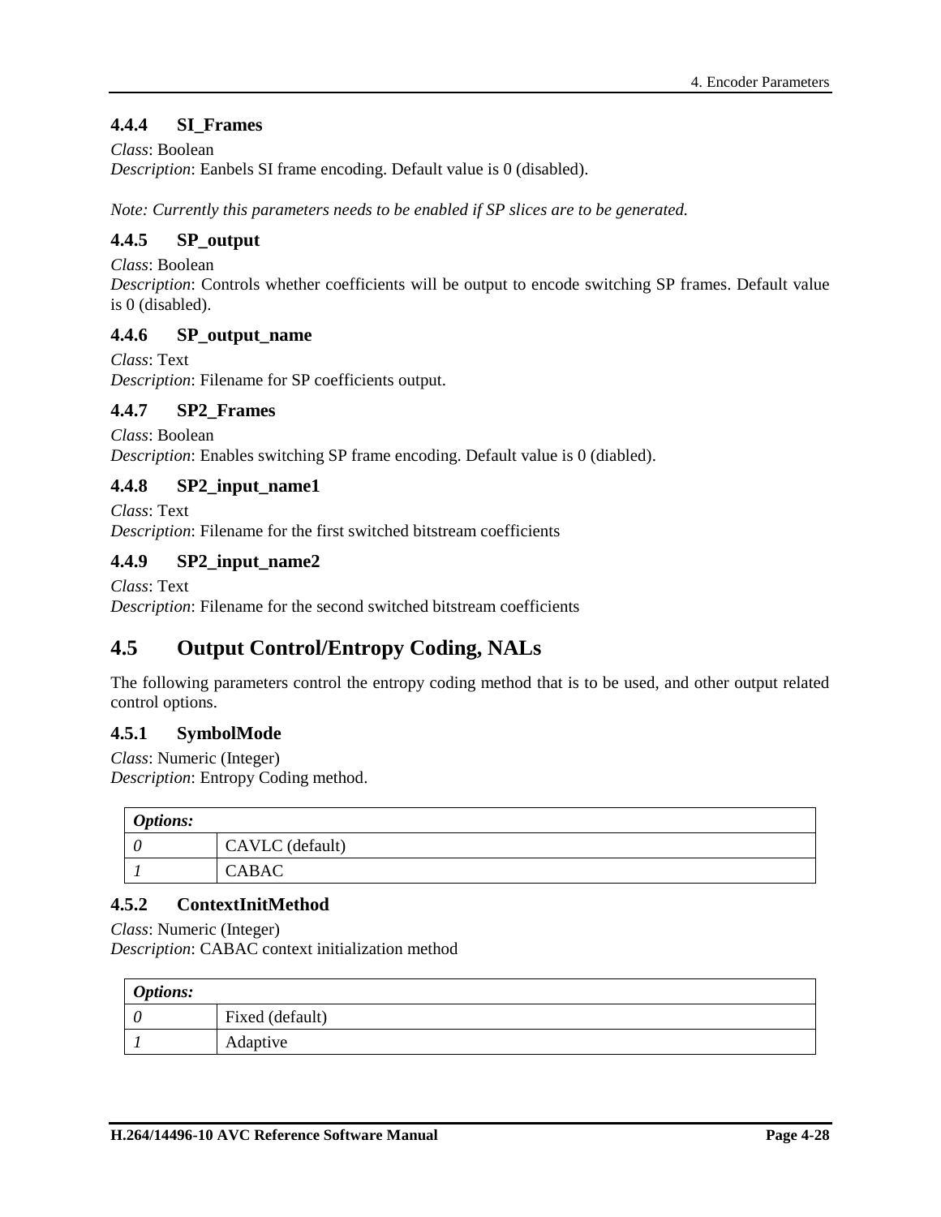### 4.4.4 SI_Frames

*Class*: Boolean
*Description*: Eanbels SI frame encoding. Default value is 0 (disabled).

*Note: Currently this parameters needs to be enabled if SP slices are to be generated.*

### 4.4.5 SP_output

*Class*: Boolean
*Description*: Controls whether coefficients will be output to encode switching SP frames. Default value is 0 (disabled).

### 4.4.6 SP_output_name

*Class*: Text
*Description*: Filename for SP coefficients output.

### 4.4.7 SP2_Frames

*Class*: Boolean
*Description*: Enables switching SP frame encoding. Default value is 0 (diabled).

### 4.4.8 SP2_input_name1

*Class*: Text
*Description*: Filename for the first switched bitstream coefficients

### 4.4.9 SP2_input_name2

*Class*: Text
*Description*: Filename for the second switched bitstream coefficients

## 4.5 Output Control/Entropy Coding, NALs

The following parameters control the entropy coding method that is to be used, and other output related control options.

### 4.5.1 SymbolMode

*Class*: Numeric (Integer)
*Description*: Entropy Coding method.

| ***Options:*** | |
|---|---|
| *0* | CAVLC (default) |
| *1* | CABAC |

### 4.5.2 ContextInitMethod

*Class*: Numeric (Integer)
*Description*: CABAC context initialization method

| ***Options:*** | |
|---|---|
| *0* | Fixed (default) |
| *1* | Adaptive |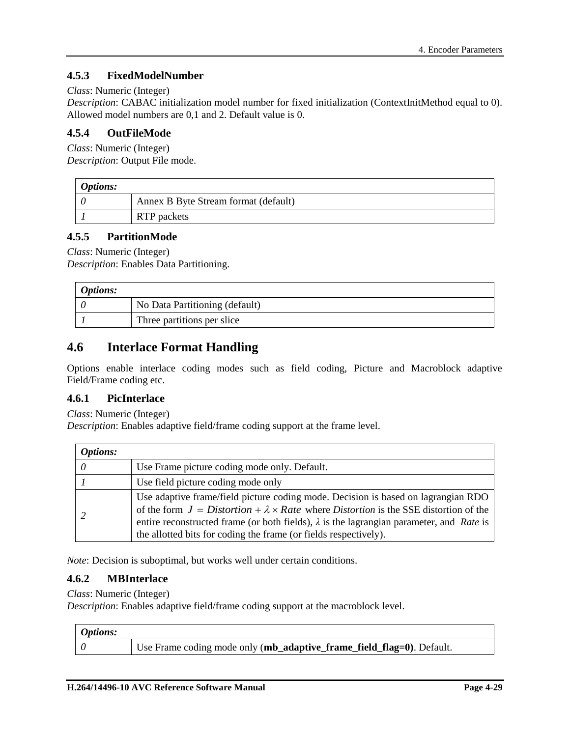### 4.5.3 FixedModelNumber

*Class*: Numeric (Integer)
*Description*: CABAC initialization model number for fixed initialization (ContextInitMethod equal to 0). Allowed model numbers are 0,1 and 2. Default value is 0.

### 4.5.4 OutFileMode

*Class*: Numeric (Integer)
*Description*: Output File mode.

| ***Options:*** | |
|---|---|
| *0* | Annex B Byte Stream format (default) |
| *1* | RTP packets |

### 4.5.5 PartitionMode

*Class*: Numeric (Integer)
*Description*: Enables Data Partitioning.

| ***Options:*** | |
|---|---|
| *0* | No Data Partitioning (default) |
| *1* | Three partitions per slice |

## 4.6 Interlace Format Handling

Options enable interlace coding modes such as field coding, Picture and Macroblock adaptive Field/Frame coding etc.

### 4.6.1 PicInterlace

*Class*: Numeric (Integer)
*Description*: Enables adaptive field/frame coding support at the frame level.

| ***Options:*** | |
|---|---|
| *0* | Use Frame picture coding mode only. Default. |
| *1* | Use field picture coding mode only |
| *2* | Use adaptive frame/field picture coding mode. Decision is based on lagrangian RDO of the form $J = Distortion + \lambda \times Rate$ where *Distortion* is the SSE distortion of the entire reconstructed frame (or both fields), $\lambda$ is the lagrangian parameter, and *Rate* is the allotted bits for coding the frame (or fields respectively). |

*Note*: Decision is suboptimal, but works well under certain conditions.

### 4.6.2 MBInterlace

*Class*: Numeric (Integer)
*Description*: Enables adaptive field/frame coding support at the macroblock level.

| ***Options:*** | |
|---|---|
| *0* | Use Frame coding mode only (**mb_adaptive_frame_field_flag=0)**. Default. |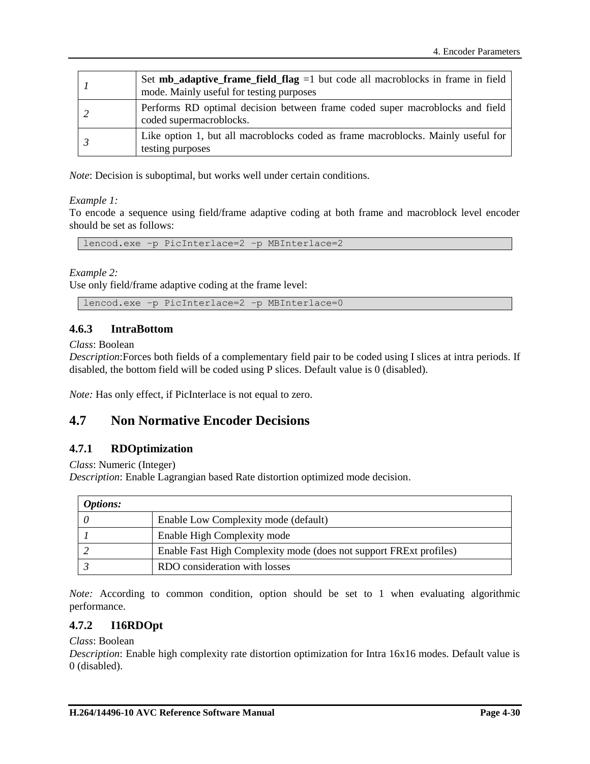| | |
|---|---|
| *1* | Set **mb_adaptive_frame_field_flag** =1 but code all macroblocks in frame in field mode. Mainly useful for testing purposes |
| *2* | Performs RD optimal decision between frame coded super macroblocks and field coded supermacroblocks. |
| *3* | Like option 1, but all macroblocks coded as frame macroblocks. Mainly useful for testing purposes |

*Note*: Decision is suboptimal, but works well under certain conditions.

*Example 1:*
To encode a sequence using field/frame adaptive coding at both frame and macroblock level encoder should be set as follows:

```
lencod.exe –p PicInterlace=2 –p MBInterlace=2
```

*Example 2:*
Use only field/frame adaptive coding at the frame level:

```
lencod.exe –p PicInterlace=2 –p MBInterlace=0
```

### 4.6.3 IntraBottom

*Class*: Boolean
*Description*:Forces both fields of a complementary field pair to be coded using I slices at intra periods. If disabled, the bottom field will be coded using P slices. Default value is 0 (disabled).

*Note:* Has only effect, if PicInterlace is not equal to zero.

## 4.7 Non Normative Encoder Decisions

### 4.7.1 RDOptimization

*Class*: Numeric (Integer)
*Description*: Enable Lagrangian based Rate distortion optimized mode decision.

| ***Options:*** | |
|---|---|
| *0* | Enable Low Complexity mode (default) |
| *1* | Enable High Complexity mode |
| *2* | Enable Fast High Complexity mode (does not support FRExt profiles) |
| *3* | RDO consideration with losses |

*Note:* According to common condition, option should be set to 1 when evaluating algorithmic performance.

### 4.7.2 I16RDOpt

*Class*: Boolean
*Description*: Enable high complexity rate distortion optimization for Intra 16x16 modes. Default value is 0 (disabled).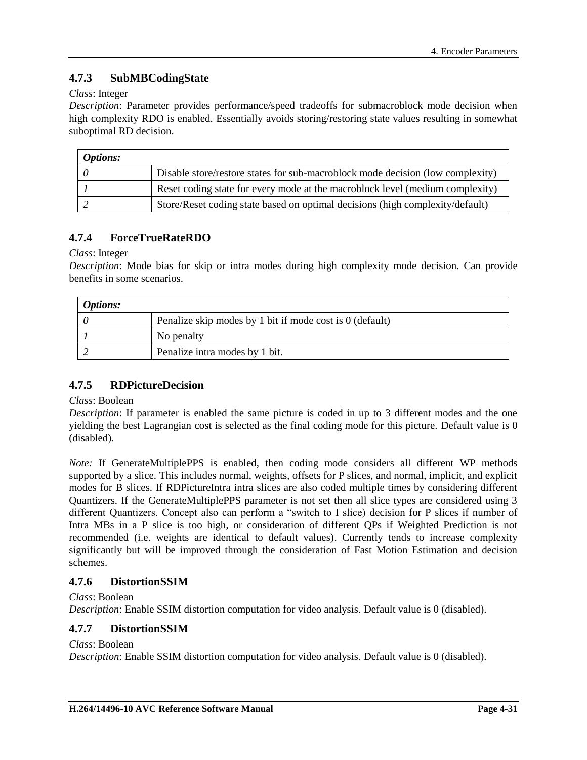### 4.7.3 SubMBCodingState

*Class*: Integer
*Description*: Parameter provides performance/speed tradeoffs for submacroblock mode decision when high complexity RDO is enabled. Essentially avoids storing/restoring state values resulting in somewhat suboptimal RD decision.

| ***Options:*** | |
|---|---|
| *0* | Disable store/restore states for sub-macroblock mode decision (low complexity) |
| *1* | Reset coding state for every mode at the macroblock level (medium complexity) |
| *2* | Store/Reset coding state based on optimal decisions (high complexity/default) |

### 4.7.4 ForceTrueRateRDO

*Class*: Integer
*Description*: Mode bias for skip or intra modes during high complexity mode decision. Can provide benefits in some scenarios.

| ***Options:*** | |
|---|---|
| *0* | Penalize skip modes by 1 bit if mode cost is 0 (default) |
| *1* | No penalty |
| *2* | Penalize intra modes by 1 bit. |

### 4.7.5 RDPictureDecision

*Class*: Boolean
*Description*: If parameter is enabled the same picture is coded in up to 3 different modes and the one yielding the best Lagrangian cost is selected as the final coding mode for this picture. Default value is 0 (disabled).

*Note:* If GenerateMultiplePPS is enabled, then coding mode considers all different WP methods supported by a slice. This includes normal, weights, offsets for P slices, and normal, implicit, and explicit modes for B slices. If RDPictureIntra intra slices are also coded multiple times by considering different Quantizers. If the GenerateMultiplePPS parameter is not set then all slice types are considered using 3 different Quantizers. Concept also can perform a "switch to I slice) decision for P slices if number of Intra MBs in a P slice is too high, or consideration of different QPs if Weighted Prediction is not recommended (i.e. weights are identical to default values). Currently tends to increase complexity significantly but will be improved through the consideration of Fast Motion Estimation and decision schemes.

### 4.7.6 DistortionSSIM

*Class*: Boolean
*Description*: Enable SSIM distortion computation for video analysis. Default value is 0 (disabled).

### 4.7.7 DistortionSSIM

*Class*: Boolean
*Description*: Enable SSIM distortion computation for video analysis. Default value is 0 (disabled).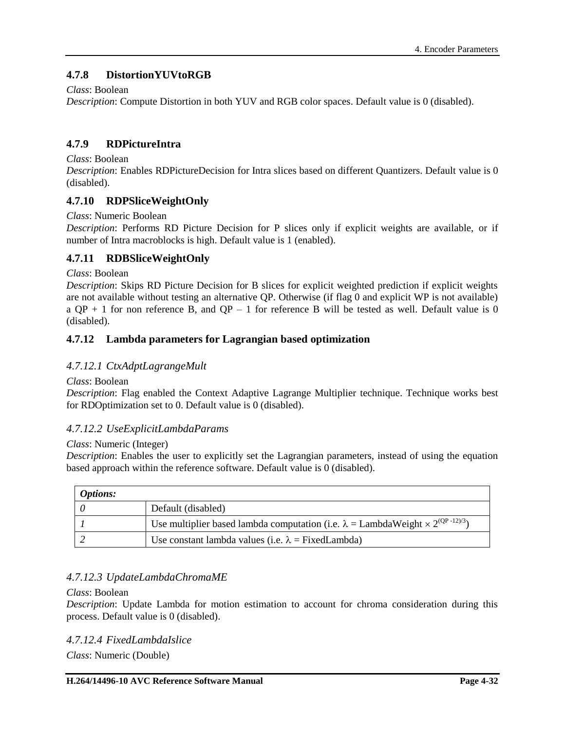### 4.7.8 DistortionYUVtoRGB

*Class*: Boolean
*Description*: Compute Distortion in both YUV and RGB color spaces. Default value is 0 (disabled).

### 4.7.9 RDPictureIntra

*Class*: Boolean
*Description*: Enables RDPictureDecision for Intra slices based on different Quantizers. Default value is 0 (disabled).

### 4.7.10 RDPSliceWeightOnly

*Class*: Numeric Boolean
*Description*: Performs RD Picture Decision for P slices only if explicit weights are available, or if number of Intra macroblocks is high. Default value is 1 (enabled).

### 4.7.11 RDBSliceWeightOnly

*Class*: Boolean
*Description*: Skips RD Picture Decision for B slices for explicit weighted prediction if explicit weights are not available without testing an alternative QP. Otherwise (if flag 0 and explicit WP is not available) a QP + 1 for non reference B, and QP – 1 for reference B will be tested as well. Default value is 0 (disabled).

### 4.7.12 Lambda parameters for Lagrangian based optimization

#### *4.7.12.1 CtxAdptLagrangeMult*

*Class*: Boolean
*Description*: Flag enabled the Context Adaptive Lagrange Multiplier technique. Technique works best for RDOptimization set to 0. Default value is 0 (disabled).

#### *4.7.12.2 UseExplicitLambdaParams*

*Class*: Numeric (Integer)
*Description*: Enables the user to explicitly set the Lagrangian parameters, instead of using the equation based approach within the reference software. Default value is 0 (disabled).

| ***Options:*** | |
|---|---|
| *0* | Default (disabled) |
| *1* | Use multiplier based lambda computation (i.e. $\lambda$ = LambdaWeight $\times$ $2^{(QP-12)/3}$) |
| *2* | Use constant lambda values (i.e. $\lambda$ = FixedLambda) |

#### *4.7.12.3 UpdateLambdaChromaME*

*Class*: Boolean
*Description*: Update Lambda for motion estimation to account for chroma consideration during this process. Default value is 0 (disabled).

#### *4.7.12.4 FixedLambdaIslice*

*Class*: Numeric (Double)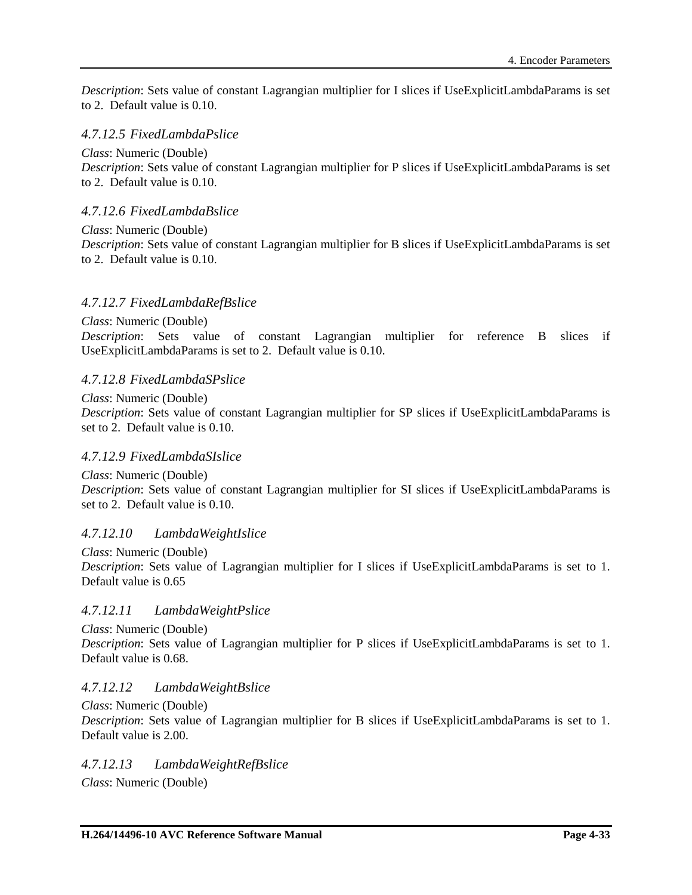*Description*: Sets value of constant Lagrangian multiplier for I slices if UseExplicitLambdaParams is set to 2. Default value is 0.10.

#### *4.7.12.5 FixedLambdaPslice*

*Class*: Numeric (Double)
*Description*: Sets value of constant Lagrangian multiplier for P slices if UseExplicitLambdaParams is set to 2. Default value is 0.10.

#### *4.7.12.6 FixedLambdaBslice*

*Class*: Numeric (Double)
*Description*: Sets value of constant Lagrangian multiplier for B slices if UseExplicitLambdaParams is set to 2. Default value is 0.10.

#### *4.7.12.7 FixedLambdaRefBslice*

*Class*: Numeric (Double)
*Description*: Sets value of constant Lagrangian multiplier for reference B slices if UseExplicitLambdaParams is set to 2. Default value is 0.10.

#### *4.7.12.8 FixedLambdaSPslice*

*Class*: Numeric (Double)
*Description*: Sets value of constant Lagrangian multiplier for SP slices if UseExplicitLambdaParams is set to 2. Default value is 0.10.

#### *4.7.12.9 FixedLambdaSIslice*

*Class*: Numeric (Double)
*Description*: Sets value of constant Lagrangian multiplier for SI slices if UseExplicitLambdaParams is set to 2. Default value is 0.10.

#### *4.7.12.10 LambdaWeightIslice*

*Class*: Numeric (Double)
*Description*: Sets value of Lagrangian multiplier for I slices if UseExplicitLambdaParams is set to 1. Default value is 0.65

#### *4.7.12.11 LambdaWeightPslice*

*Class*: Numeric (Double)
*Description*: Sets value of Lagrangian multiplier for P slices if UseExplicitLambdaParams is set to 1. Default value is 0.68.

#### *4.7.12.12 LambdaWeightBslice*

*Class*: Numeric (Double)
*Description*: Sets value of Lagrangian multiplier for B slices if UseExplicitLambdaParams is set to 1. Default value is 2.00.

#### *4.7.12.13 LambdaWeightRefBslice*

*Class*: Numeric (Double)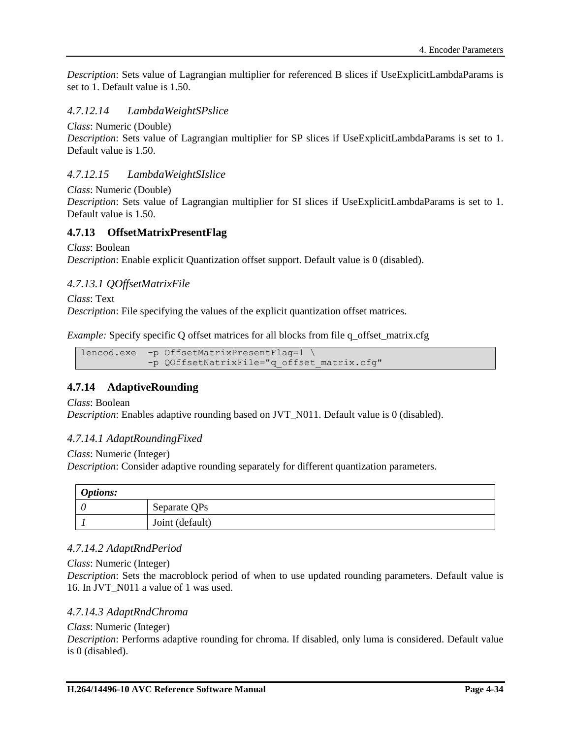*Description*: Sets value of Lagrangian multiplier for referenced B slices if UseExplicitLambdaParams is set to 1. Default value is 1.50.

#### *4.7.12.14 LambdaWeightSPslice*

*Class*: Numeric (Double)
*Description*: Sets value of Lagrangian multiplier for SP slices if UseExplicitLambdaParams is set to 1. Default value is 1.50.

#### *4.7.12.15 LambdaWeightSIslice*

*Class*: Numeric (Double)
*Description*: Sets value of Lagrangian multiplier for SI slices if UseExplicitLambdaParams is set to 1. Default value is 1.50.

### 4.7.13 OffsetMatrixPresentFlag

*Class*: Boolean
*Description*: Enable explicit Quantization offset support. Default value is 0 (disabled).

#### *4.7.13.1 QOffsetMatrixFile*

*Class*: Text
*Description*: File specifying the values of the explicit quantization offset matrices.

*Example:* Specify specific Q offset matrices for all blocks from file q_offset_matrix.cfg

```
lencod.exe  –p OffsetMatrixPresentFlag=1 \
            -p QOffsetNatrixFile="q_offset_matrix.cfg"
```

### 4.7.14 AdaptiveRounding

*Class*: Boolean
*Description*: Enables adaptive rounding based on JVT_N011. Default value is 0 (disabled).

#### *4.7.14.1 AdaptRoundingFixed*

*Class*: Numeric (Integer)
*Description*: Consider adaptive rounding separately for different quantization parameters.

| ***Options:*** | |
|---|---|
| *0* | Separate QPs |
| *1* | Joint (default) |

#### *4.7.14.2 AdaptRndPeriod*

*Class*: Numeric (Integer)
*Description*: Sets the macroblock period of when to use updated rounding parameters. Default value is 16. In JVT_N011 a value of 1 was used.

#### *4.7.14.3 AdaptRndChroma*

*Class*: Numeric (Integer)
*Description*: Performs adaptive rounding for chroma. If disabled, only luma is considered. Default value is 0 (disabled).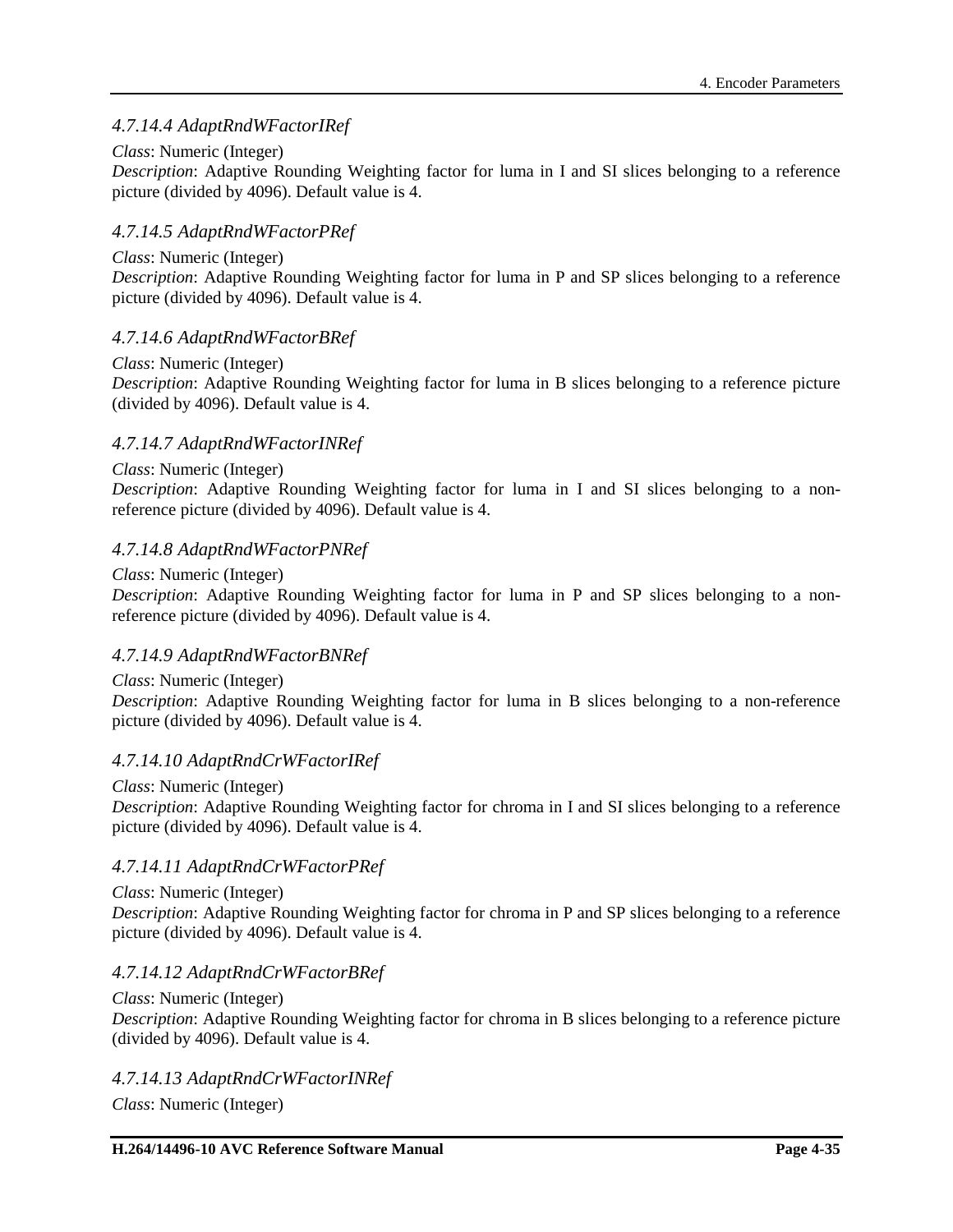#### *4.7.14.4 AdaptRndWFactorIRef*

*Class*: Numeric (Integer)
*Description*: Adaptive Rounding Weighting factor for luma in I and SI slices belonging to a reference picture (divided by 4096). Default value is 4.

#### *4.7.14.5 AdaptRndWFactorPRef*

*Class*: Numeric (Integer)
*Description*: Adaptive Rounding Weighting factor for luma in P and SP slices belonging to a reference picture (divided by 4096). Default value is 4.

#### *4.7.14.6 AdaptRndWFactorBRef*

*Class*: Numeric (Integer)
*Description*: Adaptive Rounding Weighting factor for luma in B slices belonging to a reference picture (divided by 4096). Default value is 4.

#### *4.7.14.7 AdaptRndWFactorINRef*

*Class*: Numeric (Integer)
*Description*: Adaptive Rounding Weighting factor for luma in I and SI slices belonging to a non-reference picture (divided by 4096). Default value is 4.

#### *4.7.14.8 AdaptRndWFactorPNRef*

*Class*: Numeric (Integer)
*Description*: Adaptive Rounding Weighting factor for luma in P and SP slices belonging to a non-reference picture (divided by 4096). Default value is 4.

#### *4.7.14.9 AdaptRndWFactorBNRef*

*Class*: Numeric (Integer)
*Description*: Adaptive Rounding Weighting factor for luma in B slices belonging to a non-reference picture (divided by 4096). Default value is 4.

#### *4.7.14.10 AdaptRndCrWFactorIRef*

*Class*: Numeric (Integer)
*Description*: Adaptive Rounding Weighting factor for chroma in I and SI slices belonging to a reference picture (divided by 4096). Default value is 4.

#### *4.7.14.11 AdaptRndCrWFactorPRef*

*Class*: Numeric (Integer)
*Description*: Adaptive Rounding Weighting factor for chroma in P and SP slices belonging to a reference picture (divided by 4096). Default value is 4.

#### *4.7.14.12 AdaptRndCrWFactorBRef*

*Class*: Numeric (Integer)
*Description*: Adaptive Rounding Weighting factor for chroma in B slices belonging to a reference picture (divided by 4096). Default value is 4.

#### *4.7.14.13 AdaptRndCrWFactorINRef*

*Class*: Numeric (Integer)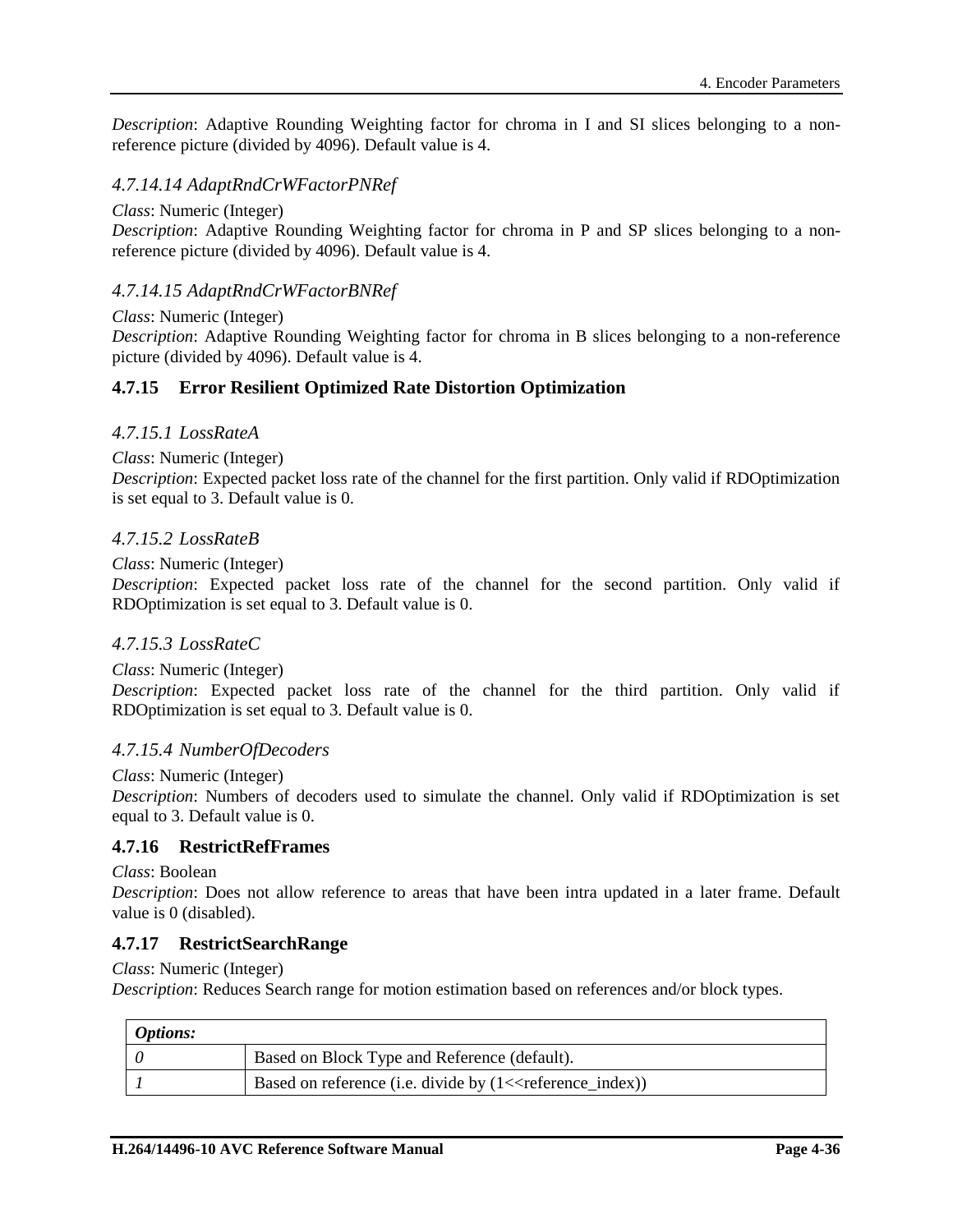*Description*: Adaptive Rounding Weighting factor for chroma in I and SI slices belonging to a non-reference picture (divided by 4096). Default value is 4.

#### *4.7.14.14 AdaptRndCrWFactorPNRef*

*Class*: Numeric (Integer)
*Description*: Adaptive Rounding Weighting factor for chroma in P and SP slices belonging to a non-reference picture (divided by 4096). Default value is 4.

#### *4.7.14.15 AdaptRndCrWFactorBNRef*

*Class*: Numeric (Integer)
*Description*: Adaptive Rounding Weighting factor for chroma in B slices belonging to a non-reference picture (divided by 4096). Default value is 4.

### 4.7.15 Error Resilient Optimized Rate Distortion Optimization

#### *4.7.15.1 LossRateA*

*Class*: Numeric (Integer)
*Description*: Expected packet loss rate of the channel for the first partition. Only valid if RDOptimization is set equal to 3. Default value is 0.

#### *4.7.15.2 LossRateB*

*Class*: Numeric (Integer)
*Description*: Expected packet loss rate of the channel for the second partition. Only valid if RDOptimization is set equal to 3. Default value is 0.

#### *4.7.15.3 LossRateC*

*Class*: Numeric (Integer)
*Description*: Expected packet loss rate of the channel for the third partition. Only valid if RDOptimization is set equal to 3. Default value is 0.

#### *4.7.15.4 NumberOfDecoders*

*Class*: Numeric (Integer)
*Description*: Numbers of decoders used to simulate the channel. Only valid if RDOptimization is set equal to 3. Default value is 0.

### 4.7.16 RestrictRefFrames

*Class*: Boolean
*Description*: Does not allow reference to areas that have been intra updated in a later frame. Default value is 0 (disabled).

### 4.7.17 RestrictSearchRange

*Class*: Numeric (Integer)
*Description*: Reduces Search range for motion estimation based on references and/or block types.

| ***Options:*** | |
|---|---|
| *0* | Based on Block Type and Reference (default). |
| *1* | Based on reference (i.e. divide by (1<<reference_index)) |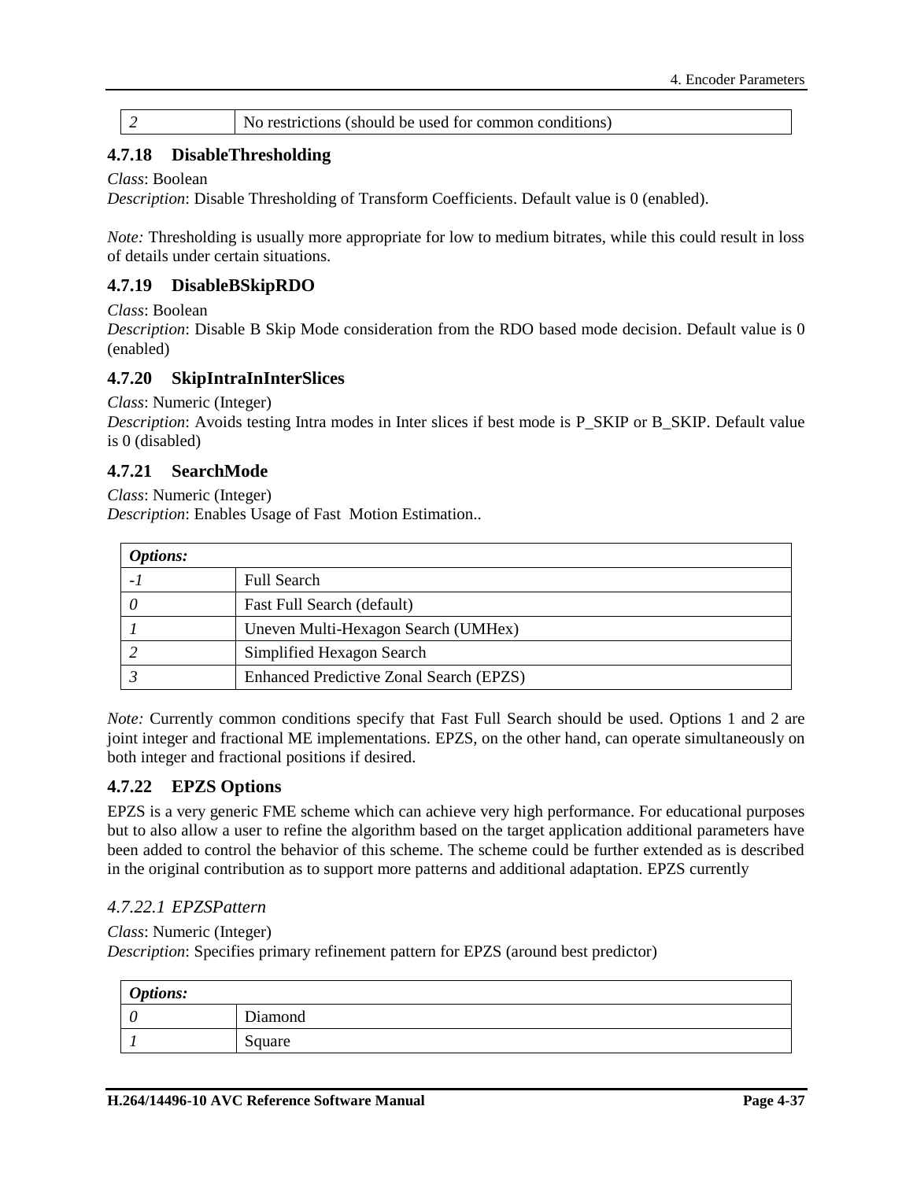| 2 | No restrictions (should be used for common conditions) |
|---|---|

### 4.7.18 DisableThresholding

*Class*: Boolean
*Description*: Disable Thresholding of Transform Coefficients. Default value is 0 (enabled).

*Note:* Thresholding is usually more appropriate for low to medium bitrates, while this could result in loss of details under certain situations.

### 4.7.19 DisableBSkipRDO

*Class*: Boolean
*Description*: Disable B Skip Mode consideration from the RDO based mode decision. Default value is 0 (enabled)

### 4.7.20 SkipIntraInInterSlices

*Class*: Numeric (Integer)
*Description*: Avoids testing Intra modes in Inter slices if best mode is P_SKIP or B_SKIP. Default value is 0 (disabled)

### 4.7.21 SearchMode

*Class*: Numeric (Integer)
*Description*: Enables Usage of Fast  Motion Estimation..

| ***Options:*** | |
|---|---|
| *-1* | Full Search |
| *0* | Fast Full Search (default) |
| *1* | Uneven Multi-Hexagon Search (UMHex) |
| *2* | Simplified Hexagon Search |
| *3* | Enhanced Predictive Zonal Search (EPZS) |

*Note:* Currently common conditions specify that Fast Full Search should be used. Options 1 and 2 are joint integer and fractional ME implementations. EPZS, on the other hand, can operate simultaneously on both integer and fractional positions if desired.

### 4.7.22 EPZS Options

EPZS is a very generic FME scheme which can achieve very high performance. For educational purposes but to also allow a user to refine the algorithm based on the target application additional parameters have been added to control the behavior of this scheme. The scheme could be further extended as is described in the original contribution as to support more patterns and additional adaptation. EPZS currently

#### *4.7.22.1 EPZSPattern*

*Class*: Numeric (Integer)
*Description*: Specifies primary refinement pattern for EPZS (around best predictor)

| ***Options:*** | |
|---|---|
| *0* | Diamond |
| *1* | Square |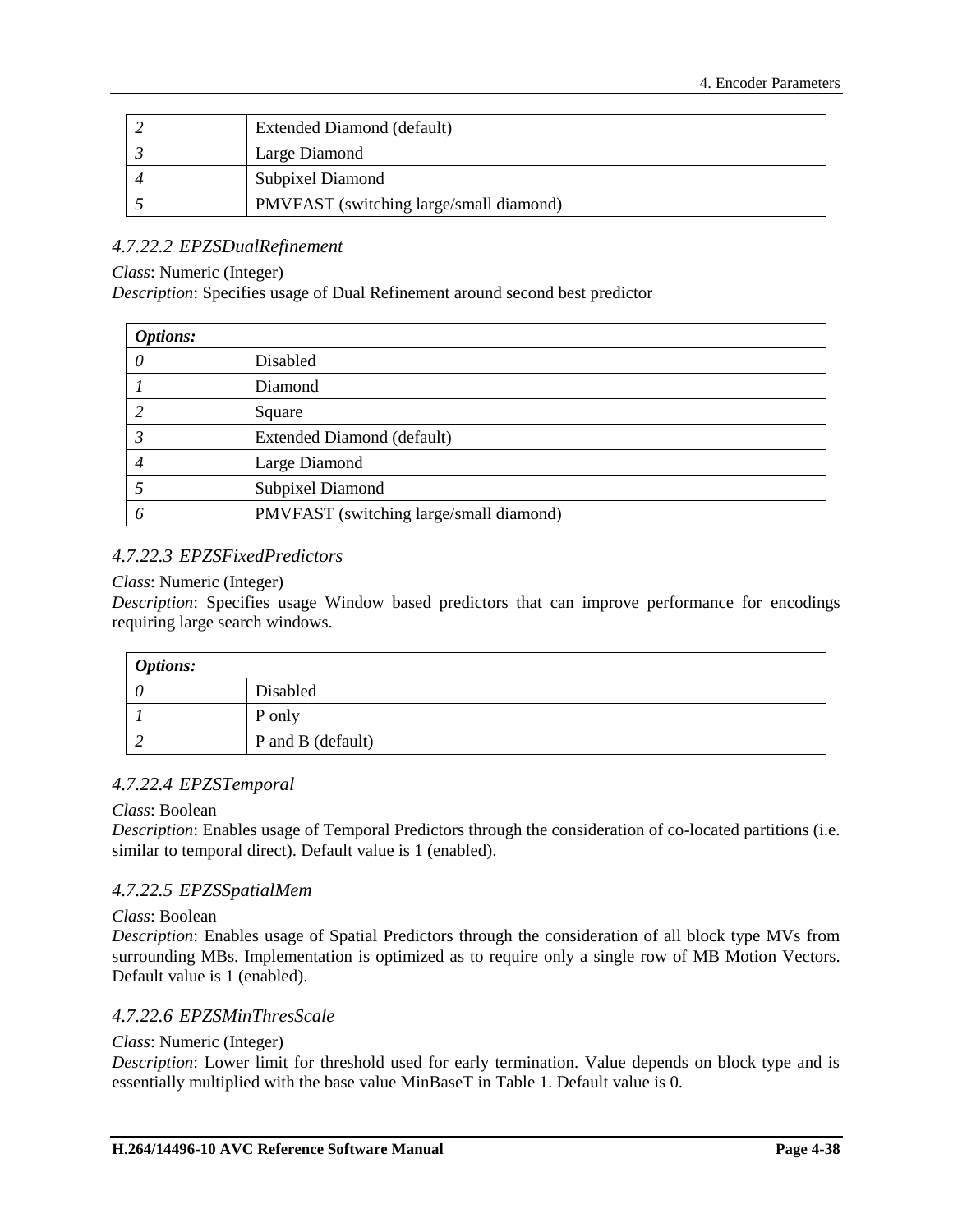| | |
|---|---|
| *2* | Extended Diamond (default) |
| *3* | Large Diamond |
| *4* | Subpixel Diamond |
| *5* | PMVFAST (switching large/small diamond) |

#### *4.7.22.2 EPZSDualRefinement*

*Class*: Numeric (Integer)
*Description*: Specifies usage of Dual Refinement around second best predictor

| ***Options:*** | |
|---|---|
| *0* | Disabled |
| *1* | Diamond |
| *2* | Square |
| *3* | Extended Diamond (default) |
| *4* | Large Diamond |
| *5* | Subpixel Diamond |
| *6* | PMVFAST (switching large/small diamond) |

#### *4.7.22.3 EPZSFixedPredictors*

*Class*: Numeric (Integer)
*Description*: Specifies usage Window based predictors that can improve performance for encodings requiring large search windows.

| ***Options:*** | |
|---|---|
| *0* | Disabled |
| *1* | P only |
| *2* | P and B (default) |

#### *4.7.22.4 EPZSTemporal*

*Class*: Boolean
*Description*: Enables usage of Temporal Predictors through the consideration of co-located partitions (i.e. similar to temporal direct). Default value is 1 (enabled).

#### *4.7.22.5 EPZSSpatialMem*

*Class*: Boolean
*Description*: Enables usage of Spatial Predictors through the consideration of all block type MVs from surrounding MBs. Implementation is optimized as to require only a single row of MB Motion Vectors. Default value is 1 (enabled).

#### *4.7.22.6 EPZSMinThresScale*

*Class*: Numeric (Integer)
*Description*: Lower limit for threshold used for early termination. Value depends on block type and is essentially multiplied with the base value MinBaseT in Table 1. Default value is 0.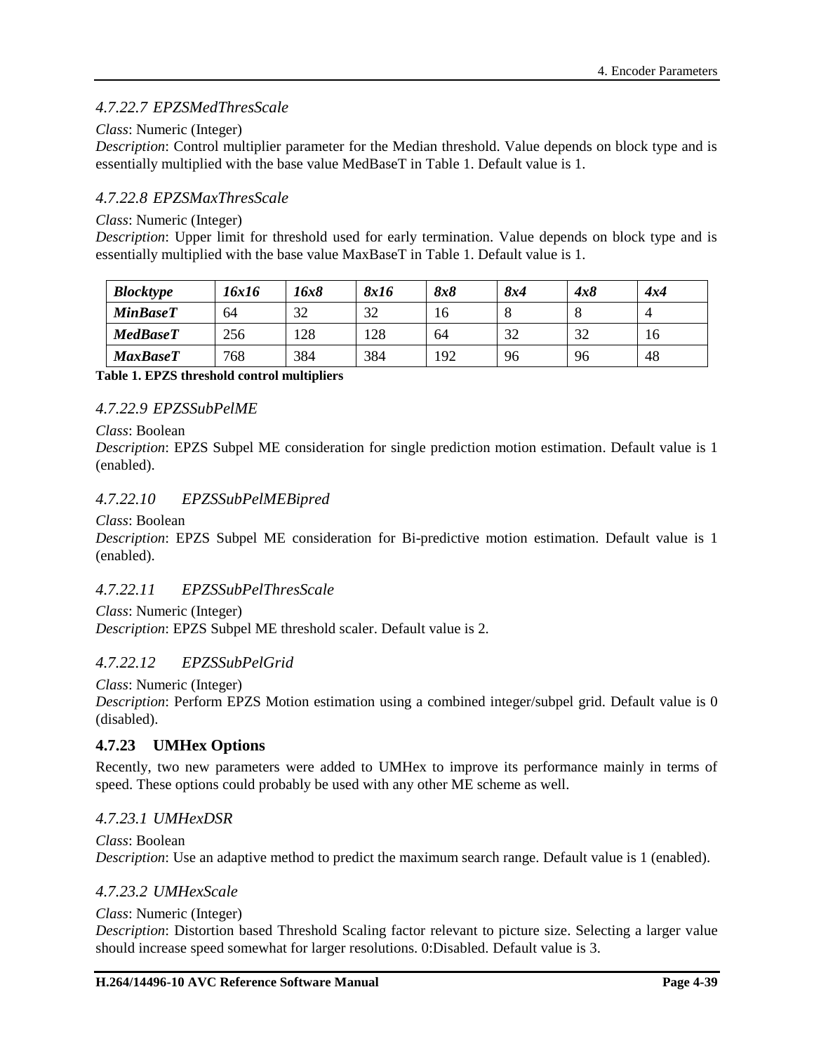#### *4.7.22.7 EPZSMedThresScale*

*Class*: Numeric (Integer)
*Description*: Control multiplier parameter for the Median threshold. Value depends on block type and is essentially multiplied with the base value MedBaseT in Table 1. Default value is 1.

#### *4.7.22.8 EPZSMaxThresScale*

*Class*: Numeric (Integer)
*Description*: Upper limit for threshold used for early termination. Value depends on block type and is essentially multiplied with the base value MaxBaseT in Table 1. Default value is 1.

| ***Blocktype*** | ***16x16*** | ***16x8*** | ***8x16*** | ***8x8*** | ***8x4*** | ***4x8*** | ***4x4*** |
|---|---|---|---|---|---|---|---|
| ***MinBaseT*** | 64 | 32 | 32 | 16 | 8 | 8 | 4 |
| ***MedBaseT*** | 256 | 128 | 128 | 64 | 32 | 32 | 16 |
| ***MaxBaseT*** | 768 | 384 | 384 | 192 | 96 | 96 | 48 |

**Table 1. EPZS threshold control multipliers**

#### *4.7.22.9 EPZSSubPelME*

*Class*: Boolean
*Description*: EPZS Subpel ME consideration for single prediction motion estimation. Default value is 1 (enabled).

#### *4.7.22.10 EPZSSubPelMEBipred*

*Class*: Boolean
*Description*: EPZS Subpel ME consideration for Bi-predictive motion estimation. Default value is 1 (enabled).

#### *4.7.22.11 EPZSSubPelThresScale*

*Class*: Numeric (Integer)
*Description*: EPZS Subpel ME threshold scaler. Default value is 2.

#### *4.7.22.12 EPZSSubPelGrid*

*Class*: Numeric (Integer)
*Description*: Perform EPZS Motion estimation using a combined integer/subpel grid. Default value is 0 (disabled).

### 4.7.23 UMHex Options

Recently, two new parameters were added to UMHex to improve its performance mainly in terms of speed. These options could probably be used with any other ME scheme as well.

#### *4.7.23.1 UMHexDSR*

*Class*: Boolean
*Description*: Use an adaptive method to predict the maximum search range. Default value is 1 (enabled).

#### *4.7.23.2 UMHexScale*

*Class*: Numeric (Integer)
*Description*: Distortion based Threshold Scaling factor relevant to picture size. Selecting a larger value should increase speed somewhat for larger resolutions. 0:Disabled. Default value is 3.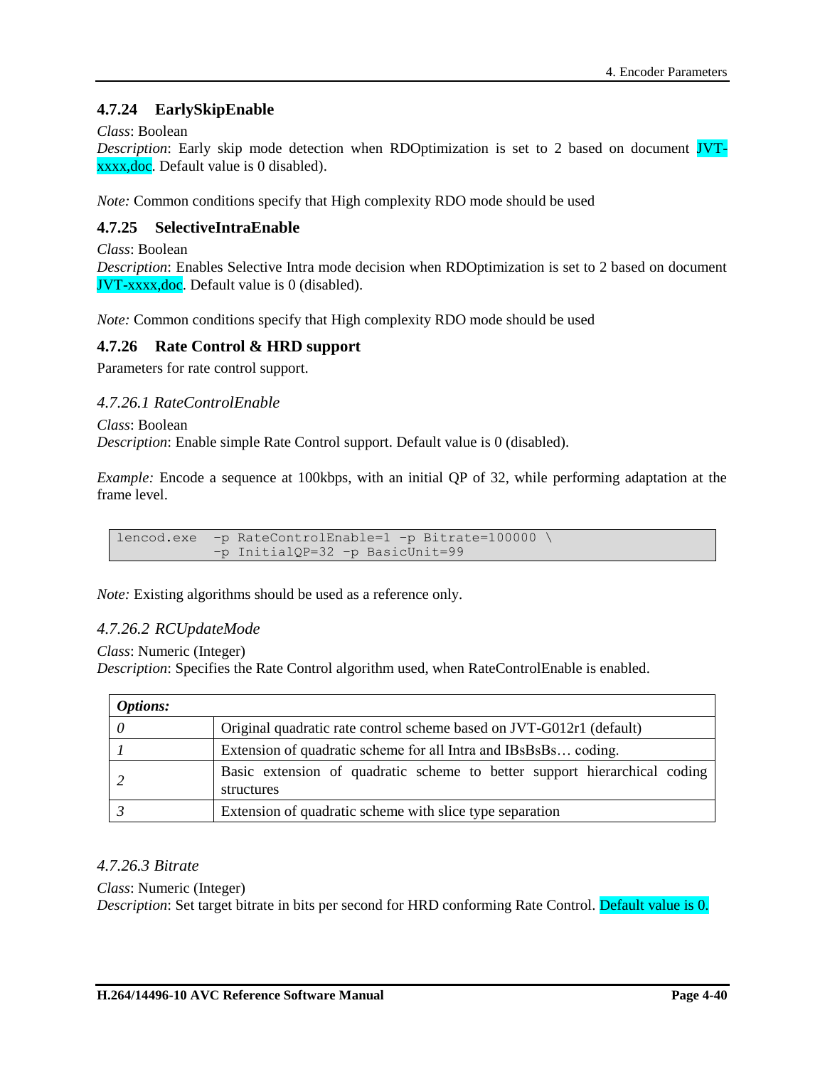### 4.7.24 EarlySkipEnable

*Class*: Boolean
*Description*: Early skip mode detection when RDOptimization is set to 2 based on document JVT-xxxx,doc. Default value is 0 disabled).

*Note:* Common conditions specify that High complexity RDO mode should be used

### 4.7.25 SelectiveIntraEnable

*Class*: Boolean
*Description*: Enables Selective Intra mode decision when RDOptimization is set to 2 based on document JVT-xxxx,doc. Default value is 0 (disabled).

*Note:* Common conditions specify that High complexity RDO mode should be used

### 4.7.26 Rate Control & HRD support

Parameters for rate control support.

#### *4.7.26.1 RateControlEnable*

*Class*: Boolean
*Description*: Enable simple Rate Control support. Default value is 0 (disabled).

*Example:* Encode a sequence at 100kbps, with an initial QP of 32, while performing adaptation at the frame level.

```
lencod.exe  -p RateControlEnable=1 -p Bitrate=100000 \
            -p InitialQP=32 -p BasicUnit=99
```

*Note:* Existing algorithms should be used as a reference only.

#### *4.7.26.2 RCUpdateMode*

*Class*: Numeric (Integer)
*Description*: Specifies the Rate Control algorithm used, when RateControlEnable is enabled.

| ***Options:*** | |
|---|---|
| *0* | Original quadratic rate control scheme based on JVT-G012r1 (default) |
| *1* | Extension of quadratic scheme for all Intra and IBsBsBs… coding. |
| *2* | Basic extension of quadratic scheme to better support hierarchical coding structures |
| *3* | Extension of quadratic scheme with slice type separation |

#### *4.7.26.3 Bitrate*

*Class*: Numeric (Integer)
*Description*: Set target bitrate in bits per second for HRD conforming Rate Control. Default value is 0.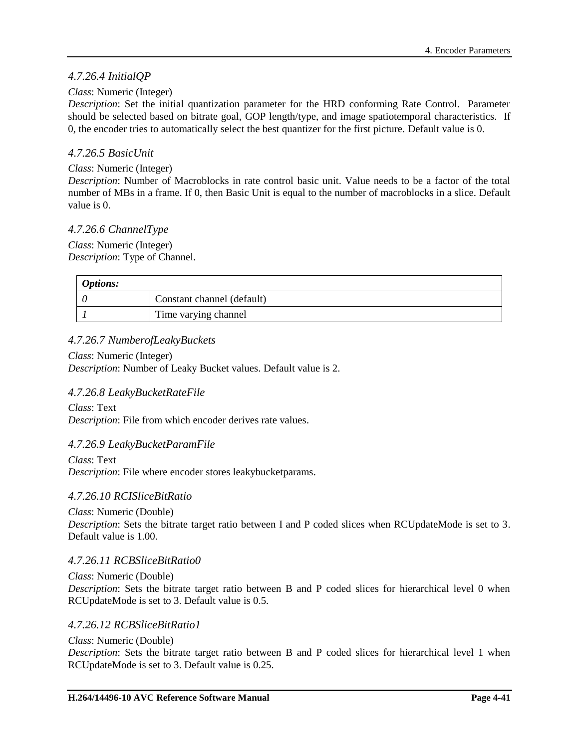#### *4.7.26.4 InitialQP*

*Class*: Numeric (Integer)
*Description*: Set the initial quantization parameter for the HRD conforming Rate Control. Parameter should be selected based on bitrate goal, GOP length/type, and image spatiotemporal characteristics. If 0, the encoder tries to automatically select the best quantizer for the first picture. Default value is 0.

#### *4.7.26.5 BasicUnit*

*Class*: Numeric (Integer)
*Description*: Number of Macroblocks in rate control basic unit. Value needs to be a factor of the total number of MBs in a frame. If 0, then Basic Unit is equal to the number of macroblocks in a slice. Default value is 0.

#### *4.7.26.6 ChannelType*

*Class*: Numeric (Integer)
*Description*: Type of Channel.

| ***Options:*** | |
|---|---|
| *0* | Constant channel (default) |
| *1* | Time varying channel |

#### *4.7.26.7 NumberofLeakyBuckets*

*Class*: Numeric (Integer)
*Description*: Number of Leaky Bucket values. Default value is 2.

#### *4.7.26.8 LeakyBucketRateFile*

*Class*: Text
*Description*: File from which encoder derives rate values.

#### *4.7.26.9 LeakyBucketParamFile*

*Class*: Text
*Description*: File where encoder stores leakybucketparams.

#### *4.7.26.10 RCISliceBitRatio*

*Class*: Numeric (Double)
*Description*: Sets the bitrate target ratio between I and P coded slices when RCUpdateMode is set to 3. Default value is 1.00.

#### *4.7.26.11 RCBSliceBitRatio0*

*Class*: Numeric (Double)
*Description*: Sets the bitrate target ratio between B and P coded slices for hierarchical level 0 when RCUpdateMode is set to 3. Default value is 0.5.

#### *4.7.26.12 RCBSliceBitRatio1*

*Class*: Numeric (Double)
*Description*: Sets the bitrate target ratio between B and P coded slices for hierarchical level 1 when RCUpdateMode is set to 3. Default value is 0.25.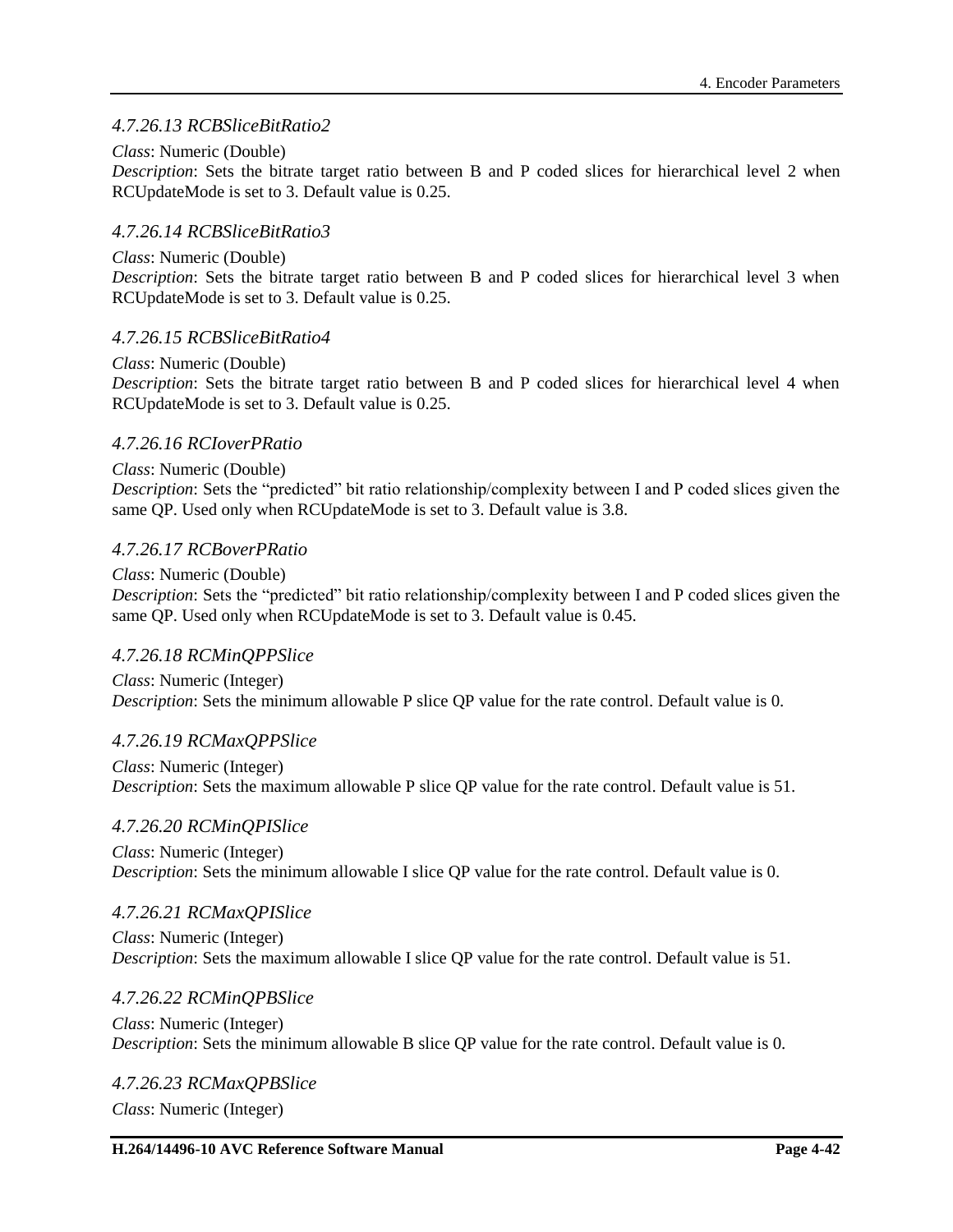#### *4.7.26.13 RCBSliceBitRatio2*

*Class*: Numeric (Double)
*Description*: Sets the bitrate target ratio between B and P coded slices for hierarchical level 2 when RCUpdateMode is set to 3. Default value is 0.25.

#### *4.7.26.14 RCBSliceBitRatio3*

*Class*: Numeric (Double)
*Description*: Sets the bitrate target ratio between B and P coded slices for hierarchical level 3 when RCUpdateMode is set to 3. Default value is 0.25.

#### *4.7.26.15 RCBSliceBitRatio4*

*Class*: Numeric (Double)
*Description*: Sets the bitrate target ratio between B and P coded slices for hierarchical level 4 when RCUpdateMode is set to 3. Default value is 0.25.

#### *4.7.26.16 RCIoverPRatio*

*Class*: Numeric (Double)
*Description*: Sets the "predicted" bit ratio relationship/complexity between I and P coded slices given the same QP. Used only when RCUpdateMode is set to 3. Default value is 3.8.

#### *4.7.26.17 RCBoverPRatio*

*Class*: Numeric (Double)
*Description*: Sets the "predicted" bit ratio relationship/complexity between I and P coded slices given the same QP. Used only when RCUpdateMode is set to 3. Default value is 0.45.

#### *4.7.26.18 RCMinQPPSlice*

*Class*: Numeric (Integer)
*Description*: Sets the minimum allowable P slice QP value for the rate control. Default value is 0.

#### *4.7.26.19 RCMaxQPPSlice*

*Class*: Numeric (Integer)
*Description*: Sets the maximum allowable P slice QP value for the rate control. Default value is 51.

#### *4.7.26.20 RCMinQPISlice*

*Class*: Numeric (Integer)
*Description*: Sets the minimum allowable I slice QP value for the rate control. Default value is 0.

#### *4.7.26.21 RCMaxQPISlice*

*Class*: Numeric (Integer)
*Description*: Sets the maximum allowable I slice QP value for the rate control. Default value is 51.

#### *4.7.26.22 RCMinQPBSlice*

*Class*: Numeric (Integer)
*Description*: Sets the minimum allowable B slice QP value for the rate control. Default value is 0.

#### *4.7.26.23 RCMaxQPBSlice*

*Class*: Numeric (Integer)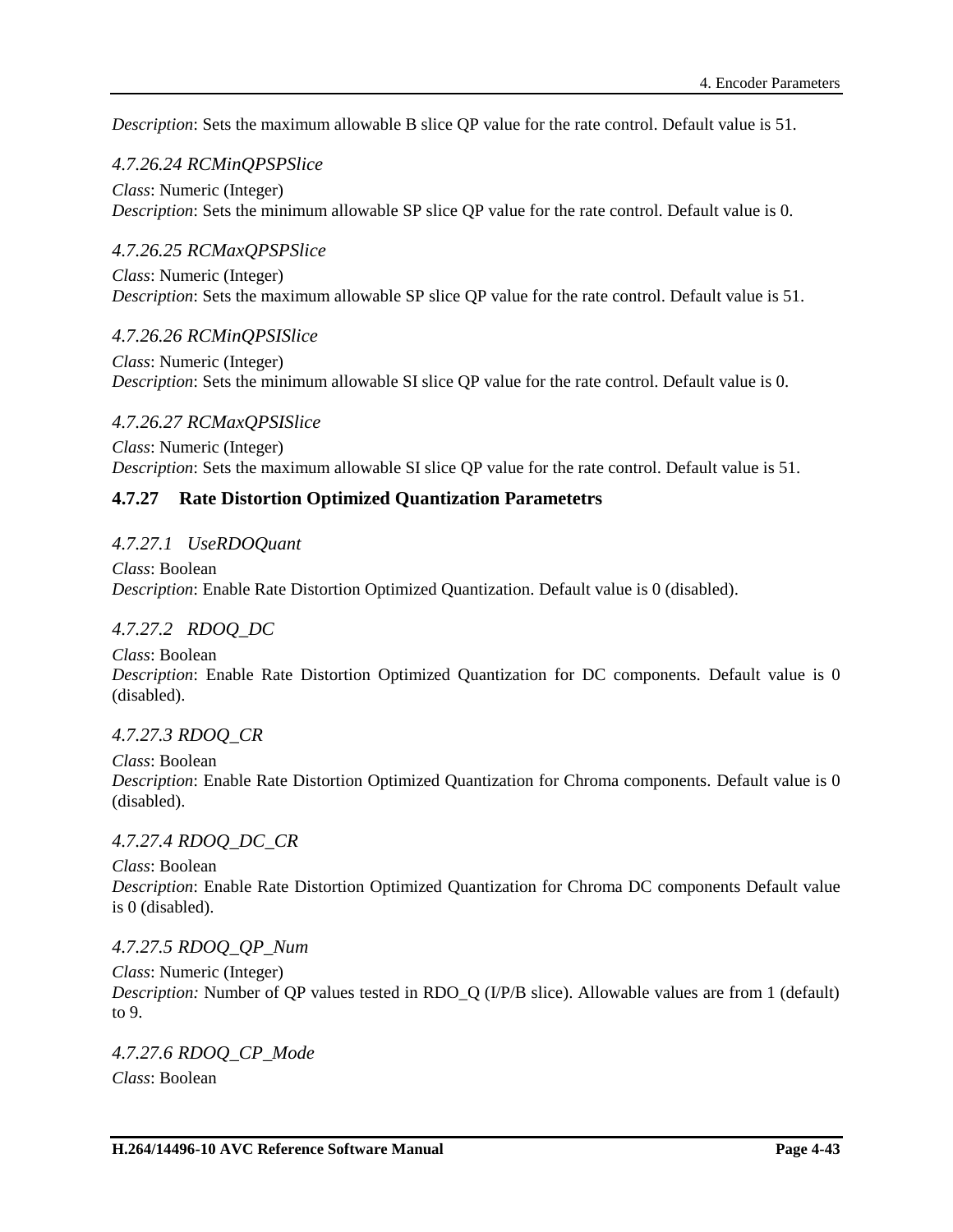*Description*: Sets the maximum allowable B slice QP value for the rate control. Default value is 51.

#### *4.7.26.24 RCMinQPSPSlice*

*Class*: Numeric (Integer)
*Description*: Sets the minimum allowable SP slice QP value for the rate control. Default value is 0.

#### *4.7.26.25 RCMaxQPSPSlice*

*Class*: Numeric (Integer)
*Description*: Sets the maximum allowable SP slice QP value for the rate control. Default value is 51.

#### *4.7.26.26 RCMinQPSISlice*

*Class*: Numeric (Integer)
*Description*: Sets the minimum allowable SI slice QP value for the rate control. Default value is 0.

#### *4.7.26.27 RCMaxQPSISlice*

*Class*: Numeric (Integer)
*Description*: Sets the maximum allowable SI slice QP value for the rate control. Default value is 51.

### 4.7.27 Rate Distortion Optimized Quantization Parametetrs

#### *4.7.27.1 UseRDOQuant*

*Class*: Boolean
*Description*: Enable Rate Distortion Optimized Quantization. Default value is 0 (disabled).

#### *4.7.27.2 RDOQ_DC*

*Class*: Boolean
*Description*: Enable Rate Distortion Optimized Quantization for DC components. Default value is 0 (disabled).

#### *4.7.27.3 RDOQ_CR*

*Class*: Boolean
*Description*: Enable Rate Distortion Optimized Quantization for Chroma components. Default value is 0 (disabled).

#### *4.7.27.4 RDOQ_DC_CR*

*Class*: Boolean
*Description*: Enable Rate Distortion Optimized Quantization for Chroma DC components Default value is 0 (disabled).

#### *4.7.27.5 RDOQ_QP_Num*

*Class*: Numeric (Integer)
*Description:* Number of QP values tested in RDO_Q (I/P/B slice). Allowable values are from 1 (default) to 9.

#### *4.7.27.6 RDOQ_CP_Mode*

*Class*: Boolean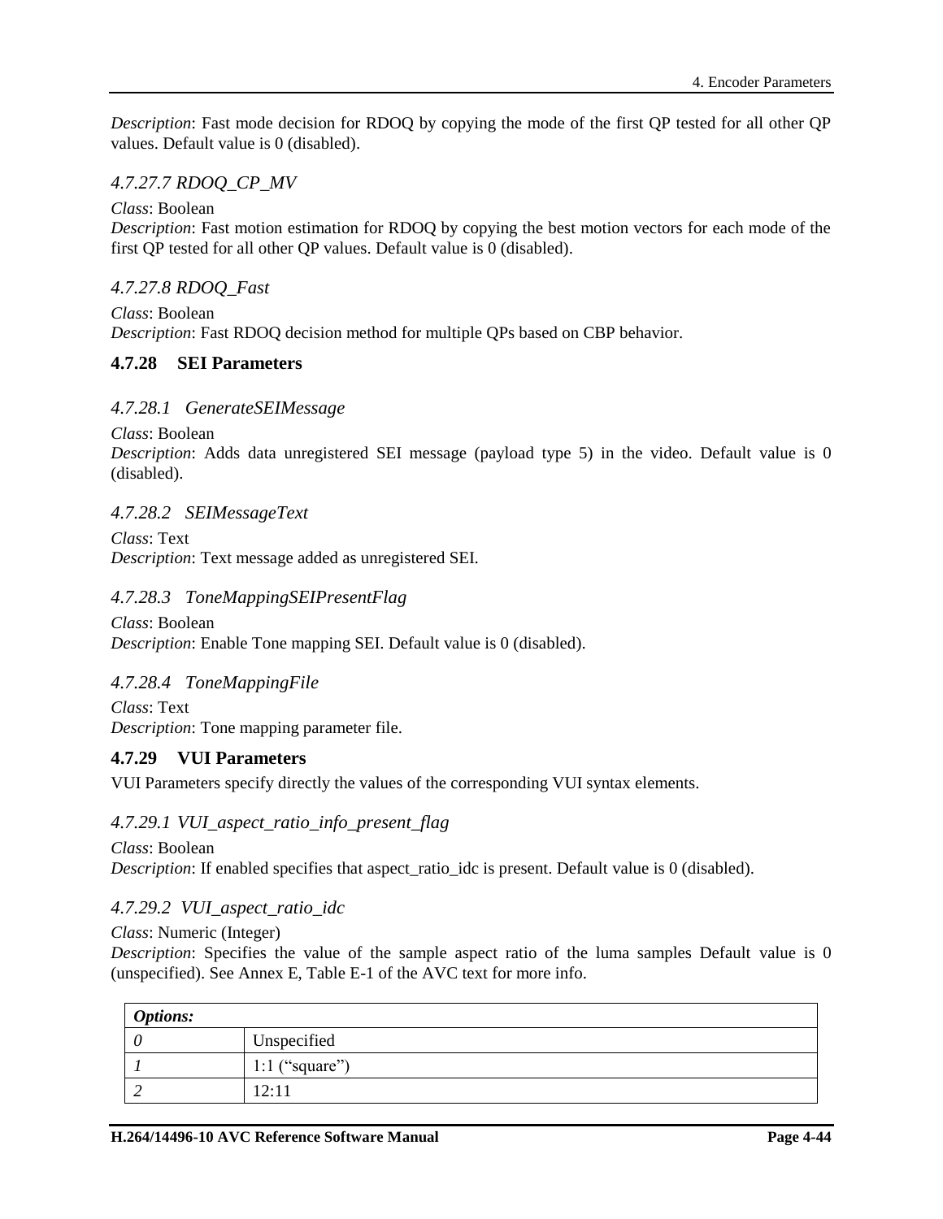*Description*: Fast mode decision for RDOQ by copying the mode of the first QP tested for all other QP values. Default value is 0 (disabled).

#### *4.7.27.7 RDOQ_CP_MV*

*Class*: Boolean
*Description*: Fast motion estimation for RDOQ by copying the best motion vectors for each mode of the first QP tested for all other QP values. Default value is 0 (disabled).

#### *4.7.27.8 RDOQ_Fast*

*Class*: Boolean
*Description*: Fast RDOQ decision method for multiple QPs based on CBP behavior.

### 4.7.28 SEI Parameters

#### *4.7.28.1 GenerateSEIMessage*

*Class*: Boolean
*Description*: Adds data unregistered SEI message (payload type 5) in the video. Default value is 0 (disabled).

#### *4.7.28.2 SEIMessageText*

*Class*: Text
*Description*: Text message added as unregistered SEI.

#### *4.7.28.3 ToneMappingSEIPresentFlag*

*Class*: Boolean
*Description*: Enable Tone mapping SEI. Default value is 0 (disabled).

#### *4.7.28.4 ToneMappingFile*

*Class*: Text
*Description*: Tone mapping parameter file.

### 4.7.29 VUI Parameters

VUI Parameters specify directly the values of the corresponding VUI syntax elements.

#### *4.7.29.1 VUI_aspect_ratio_info_present_flag*

*Class*: Boolean
*Description*: If enabled specifies that aspect_ratio_idc is present. Default value is 0 (disabled).

#### *4.7.29.2 VUI_aspect_ratio_idc*

*Class*: Numeric (Integer)
*Description*: Specifies the value of the sample aspect ratio of the luma samples Default value is 0 (unspecified). See Annex E, Table E-1 of the AVC text for more info.

| ***Options:*** | |
|---|---|
| *0* | Unspecified |
| *1* | 1:1 (“square”) |
| *2* | 12:11 |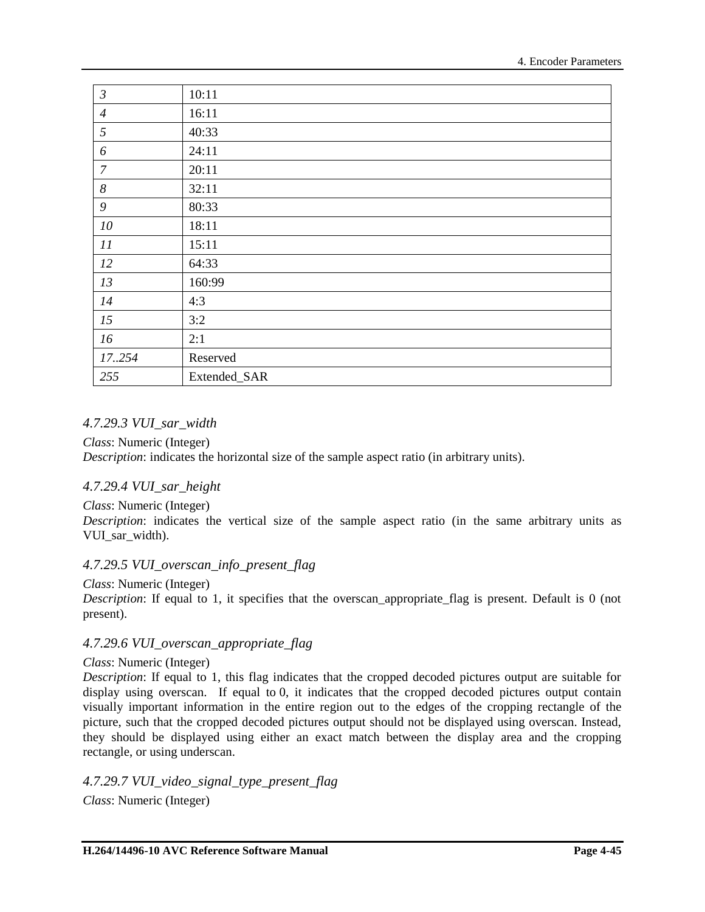| | |
|---|---|
| *3* | 10:11 |
| *4* | 16:11 |
| *5* | 40:33 |
| *6* | 24:11 |
| *7* | 20:11 |
| *8* | 32:11 |
| *9* | 80:33 |
| *10* | 18:11 |
| *11* | 15:11 |
| *12* | 64:33 |
| *13* | 160:99 |
| *14* | 4:3 |
| *15* | 3:2 |
| *16* | 2:1 |
| *17..254* | Reserved |
| *255* | Extended_SAR |

### *4.7.29.3 VUI_sar_width*

*Class*: Numeric (Integer)
*Description*: indicates the horizontal size of the sample aspect ratio (in arbitrary units).

### *4.7.29.4 VUI_sar_height*

*Class*: Numeric (Integer)
*Description*: indicates the vertical size of the sample aspect ratio (in the same arbitrary units as VUI_sar_width).

### *4.7.29.5 VUI_overscan_info_present_flag*

*Class*: Numeric (Integer)
*Description*: If equal to 1, it specifies that the overscan_appropriate_flag is present. Default is 0 (not present).

### *4.7.29.6 VUI_overscan_appropriate_flag*

*Class*: Numeric (Integer)
*Description*: If equal to 1, this flag indicates that the cropped decoded pictures output are suitable for display using overscan. If equal to 0, it indicates that the cropped decoded pictures output contain visually important information in the entire region out to the edges of the cropping rectangle of the picture, such that the cropped decoded pictures output should not be displayed using overscan. Instead, they should be displayed using either an exact match between the display area and the cropping rectangle, or using underscan.

### *4.7.29.7 VUI_video_signal_type_present_flag*

*Class*: Numeric (Integer)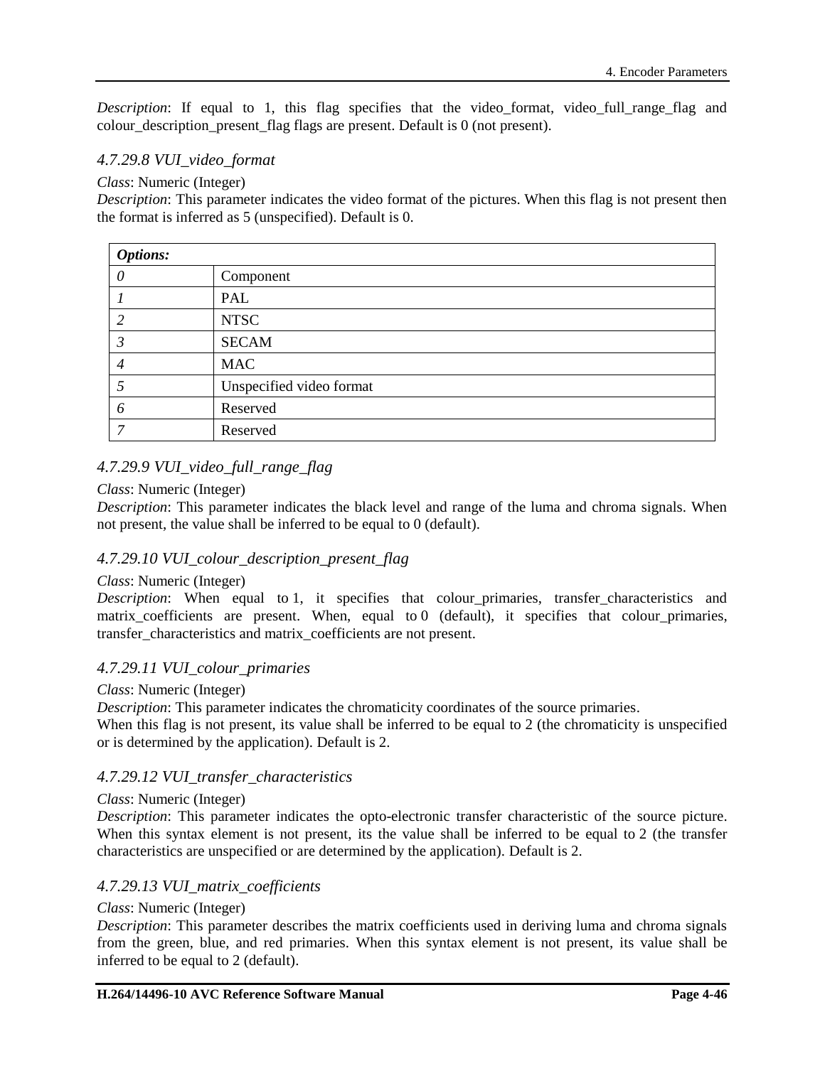*Description*: If equal to 1, this flag specifies that the video_format, video_full_range_flag and colour_description_present_flag flags are present. Default is 0 (not present).

#### *4.7.29.8 VUI_video_format*

*Class*: Numeric (Integer)
*Description*: This parameter indicates the video format of the pictures. When this flag is not present then the format is inferred as 5 (unspecified). Default is 0.

| ***Options:*** | |
|---|---|
| *0* | Component |
| *1* | PAL |
| *2* | NTSC |
| *3* | SECAM |
| *4* | MAC |
| *5* | Unspecified video format |
| *6* | Reserved |
| *7* | Reserved |

#### *4.7.29.9 VUI_video_full_range_flag*

*Class*: Numeric (Integer)
*Description*: This parameter indicates the black level and range of the luma and chroma signals. When not present, the value shall be inferred to be equal to 0 (default).

#### *4.7.29.10 VUI_colour_description_present_flag*

*Class*: Numeric (Integer)
*Description*: When equal to 1, it specifies that colour_primaries, transfer_characteristics and matrix_coefficients are present. When, equal to 0 (default), it specifies that colour_primaries, transfer_characteristics and matrix_coefficients are not present.

#### *4.7.29.11 VUI_colour_primaries*

*Class*: Numeric (Integer)
*Description*: This parameter indicates the chromaticity coordinates of the source primaries.
When this flag is not present, its value shall be inferred to be equal to 2 (the chromaticity is unspecified or is determined by the application). Default is 2.

#### *4.7.29.12 VUI_transfer_characteristics*

*Class*: Numeric (Integer)
*Description*: This parameter indicates the opto-electronic transfer characteristic of the source picture. When this syntax element is not present, its the value shall be inferred to be equal to 2 (the transfer characteristics are unspecified or are determined by the application). Default is 2.

#### *4.7.29.13 VUI_matrix_coefficients*

*Class*: Numeric (Integer)
*Description*: This parameter describes the matrix coefficients used in deriving luma and chroma signals from the green, blue, and red primaries. When this syntax element is not present, its value shall be inferred to be equal to 2 (default).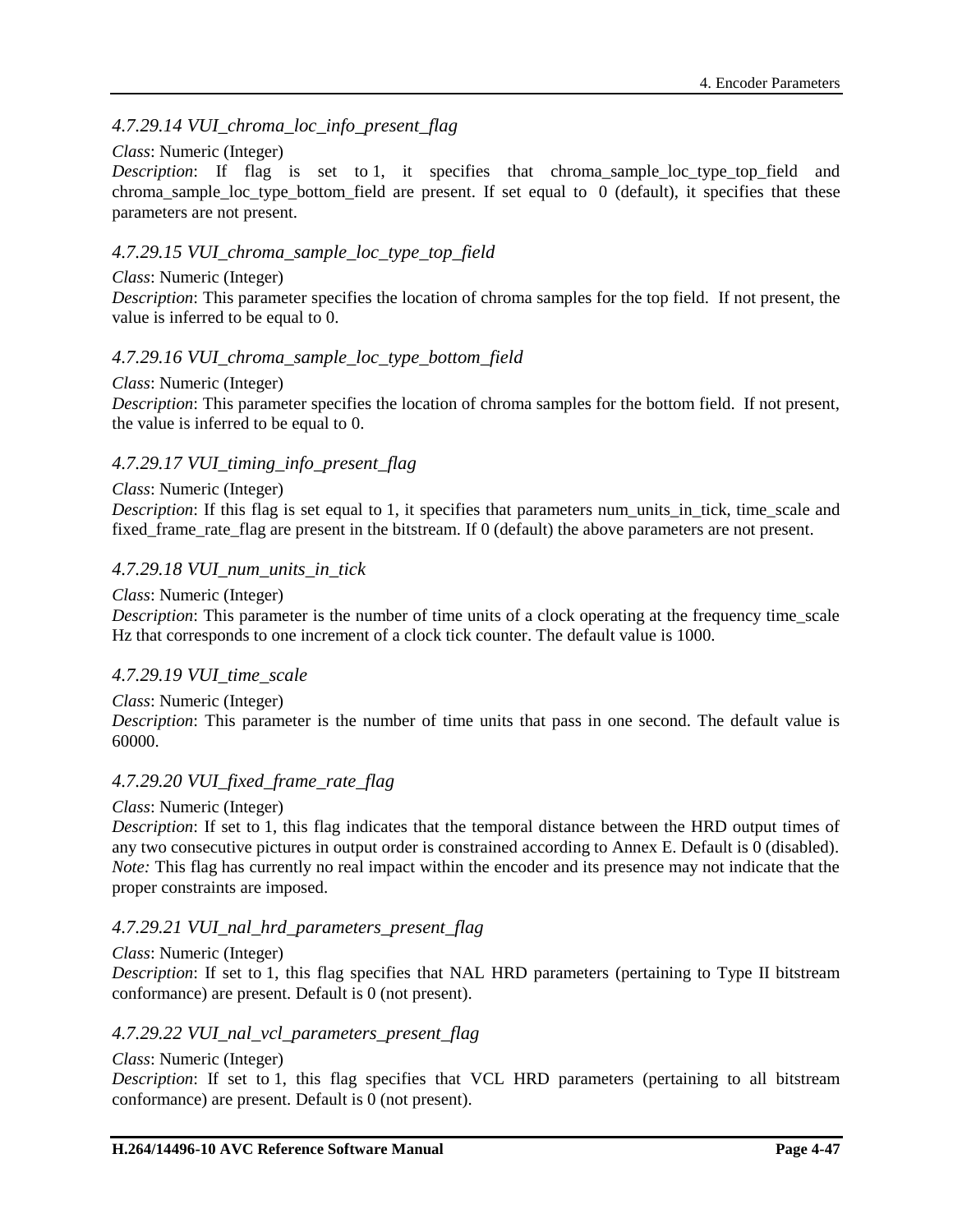#### *4.7.29.14 VUI_chroma_loc_info_present_flag*

*Class*: Numeric (Integer)
*Description*: If flag is set to 1, it specifies that chroma_sample_loc_type_top_field and chroma_sample_loc_type_bottom_field are present. If set equal to 0 (default), it specifies that these parameters are not present.

#### *4.7.29.15 VUI_chroma_sample_loc_type_top_field*

*Class*: Numeric (Integer)
*Description*: This parameter specifies the location of chroma samples for the top field. If not present, the value is inferred to be equal to 0.

#### *4.7.29.16 VUI_chroma_sample_loc_type_bottom_field*

*Class*: Numeric (Integer)
*Description*: This parameter specifies the location of chroma samples for the bottom field. If not present, the value is inferred to be equal to 0.

#### *4.7.29.17 VUI_timing_info_present_flag*

*Class*: Numeric (Integer)
*Description*: If this flag is set equal to 1, it specifies that parameters num_units_in_tick, time_scale and fixed_frame_rate_flag are present in the bitstream. If 0 (default) the above parameters are not present.

#### *4.7.29.18 VUI_num_units_in_tick*

*Class*: Numeric (Integer)
*Description*: This parameter is the number of time units of a clock operating at the frequency time_scale Hz that corresponds to one increment of a clock tick counter. The default value is 1000.

#### *4.7.29.19 VUI_time_scale*

*Class*: Numeric (Integer)
*Description*: This parameter is the number of time units that pass in one second. The default value is 60000.

#### *4.7.29.20 VUI_fixed_frame_rate_flag*

*Class*: Numeric (Integer)
*Description*: If set to 1, this flag indicates that the temporal distance between the HRD output times of any two consecutive pictures in output order is constrained according to Annex E. Default is 0 (disabled).
*Note:* This flag has currently no real impact within the encoder and its presence may not indicate that the proper constraints are imposed.

#### *4.7.29.21 VUI_nal_hrd_parameters_present_flag*

*Class*: Numeric (Integer)
*Description*: If set to 1, this flag specifies that NAL HRD parameters (pertaining to Type II bitstream conformance) are present. Default is 0 (not present).

#### *4.7.29.22 VUI_nal_vcl_parameters_present_flag*

*Class*: Numeric (Integer)
*Description*: If set to 1, this flag specifies that VCL HRD parameters (pertaining to all bitstream conformance) are present. Default is 0 (not present).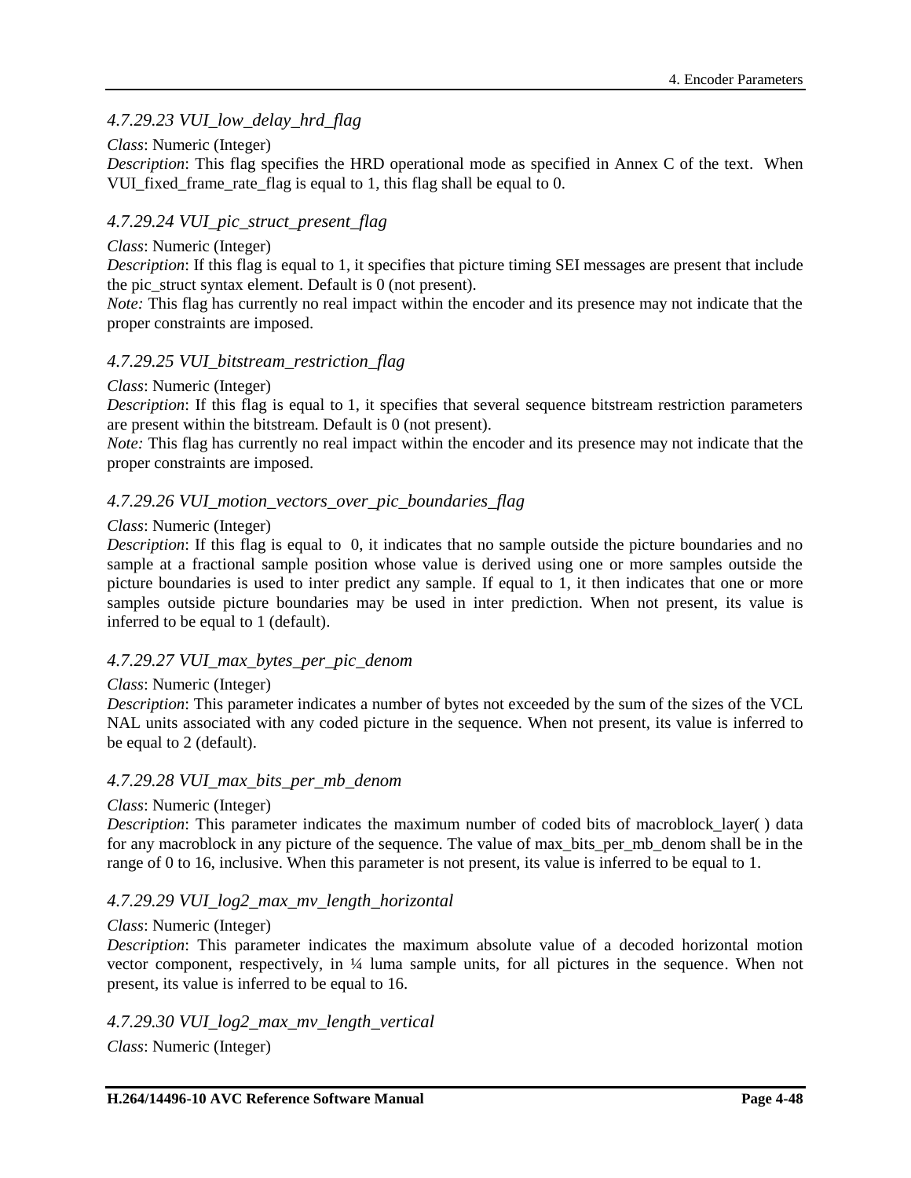### *4.7.29.23 VUI_low_delay_hrd_flag*

*Class*: Numeric (Integer)

*Description*: This flag specifies the HRD operational mode as specified in Annex C of the text. When VUI_fixed_frame_rate_flag is equal to 1, this flag shall be equal to 0.

### *4.7.29.24 VUI_pic_struct_present_flag*

*Class*: Numeric (Integer)

*Description*: If this flag is equal to 1, it specifies that picture timing SEI messages are present that include the pic_struct syntax element. Default is 0 (not present).

*Note:* This flag has currently no real impact within the encoder and its presence may not indicate that the proper constraints are imposed.

### *4.7.29.25 VUI_bitstream_restriction_flag*

*Class*: Numeric (Integer)

*Description*: If this flag is equal to 1, it specifies that several sequence bitstream restriction parameters are present within the bitstream. Default is 0 (not present).

*Note:* This flag has currently no real impact within the encoder and its presence may not indicate that the proper constraints are imposed.

### *4.7.29.26 VUI_motion_vectors_over_pic_boundaries_flag*

*Class*: Numeric (Integer)

*Description*: If this flag is equal to 0, it indicates that no sample outside the picture boundaries and no sample at a fractional sample position whose value is derived using one or more samples outside the picture boundaries is used to inter predict any sample. If equal to 1, it then indicates that one or more samples outside picture boundaries may be used in inter prediction. When not present, its value is inferred to be equal to 1 (default).

### *4.7.29.27 VUI_max_bytes_per_pic_denom*

*Class*: Numeric (Integer)

*Description*: This parameter indicates a number of bytes not exceeded by the sum of the sizes of the VCL NAL units associated with any coded picture in the sequence. When not present, its value is inferred to be equal to 2 (default).

### *4.7.29.28 VUI_max_bits_per_mb_denom*

*Class*: Numeric (Integer)

*Description*: This parameter indicates the maximum number of coded bits of macroblock_layer( ) data for any macroblock in any picture of the sequence. The value of max_bits_per_mb_denom shall be in the range of 0 to 16, inclusive. When this parameter is not present, its value is inferred to be equal to 1.

### *4.7.29.29 VUI_log2_max_mv_length_horizontal*

*Class*: Numeric (Integer)

*Description*: This parameter indicates the maximum absolute value of a decoded horizontal motion vector component, respectively, in ¼ luma sample units, for all pictures in the sequence. When not present, its value is inferred to be equal to 16.

### *4.7.29.30 VUI_log2_max_mv_length_vertical*

*Class*: Numeric (Integer)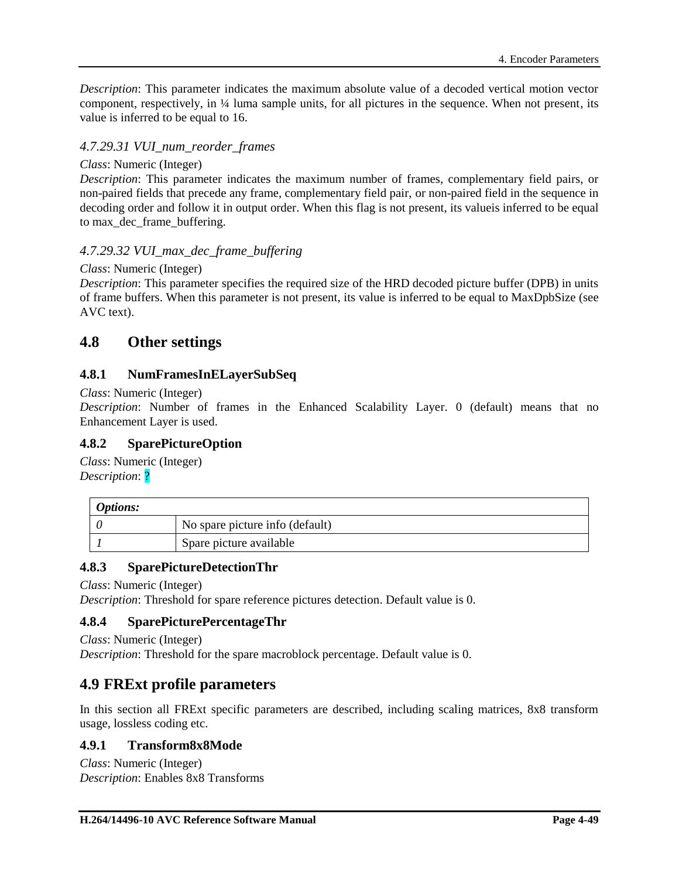*Description*: This parameter indicates the maximum absolute value of a decoded vertical motion vector component, respectively, in ¼ luma sample units, for all pictures in the sequence. When not present, its value is inferred to be equal to 16.

#### *4.7.29.31 VUI_num_reorder_frames*

*Class*: Numeric (Integer)
*Description*: This parameter indicates the maximum number of frames, complementary field pairs, or non-paired fields that precede any frame, complementary field pair, or non-paired field in the sequence in decoding order and follow it in output order. When this flag is not present, its valueis inferred to be equal to max_dec_frame_buffering.

#### *4.7.29.32 VUI_max_dec_frame_buffering*

*Class*: Numeric (Integer)
*Description*: This parameter specifies the required size of the HRD decoded picture buffer (DPB) in units of frame buffers. When this parameter is not present, its value is inferred to be equal to MaxDpbSize (see AVC text).

## 4.8 Other settings

### 4.8.1 NumFramesInELayerSubSeq

*Class*: Numeric (Integer)
*Description*: Number of frames in the Enhanced Scalability Layer. 0 (default) means that no Enhancement Layer is used.

### 4.8.2 SparePictureOption

*Class*: Numeric (Integer)
*Description*: ?

| *Options:* | |
|---|---|
| *0* | No spare picture info (default) |
| *1* | Spare picture available |

### 4.8.3 SparePictureDetectionThr

*Class*: Numeric (Integer)
*Description*: Threshold for spare reference pictures detection. Default value is 0.

### 4.8.4 SparePicturePercentageThr

*Class*: Numeric (Integer)
*Description*: Threshold for the spare macroblock percentage. Default value is 0.

## 4.9 FRExt profile parameters

In this section all FRExt specific parameters are described, including scaling matrices, 8x8 transform usage, lossless coding etc.

### 4.9.1 Transform8x8Mode

*Class*: Numeric (Integer)
*Description*: Enables 8x8 Transforms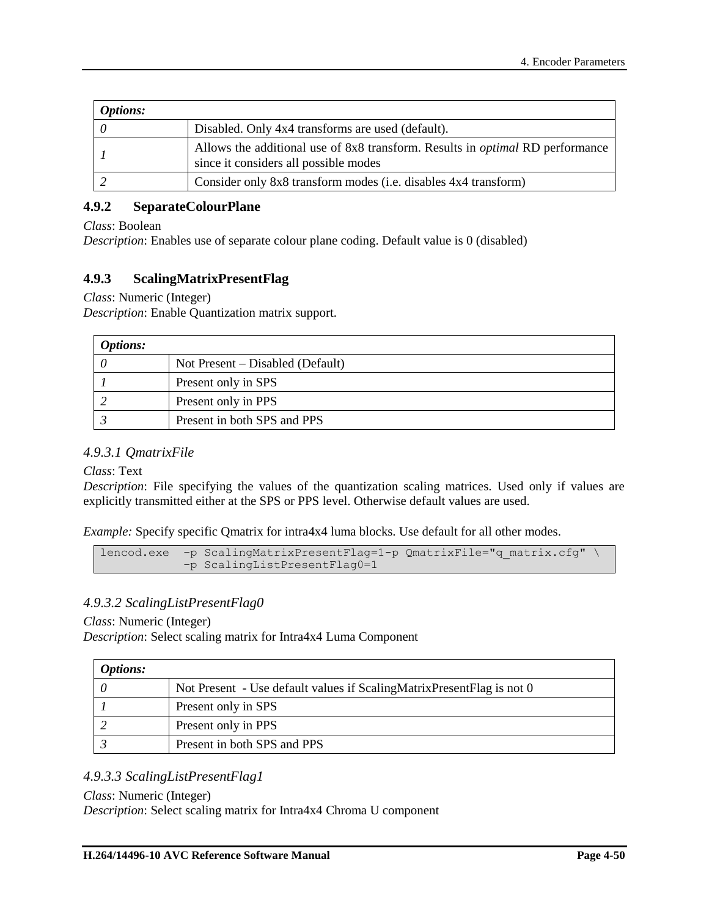| *Options:* | |
|---|---|
| *0* | Disabled. Only 4x4 transforms are used (default). |
| *1* | Allows the additional use of 8x8 transform. Results in *optimal* RD performance since it considers all possible modes |
| *2* | Consider only 8x8 transform modes (i.e. disables 4x4 transform) |

### 4.9.2 SeparateColourPlane

*Class*: Boolean
*Description*: Enables use of separate colour plane coding. Default value is 0 (disabled)

### 4.9.3 ScalingMatrixPresentFlag

*Class*: Numeric (Integer)
*Description*: Enable Quantization matrix support.

| *Options:* | |
|---|---|
| *0* | Not Present – Disabled (Default) |
| *1* | Present only in SPS |
| *2* | Present only in PPS |
| *3* | Present in both SPS and PPS |

#### *4.9.3.1 QmatrixFile*

*Class*: Text
*Description*: File specifying the values of the quantization scaling matrices. Used only if values are explicitly transmitted either at the SPS or PPS level. Otherwise default values are used.

*Example:* Specify specific Qmatrix for intra4x4 luma blocks. Use default for all other modes.

```
lencod.exe  –p ScalingMatrixPresentFlag=1-p QmatrixFile="q_matrix.cfg" \
            –p ScalingListPresentFlag0=1
```

#### *4.9.3.2 ScalingListPresentFlag0*

*Class*: Numeric (Integer)
*Description*: Select scaling matrix for Intra4x4 Luma Component

| *Options:* | |
|---|---|
| *0* | Not Present - Use default values if ScalingMatrixPresentFlag is not 0 |
| *1* | Present only in SPS |
| *2* | Present only in PPS |
| *3* | Present in both SPS and PPS |

#### *4.9.3.3 ScalingListPresentFlag1*

*Class*: Numeric (Integer)
*Description*: Select scaling matrix for Intra4x4 Chroma U component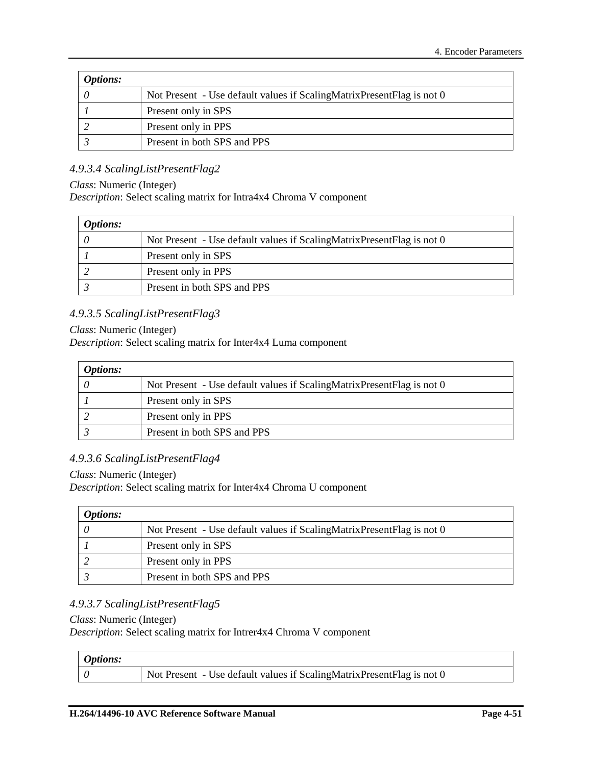| *Options:* | |
|---|---|
| *0* | Not Present - Use default values if ScalingMatrixPresentFlag is not 0 |
| *1* | Present only in SPS |
| *2* | Present only in PPS |
| *3* | Present in both SPS and PPS |

### *4.9.3.4 ScalingListPresentFlag2*

*Class*: Numeric (Integer)
*Description*: Select scaling matrix for Intra4x4 Chroma V component

| *Options:* | |
|---|---|
| *0* | Not Present - Use default values if ScalingMatrixPresentFlag is not 0 |
| *1* | Present only in SPS |
| *2* | Present only in PPS |
| *3* | Present in both SPS and PPS |

### *4.9.3.5 ScalingListPresentFlag3*

*Class*: Numeric (Integer)
*Description*: Select scaling matrix for Inter4x4 Luma component

| *Options:* | |
|---|---|
| *0* | Not Present - Use default values if ScalingMatrixPresentFlag is not 0 |
| *1* | Present only in SPS |
| *2* | Present only in PPS |
| *3* | Present in both SPS and PPS |

### *4.9.3.6 ScalingListPresentFlag4*

*Class*: Numeric (Integer)
*Description*: Select scaling matrix for Inter4x4 Chroma U component

| *Options:* | |
|---|---|
| *0* | Not Present - Use default values if ScalingMatrixPresentFlag is not 0 |
| *1* | Present only in SPS |
| *2* | Present only in PPS |
| *3* | Present in both SPS and PPS |

### *4.9.3.7 ScalingListPresentFlag5*

*Class*: Numeric (Integer)
*Description*: Select scaling matrix for Intrer4x4 Chroma V component

| *Options:* | |
|---|---|
| *0* | Not Present - Use default values if ScalingMatrixPresentFlag is not 0 |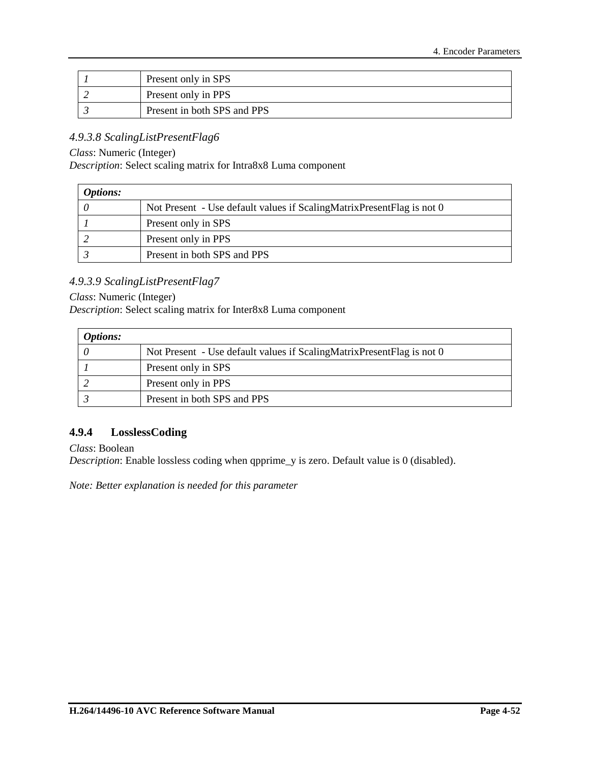| | |
|---|---|
| *1* | Present only in SPS |
| *2* | Present only in PPS |
| *3* | Present in both SPS and PPS |

#### *4.9.3.8 ScalingListPresentFlag6*

*Class*: Numeric (Integer)
*Description*: Select scaling matrix for Intra8x8 Luma component

| ***Options:*** | |
|---|---|
| *0* | Not Present - Use default values if ScalingMatrixPresentFlag is not 0 |
| *1* | Present only in SPS |
| *2* | Present only in PPS |
| *3* | Present in both SPS and PPS |

#### *4.9.3.9 ScalingListPresentFlag7*

*Class*: Numeric (Integer)
*Description*: Select scaling matrix for Inter8x8 Luma component

| ***Options:*** | |
|---|---|
| *0* | Not Present - Use default values if ScalingMatrixPresentFlag is not 0 |
| *1* | Present only in SPS |
| *2* | Present only in PPS |
| *3* | Present in both SPS and PPS |

### 4.9.4 LosslessCoding

*Class*: Boolean
*Description*: Enable lossless coding when qpprime_y is zero. Default value is 0 (disabled).

*Note: Better explanation is needed for this parameter*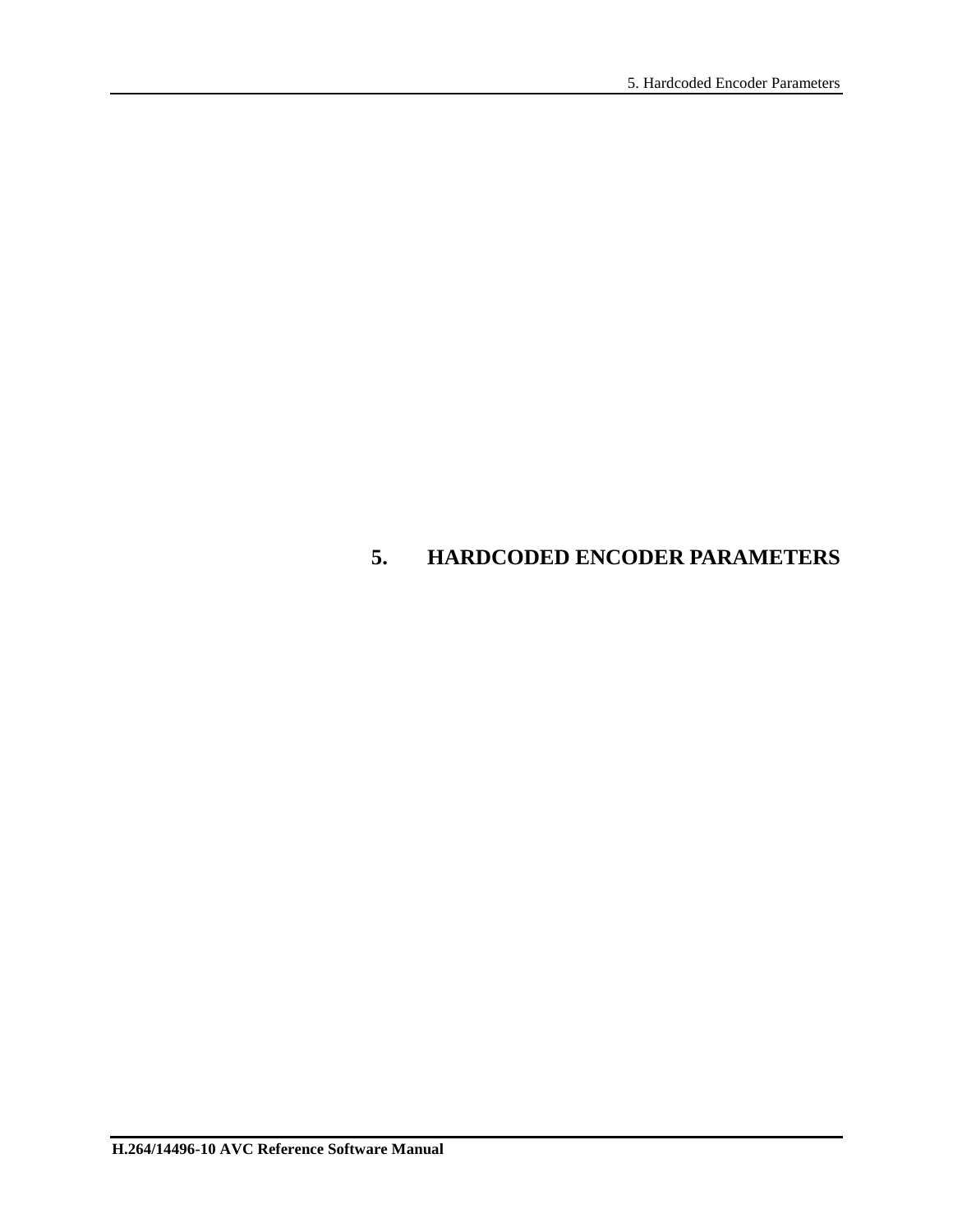# 5. HARDCODED ENCODER PARAMETERS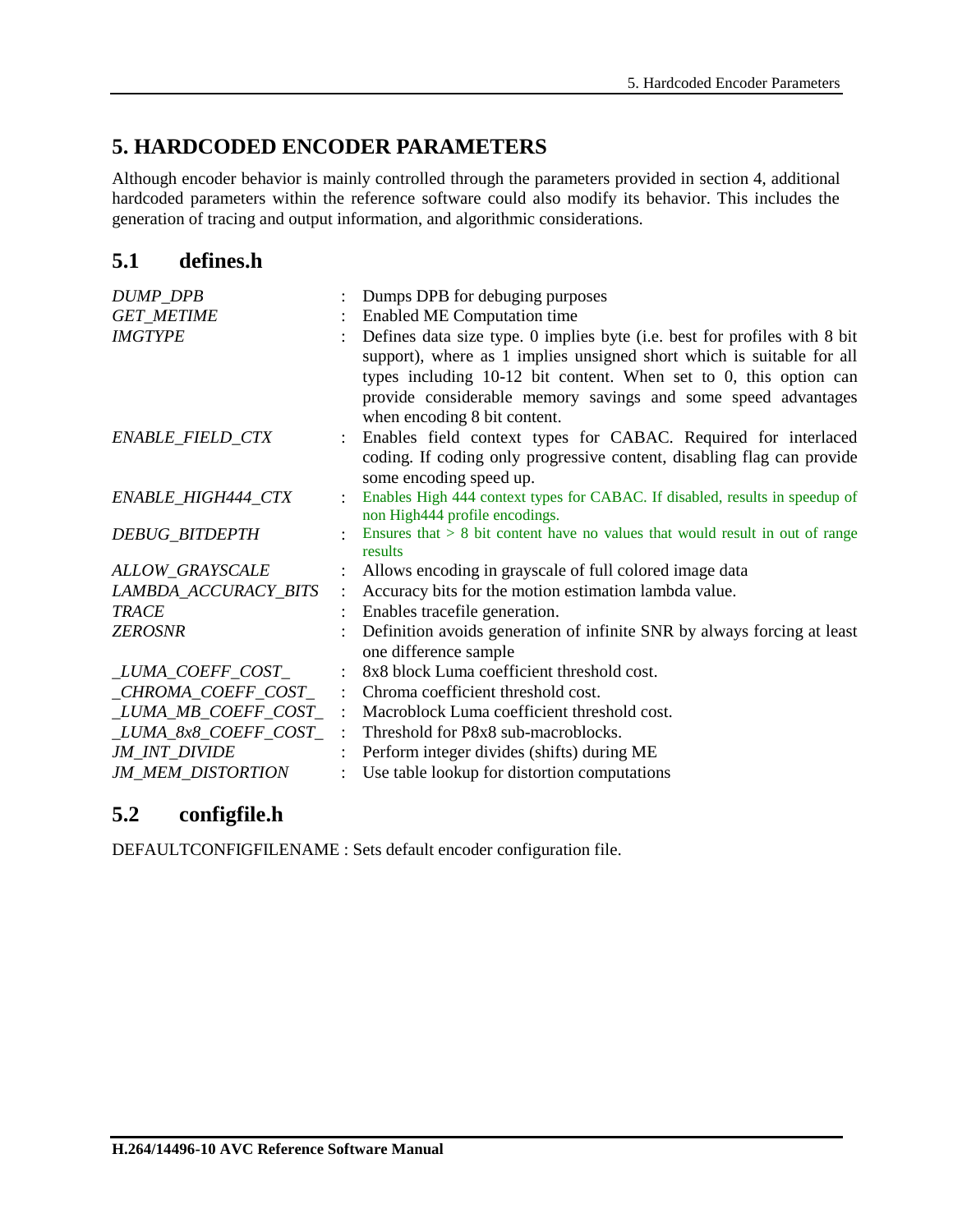# 5. HARDCODED ENCODER PARAMETERS

Although encoder behavior is mainly controlled through the parameters provided in section 4, additional hardcoded parameters within the reference software could also modify its behavior. This includes the generation of tracing and output information, and algorithmic considerations.

## 5.1 defines.h

| | | |
|---|---|---|
| *DUMP_DPB* | : | Dumps DPB for debuging purposes |
| *GET_METIME* | : | Enabled ME Computation time |
| *IMGTYPE* | : | Defines data size type. 0 implies byte (i.e. best for profiles with 8 bit support), where as 1 implies unsigned short which is suitable for all types including 10-12 bit content. When set to 0, this option can provide considerable memory savings and some speed advantages when encoding 8 bit content. |
| *ENABLE_FIELD_CTX* | : | Enables field context types for CABAC. Required for interlaced coding. If coding only progressive content, disabling flag can provide some encoding speed up. |
| *ENABLE_HIGH444_CTX* | : | Enables High 444 context types for CABAC. If disabled, results in speedup of non High444 profile encodings. |
| *DEBUG_BITDEPTH* | : | Ensures that > 8 bit content have no values that would result in out of range results |
| *ALLOW_GRAYSCALE* | : | Allows encoding in grayscale of full colored image data |
| *LAMBDA_ACCURACY_BITS* | : | Accuracy bits for the motion estimation lambda value. |
| *TRACE* | : | Enables tracefile generation. |
| *ZEROSNR* | : | Definition avoids generation of infinite SNR by always forcing at least one difference sample |
| *_LUMA_COEFF_COST_* | : | 8x8 block Luma coefficient threshold cost. |
| *_CHROMA_COEFF_COST_* | : | Chroma coefficient threshold cost. |
| *_LUMA_MB_COEFF_COST_* | : | Macroblock Luma coefficient threshold cost. |
| *_LUMA_8x8_COEFF_COST_* | : | Threshold for P8x8 sub-macroblocks. |
| *JM_INT_DIVIDE* | : | Perform integer divides (shifts) during ME |
| *JM_MEM_DISTORTION* | : | Use table lookup for distortion computations |

## 5.2 configfile.h

DEFAULTCONFIGFILENAME : Sets default encoder configuration file.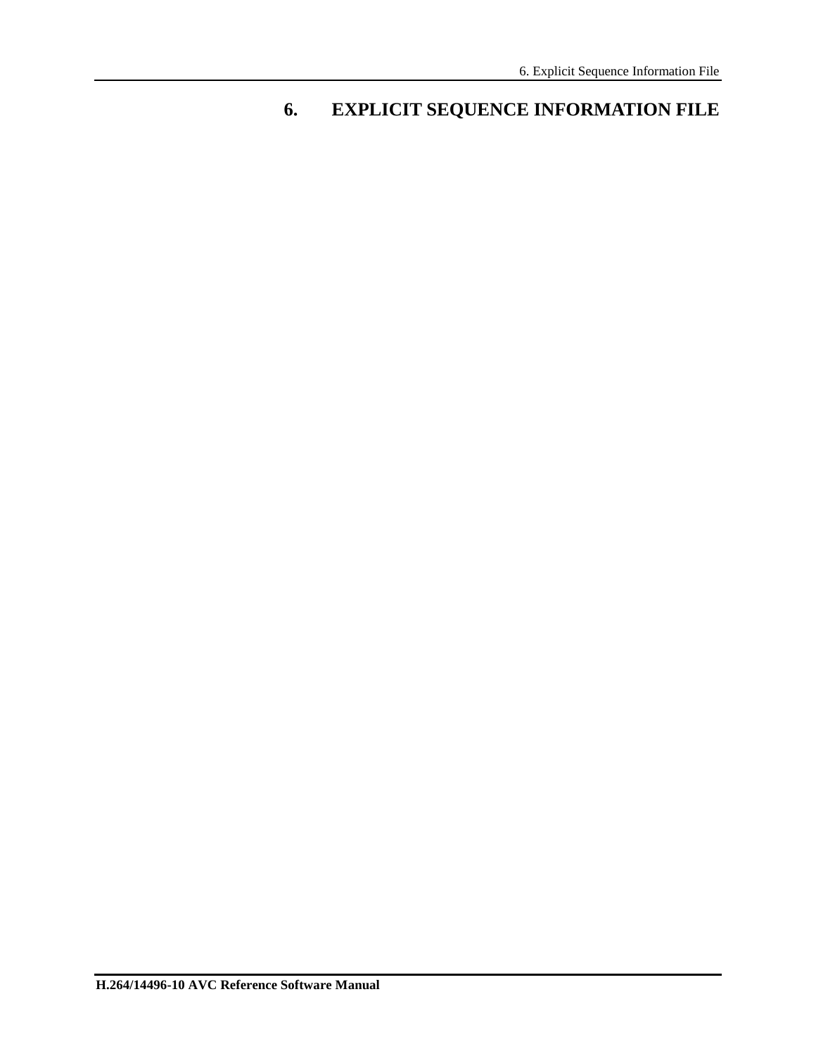# 6. EXPLICIT SEQUENCE INFORMATION FILE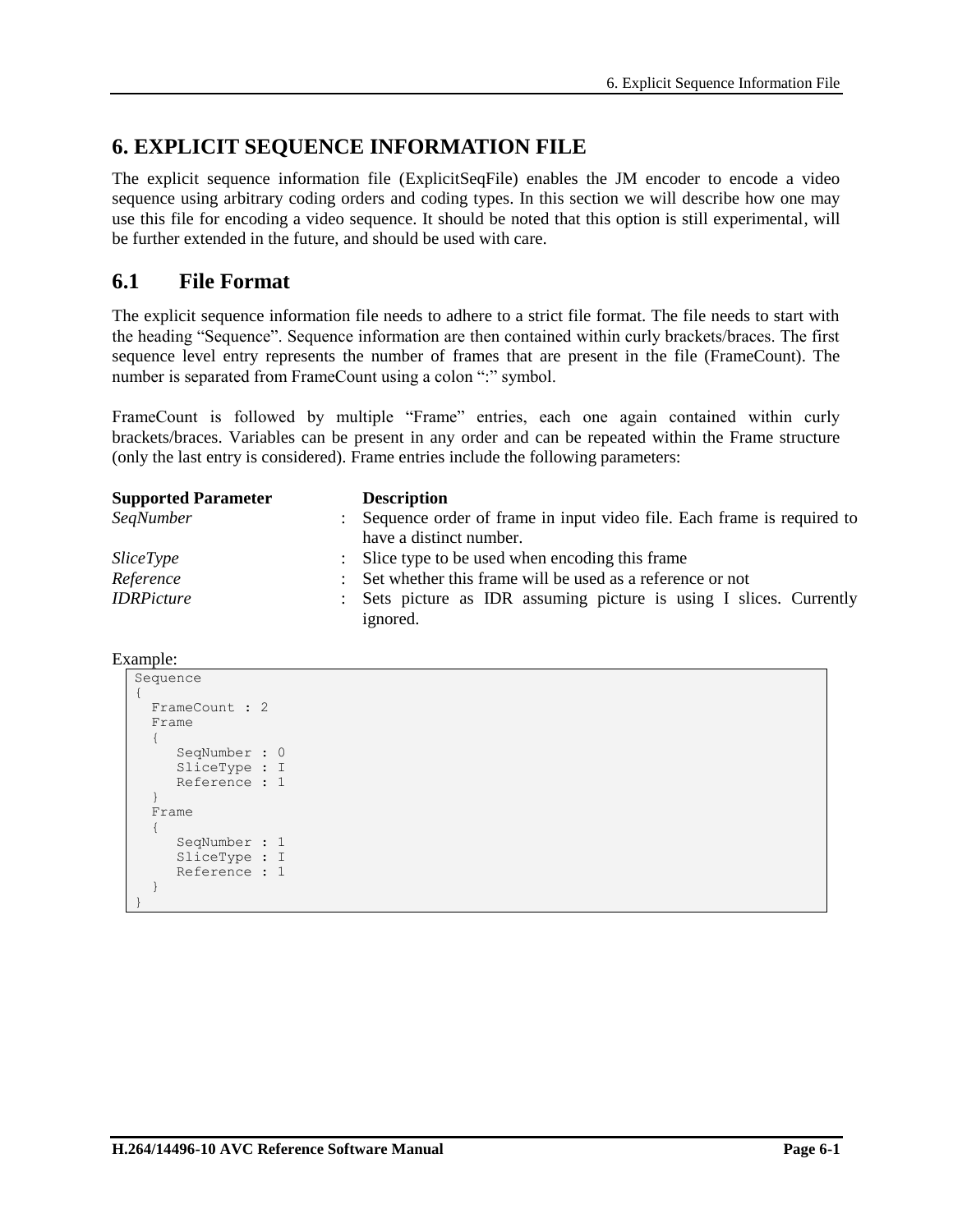# 6. EXPLICIT SEQUENCE INFORMATION FILE

The explicit sequence information file (ExplicitSeqFile) enables the JM encoder to encode a video sequence using arbitrary coding orders and coding types. In this section we will describe how one may use this file for encoding a video sequence. It should be noted that this option is still experimental, will be further extended in the future, and should be used with care.

## 6.1 File Format

The explicit sequence information file needs to adhere to a strict file format. The file needs to start with the heading "Sequence". Sequence information are then contained within curly brackets/braces. The first sequence level entry represents the number of frames that are present in the file (FrameCount). The number is separated from FrameCount using a colon ":" symbol.

FrameCount is followed by multiple "Frame" entries, each one again contained within curly brackets/braces. Variables can be present in any order and can be repeated within the Frame structure (only the last entry is considered). Frame entries include the following parameters:

| Supported Parameter | | Description |
|---|---|---|
| *SeqNumber* | : | Sequence order of frame in input video file. Each frame is required to have a distinct number. |
| *SliceType* | : | Slice type to be used when encoding this frame |
| *Reference* | : | Set whether this frame will be used as a reference or not |
| *IDRPicture* | : | Sets picture as IDR assuming picture is using I slices. Currently ignored. |

Example:

```
Sequence
{
  FrameCount : 2
  Frame
  {
     SeqNumber : 0
     SliceType : I
     Reference : 1
  }
  Frame
  {
     SeqNumber : 1
     SliceType : I
     Reference : 1
  }
}
```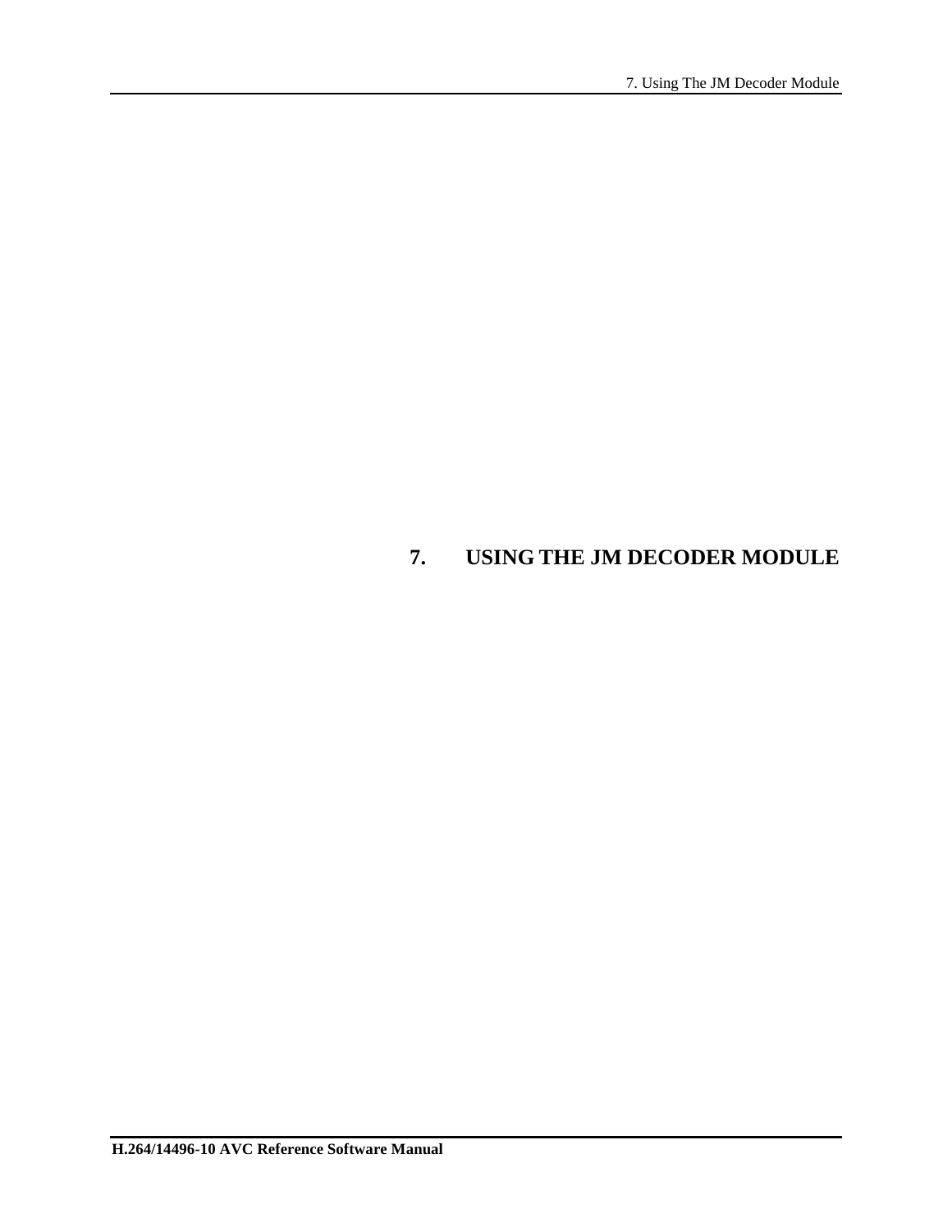# 7. USING THE JM DECODER MODULE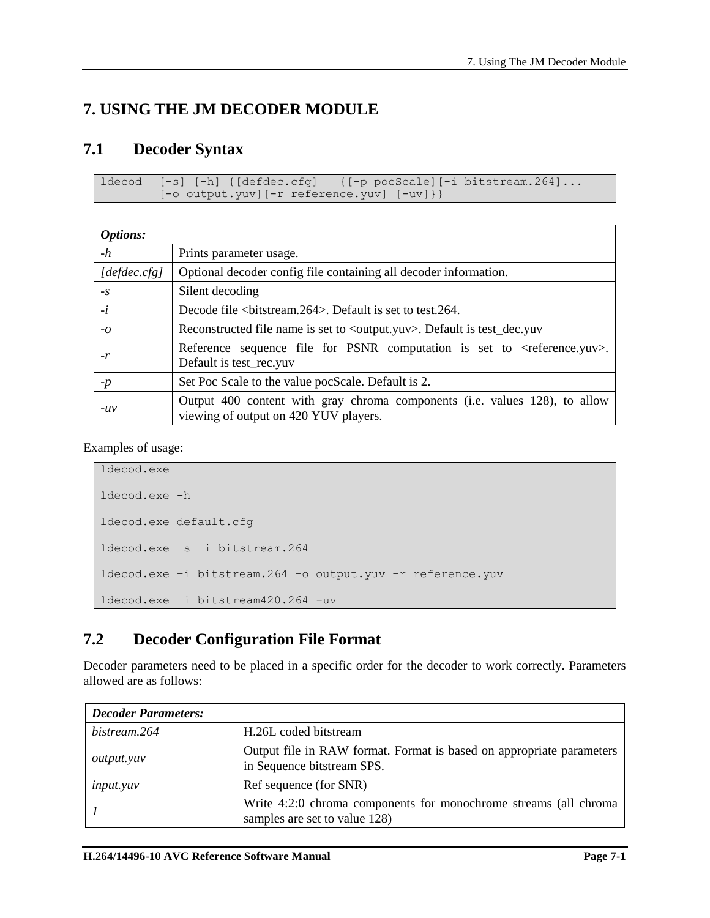# 7. USING THE JM DECODER MODULE

## 7.1 Decoder Syntax

```
ldecod  [-s] [-h] {[defdec.cfg] | {[-p pocScale][-i bitstream.264]...
        [-o output.yuv][-r reference.yuv] [-uv]}}
```

| *Options:* | |
|---|---|
| *-h* | Prints parameter usage. |
| *[defdec.cfg]* | Optional decoder config file containing all decoder information. |
| *-s* | Silent decoding |
| *-i* | Decode file <bitstream.264>. Default is set to test.264. |
| *-o* | Reconstructed file name is set to <output.yuv>. Default is test_dec.yuv |
| *-r* | Reference sequence file for PSNR computation is set to <reference.yuv>. Default is test_rec.yuv |
| *-p* | Set Poc Scale to the value pocScale. Default is 2. |
| *-uv* | Output 400 content with gray chroma components (i.e. values 128), to allow viewing of output on 420 YUV players. |

Examples of usage:

```
ldecod.exe

ldecod.exe -h

ldecod.exe default.cfg

ldecod.exe –s –i bitstream.264

ldecod.exe –i bitstream.264 –o output.yuv –r reference.yuv

ldecod.exe –i bitstream420.264 -uv
```

## 7.2 Decoder Configuration File Format

Decoder parameters need to be placed in a specific order for the decoder to work correctly. Parameters allowed are as follows:

| *Decoder Parameters:* | |
|---|---|
| *bistream.264* | H.26L coded bitstream |
| *output.yuv* | Output file in RAW format. Format is based on appropriate parameters in Sequence bitstream SPS. |
| *input.yuv* | Ref sequence (for SNR) |
| *1* | Write 4:2:0 chroma components for monochrome streams (all chroma samples are set to value 128) |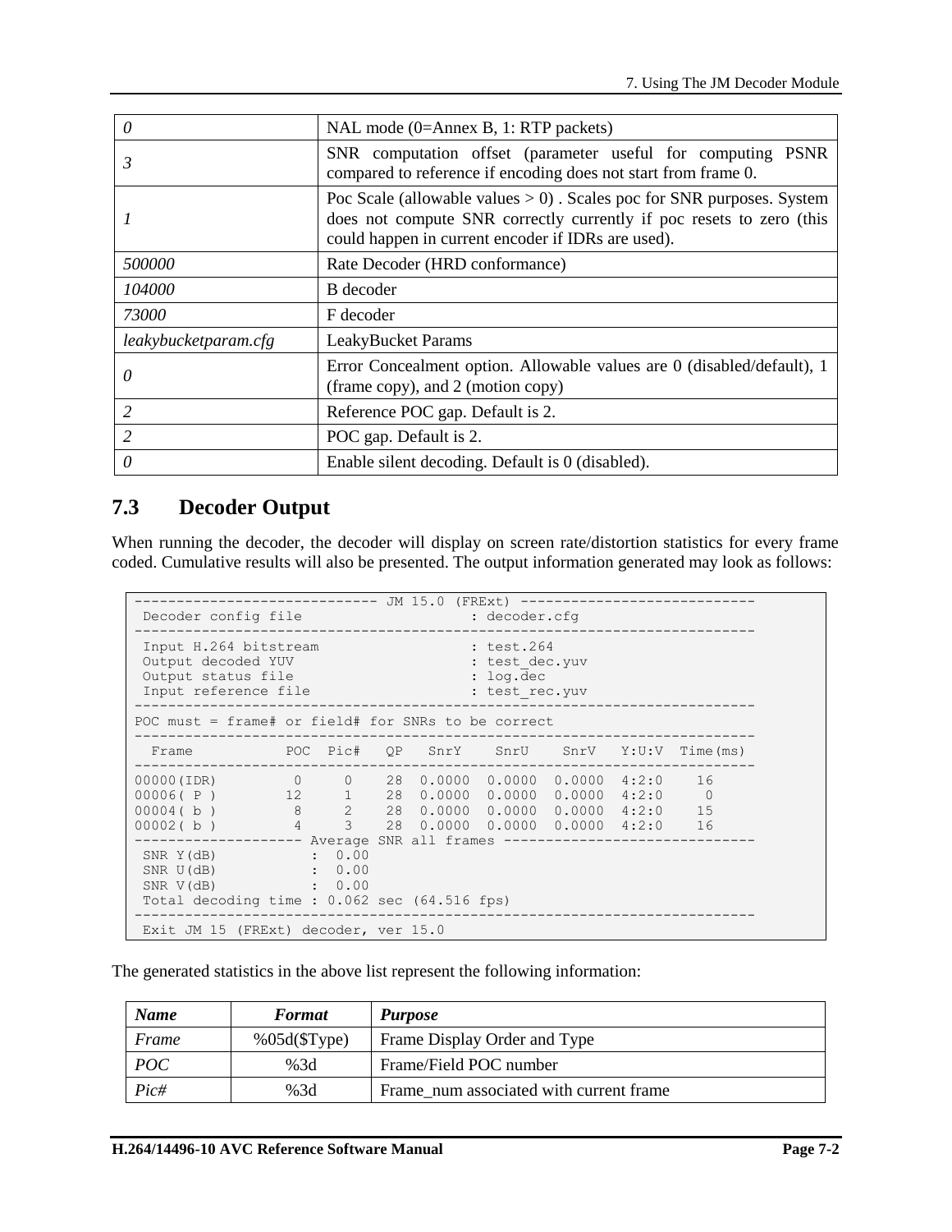| | |
|---|---|
| *0* | NAL mode (0=Annex B, 1: RTP packets) |
| *3* | SNR computation offset (parameter useful for computing PSNR compared to reference if encoding does not start from frame 0. |
| *1* | Poc Scale (allowable values > 0) . Scales poc for SNR purposes. System does not compute SNR correctly currently if poc resets to zero (this could happen in current encoder if IDRs are used). |
| *500000* | Rate Decoder (HRD conformance) |
| *104000* | B decoder |
| *73000* | F decoder |
| *leakybucketparam.cfg* | LeakyBucket Params |
| *0* | Error Concealment option. Allowable values are 0 (disabled/default), 1 (frame copy), and 2 (motion copy) |
| *2* | Reference POC gap. Default is 2. |
| *2* | POC gap. Default is 2. |
| *0* | Enable silent decoding. Default is 0 (disabled). |

## 7.3 Decoder Output

When running the decoder, the decoder will display on screen rate/distortion statistics for every frame coded. Cumulative results will also be presented. The output information generated may look as follows:

```
----------------------------- JM 15.0 (FRExt) ----------------------------
 Decoder config file                    : decoder.cfg
--------------------------------------------------------------------------
 Input H.264 bitstream                  : test.264
 Output decoded YUV                     : test_dec.yuv
 Output status file                     : log.dec
 Input reference file                   : test_rec.yuv
--------------------------------------------------------------------------
POC must = frame# or field# for SNRs to be correct
--------------------------------------------------------------------------
  Frame           POC  Pic#   QP   SnrY    SnrU    SnrV   Y:U:V  Time(ms)
--------------------------------------------------------------------------
00000(IDR)         0     0    28  0.0000  0.0000  0.0000  4:2:0    16
00006( P )        12     1    28  0.0000  0.0000  0.0000  4:2:0     0
00004( b )         8     2    28  0.0000  0.0000  0.0000  4:2:0    15
00002( b )         4     3    28  0.0000  0.0000  0.0000  4:2:0    16
-------------------- Average SNR all frames ------------------------------
 SNR Y(dB)           :  0.00
 SNR U(dB)           :  0.00
 SNR V(dB)           :  0.00
 Total decoding time : 0.062 sec (64.516 fps)
--------------------------------------------------------------------------
 Exit JM 15 (FRExt) decoder, ver 15.0
```

The generated statistics in the above list represent the following information:

| *Name* | *Format* | *Purpose* |
|---|---|---|
| *Frame* | %05d($Type) | Frame Display Order and Type |
| *POC* | %3d | Frame/Field POC number |
| *Pic#* | %3d | Frame_num associated with current frame |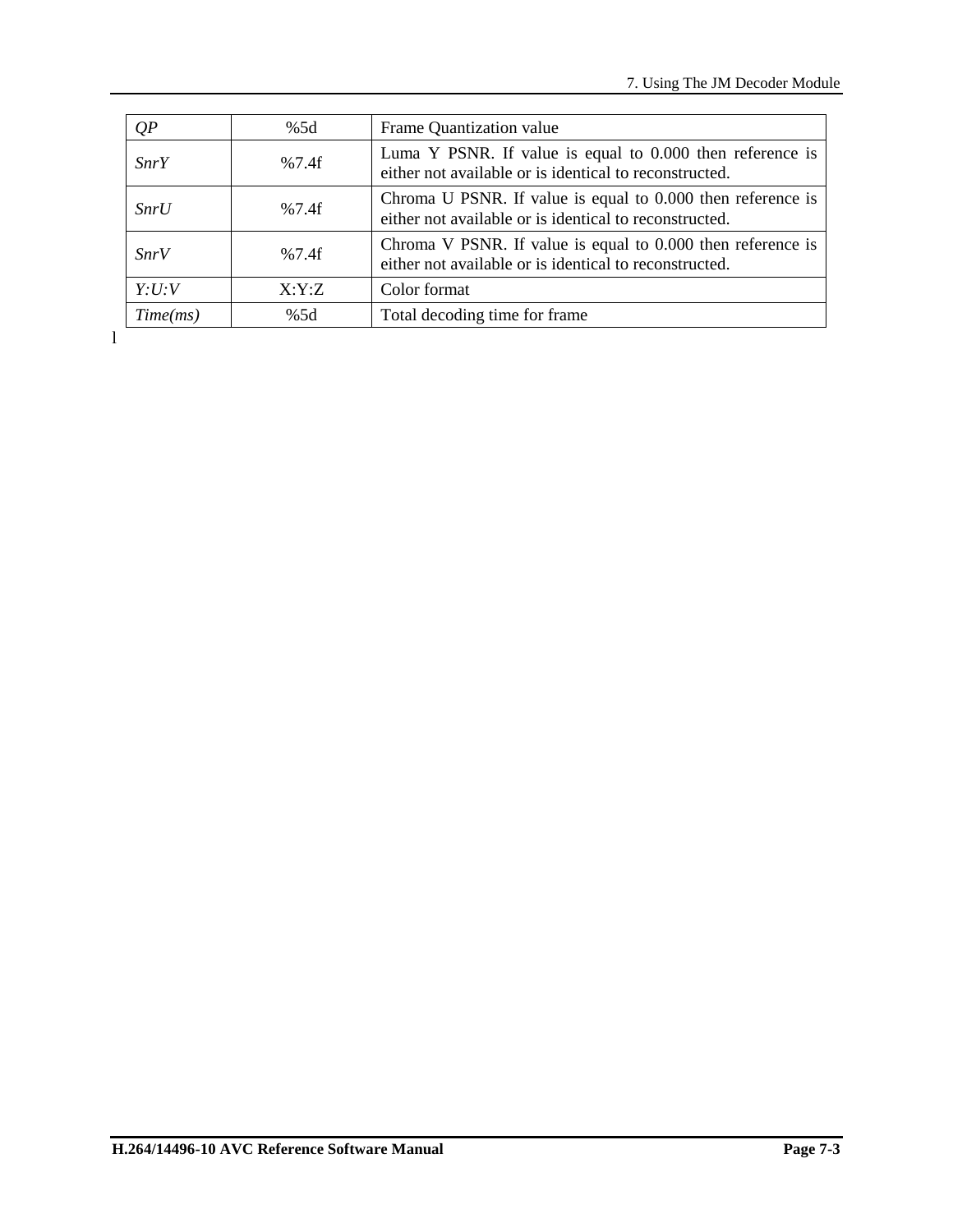| *QP* | %5d | Frame Quantization value |
|---|---|---|
| *SnrY* | %7.4f | Luma Y PSNR. If value is equal to 0.000 then reference is either not available or is identical to reconstructed. |
| *SnrU* | %7.4f | Chroma U PSNR. If value is equal to 0.000 then reference is either not available or is identical to reconstructed. |
| *SnrV* | %7.4f | Chroma V PSNR. If value is equal to 0.000 then reference is either not available or is identical to reconstructed. |
| *Y:U:V* | X:Y:Z | Color format |
| *Time(ms)* | %5d | Total decoding time for frame |

l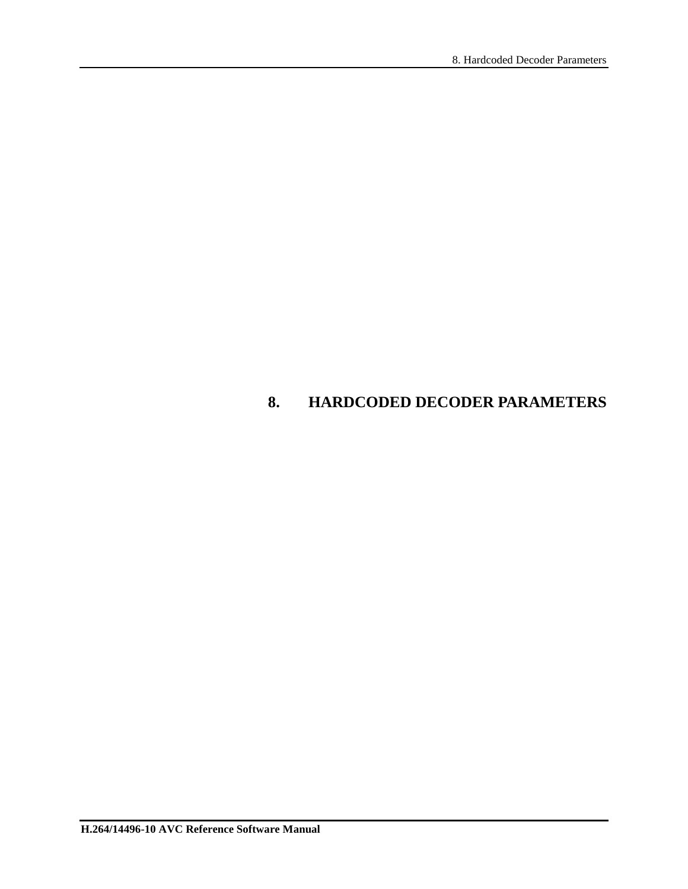# 8. HARDCODED DECODER PARAMETERS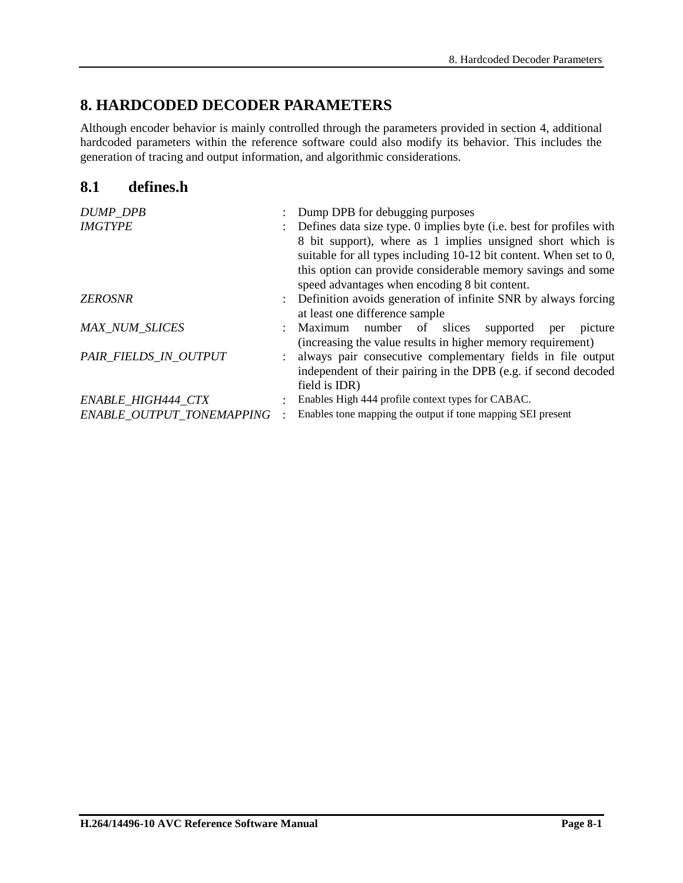# 8. HARDCODED DECODER PARAMETERS

Although encoder behavior is mainly controlled through the parameters provided in section 4, additional hardcoded parameters within the reference software could also modify its behavior. This includes the generation of tracing and output information, and algorithmic considerations.

## 8.1 defines.h

| | | |
|---|---|---|
| *DUMP_DPB* | : | Dump DPB for debugging purposes |
| *IMGTYPE* | : | Defines data size type. 0 implies byte (i.e. best for profiles with 8 bit support), where as 1 implies unsigned short which is suitable for all types including 10-12 bit content. When set to 0, this option can provide considerable memory savings and some speed advantages when encoding 8 bit content. |
| *ZEROSNR* | : | Definition avoids generation of infinite SNR by always forcing at least one difference sample |
| *MAX_NUM_SLICES* | : | Maximum number of slices supported per picture (increasing the value results in higher memory requirement) |
| *PAIR_FIELDS_IN_OUTPUT* | : | always pair consecutive complementary fields in file output independent of their pairing in the DPB (e.g. if second decoded field is IDR) |
| *ENABLE_HIGH444_CTX* | : | Enables High 444 profile context types for CABAC. |
| *ENABLE_OUTPUT_TONEMAPPING* | : | Enables tone mapping the output if tone mapping SEI present |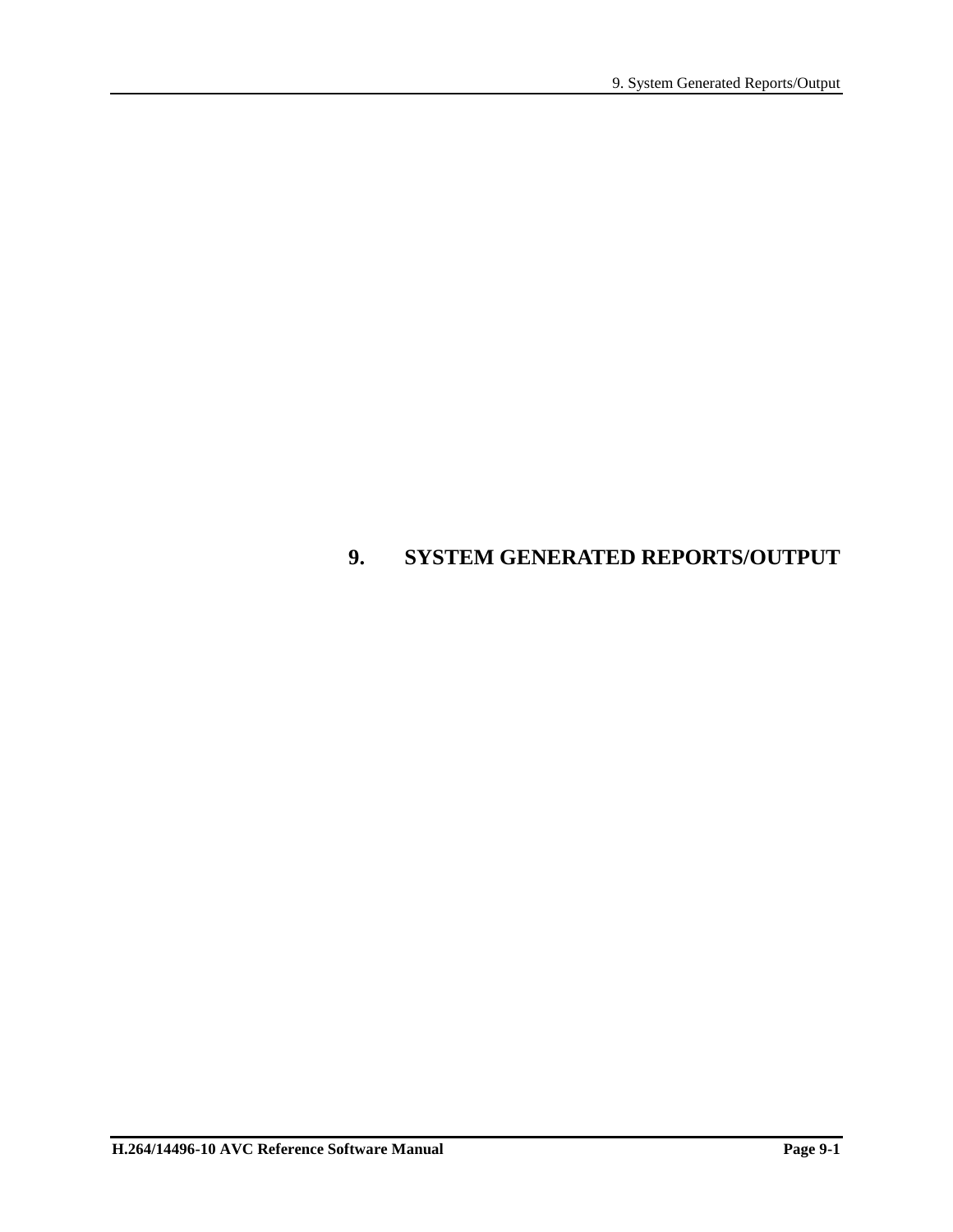# 9. SYSTEM GENERATED REPORTS/OUTPUT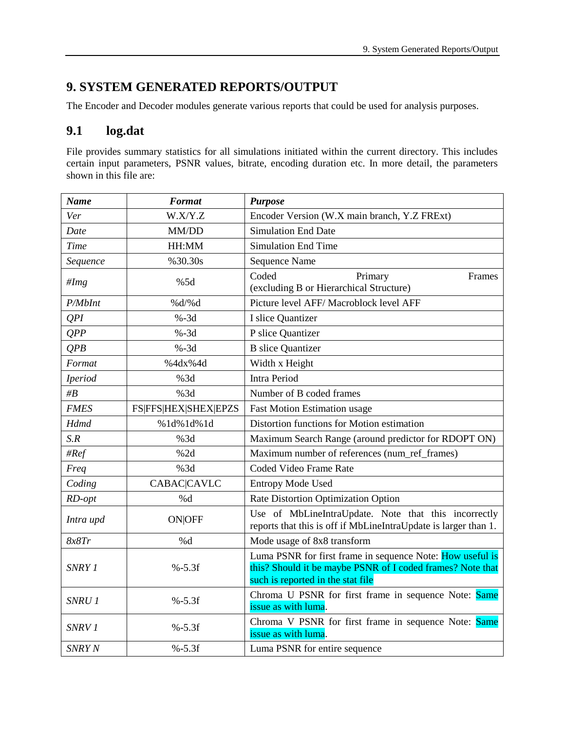# 9. SYSTEM GENERATED REPORTS/OUTPUT

The Encoder and Decoder modules generate various reports that could be used for analysis purposes.

## 9.1 log.dat

File provides summary statistics for all simulations initiated within the current directory. This includes certain input parameters, PSNR values, bitrate, encoding duration etc. In more detail, the parameters shown in this file are:

| ***Name*** | ***Format*** | ***Purpose*** |
|---|---|---|
| *Ver* | W.X/Y.Z | Encoder Version (W.X main branch, Y.Z FRExt) |
| *Date* | MM/DD | Simulation End Date |
| *Time* | HH:MM | Simulation End Time |
| *Sequence* | %30.30s | Sequence Name |
| *#Img* | %5d | Coded Primary Frames (excluding B or Hierarchical Structure) |
| *P/MbInt* | %d/%d | Picture level AFF/ Macroblock level AFF |
| *QPI* | %-3d | I slice Quantizer |
| *QPP* | %-3d | P slice Quantizer |
| *QPB* | %-3d | B slice Quantizer |
| *Format* | %4dx%4d | Width x Height |
| *Iperiod* | %3d | Intra Period |
| *#B* | %3d | Number of B coded frames |
| *FMES* | FS\|FFS\|HEX\|SHEX\|EPZS | Fast Motion Estimation usage |
| *Hdmd* | %1d%1d%1d | Distortion functions for Motion estimation |
| *S.R* | %3d | Maximum Search Range (around predictor for RDOPT ON) |
| *#Ref* | %2d | Maximum number of references (num_ref_frames) |
| *Freq* | %3d | Coded Video Frame Rate |
| *Coding* | CABAC\|CAVLC | Entropy Mode Used |
| *RD-opt* | %d | Rate Distortion Optimization Option |
| *Intra upd* | ON\|OFF | Use of MbLineIntraUpdate. Note that this incorrectly reports that this is off if MbLineIntraUpdate is larger than 1. |
| *8x8Tr* | %d | Mode usage of 8x8 transform |
| *SNRY 1* | %-5.3f | Luma PSNR for first frame in sequence Note: How useful is this? Should it be maybe PSNR of I coded frames? Note that such is reported in the stat file |
| *SNRU 1* | %-5.3f | Chroma U PSNR for first frame in sequence Note: Same issue as with luma. |
| *SNRV 1* | %-5.3f | Chroma V PSNR for first frame in sequence Note: Same issue as with luma. |
| *SNRY N* | %-5.3f | Luma PSNR for entire sequence |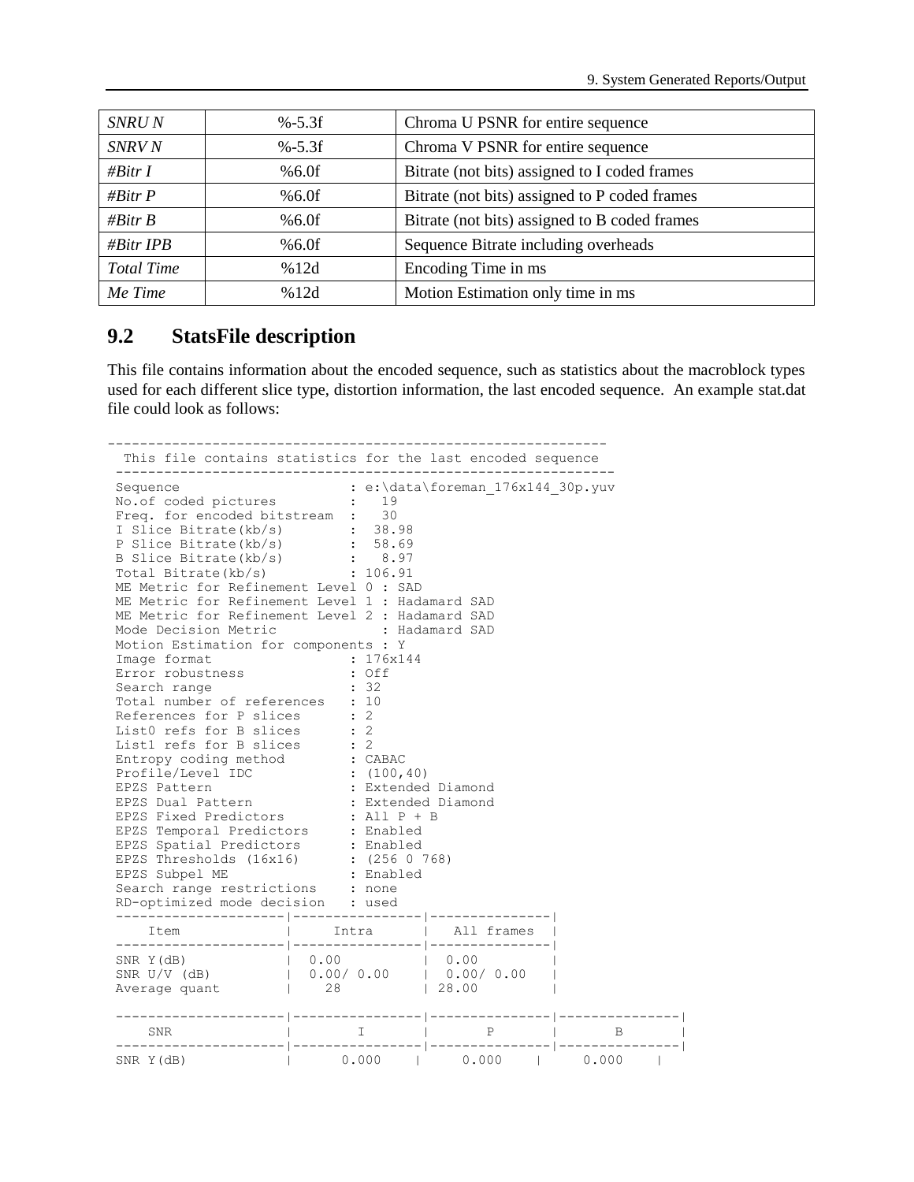| *SNRU N* | %-5.3f | Chroma U PSNR for entire sequence |
|---|---|---|
| *SNRV N* | %-5.3f | Chroma V PSNR for entire sequence |
| *#Bitr I* | %6.0f | Bitrate (not bits) assigned to I coded frames |
| *#Bitr P* | %6.0f | Bitrate (not bits) assigned to P coded frames |
| *#Bitr B* | %6.0f | Bitrate (not bits) assigned to B coded frames |
| *#Bitr IPB* | %6.0f | Sequence Bitrate including overheads |
| *Total Time* | %12d | Encoding Time in ms |
| *Me Time* | %12d | Motion Estimation only time in ms |

## 9.2 StatsFile description

This file contains information about the encoded sequence, such as statistics about the macroblock types used for each different slice type, distortion information, the last encoded sequence. An example stat.dat file could look as follows:

```
-------------------------------------------------------------
  This file contains statistics for the last encoded sequence
 -------------------------------------------------------------
 Sequence                     : e:\data\foreman_176x144_30p.yuv
 No.of coded pictures         :    19
 Freq. for encoded bitstream  :    30
 I Slice Bitrate(kb/s)        :  38.98
 P Slice Bitrate(kb/s)        :  58.69
 B Slice Bitrate(kb/s)        :   8.97
 Total Bitrate(kb/s)          : 106.91
 ME Metric for Refinement Level 0 : SAD
 ME Metric for Refinement Level 1 : Hadamard SAD
 ME Metric for Refinement Level 2 : Hadamard SAD
 Mode Decision Metric             : Hadamard SAD
 Motion Estimation for components : Y
 Image format                 : 176x144
 Error robustness             : Off
 Search range                 : 32
 Total number of references   : 10
 References for P slices      : 2
 List0 refs for B slices      : 2
 List1 refs for B slices      : 2
 Entropy coding method        : CABAC
 Profile/Level IDC            : (100,40)
 EPZS Pattern                 : Extended Diamond
 EPZS Dual Pattern            : Extended Diamond
 EPZS Fixed Predictors        : All P + B
 EPZS Temporal Predictors     : Enabled
 EPZS Spatial Predictors      : Enabled
 EPZS Thresholds (16x16)      : (256 0 768)
 EPZS Subpel ME               : Enabled
 Search range restrictions    : none
 RD-optimized mode decision   : used
 ---------------------|----------------|---------------|
     Item             |     Intra      |   All frames  |
 ---------------------|----------------|---------------|
 SNR Y(dB)            |  0.00          |  0.00         |
 SNR U/V (dB)         |  0.00/ 0.00    |  0.00/ 0.00   |
 Average quant        |    28          | 28.00         |

 ---------------------|----------------|---------------|---------------|
     SNR              |        I       |       P       |       B       |
 ---------------------|----------------|---------------|---------------|
 SNR Y(dB)            |      0.000     |     0.000     |     0.000     |
```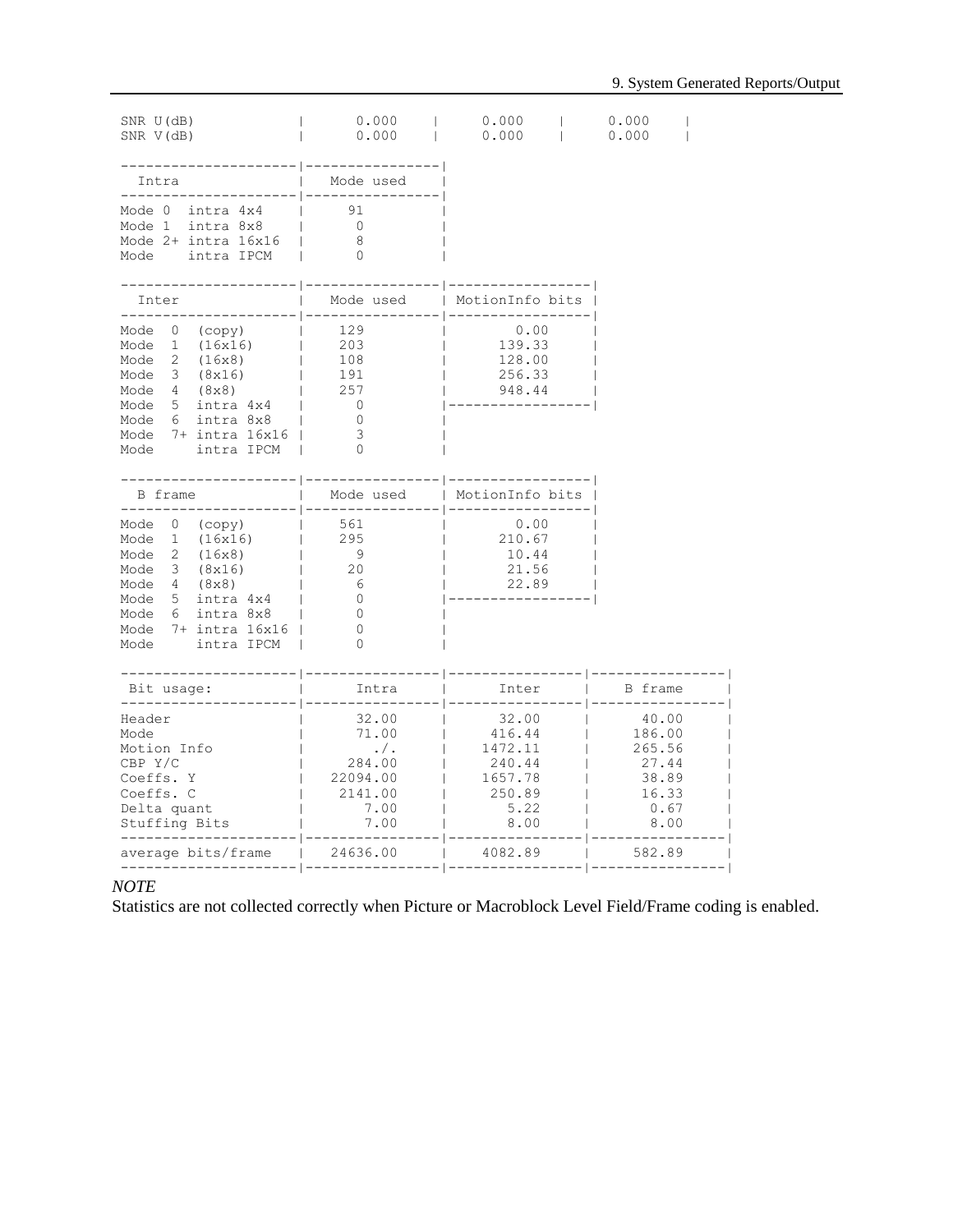```
SNR U(dB)             |     0.000    |     0.000    |     0.000    |
SNR V(dB)             |     0.000    |     0.000    |     0.000    |

 ---------------------|----------------|
   Intra              |   Mode used    |
 ---------------------|----------------|
 Mode 0  intra 4x4    |     91         |
 Mode 1  intra 8x8    |      0         |
 Mode 2+ intra 16x16  |      8         |
 Mode    intra IPCM   |      0         |

 ---------------------|----------------|-----------------|
   Inter              |   Mode used    | MotionInfo bits |
 ---------------------|----------------|-----------------|
 Mode  0  (copy)      |    129         |       0.00      |
 Mode  1  (16x16)     |    203         |     139.33      |
 Mode  2  (16x8)      |    108         |     128.00      |
 Mode  3  (8x16)      |    191         |     256.33      |
 Mode  4  (8x8)       |    257         |     948.44      |
 Mode  5  intra 4x4   |      0         |-----------------|
 Mode  6  intra 8x8   |      0         |
 Mode  7+ intra 16x16 |      3         |
 Mode     intra IPCM  |      0         |

 ---------------------|----------------|-----------------|
   B frame            |   Mode used    | MotionInfo bits |
 ---------------------|----------------|-----------------|
 Mode  0  (copy)      |    561         |       0.00      |
 Mode  1  (16x16)     |    295         |     210.67      |
 Mode  2  (16x8)      |      9         |      10.44      |
 Mode  3  (8x16)      |     20         |      21.56      |
 Mode  4  (8x8)       |      6         |      22.89      |
 Mode  5  intra 4x4   |      0         |-----------------|
 Mode  6  intra 8x8   |      0         |
 Mode  7+ intra 16x16 |      0         |
 Mode     intra IPCM  |      0         |

 ---------------------|----------------|----------------|----------------|
  Bit usage:          |      Intra     |      Inter     |    B frame     |
 ---------------------|----------------|----------------|----------------|
 Header               |        32.00   |      32.00     |     40.00      |
 Mode                 |        71.00   |     416.44     |    186.00      |
 Motion Info          |         ./.    |    1472.11     |    265.56      |
 CBP Y/C              |       284.00   |     240.44     |     27.44      |
 Coeffs. Y            |     22094.00   |    1657.78     |     38.89      |
 Coeffs. C            |      2141.00   |     250.89     |     16.33      |
 Delta quant          |         7.00   |       5.22     |      0.67      |
 Stuffing Bits        |         7.00   |       8.00     |      8.00      |
 ---------------------|----------------|----------------|----------------|
 average bits/frame   |    24636.00    |    4082.89     |    582.89      |
 ---------------------|----------------|----------------|----------------|
```

*NOTE*

Statistics are not collected correctly when Picture or Macroblock Level Field/Frame coding is enabled.